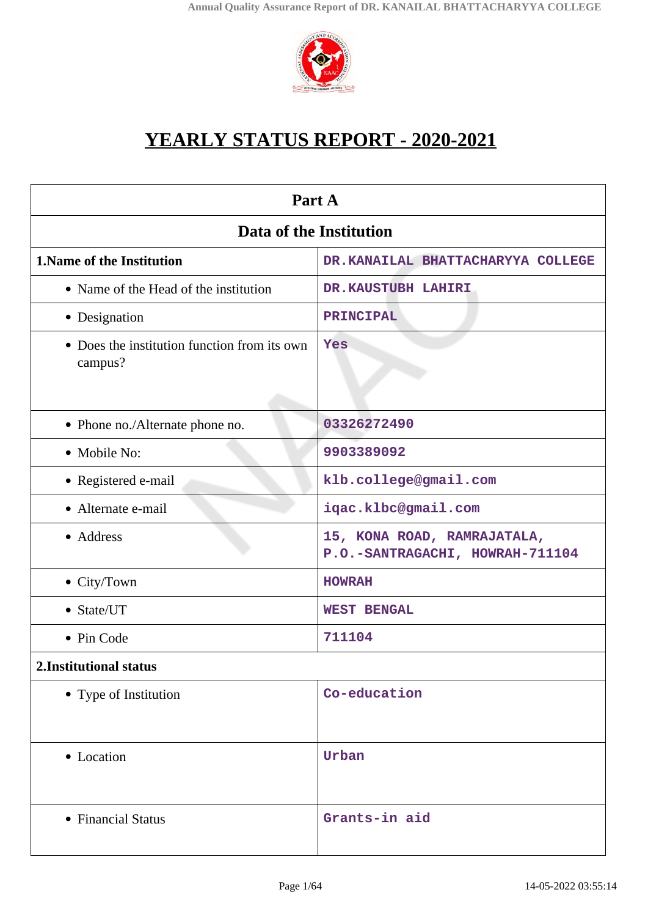# YEARLY STATUS REPORT - 2020-2021

| Part A | |
|---|---|
| **Data of the Institution** | |
| **1.Name of the Institution** | DR.KANAILAL BHATTACHARYYA COLLEGE |
| • Name of the Head of the institution | DR.KAUSTUBH LAHIRI |
| • Designation | PRINCIPAL |
| • Does the institution function from its own campus? | Yes |
| • Phone no./Alternate phone no. | 03326272490 |
| • Mobile No: | 9903389092 |
| • Registered e-mail | klb.college@gmail.com |
| • Alternate e-mail | iqac.klbc@gmail.com |
| • Address | 15, KONA ROAD, RAMRAJATALA, P.O.-SANTRAGACHI, HOWRAH-711104 |
| • City/Town | HOWRAH |
| • State/UT | WEST BENGAL |
| • Pin Code | 711104 |
| **2.Institutional status** | |
| • Type of Institution | Co-education |
| • Location | Urban |
| • Financial Status | Grants-in aid |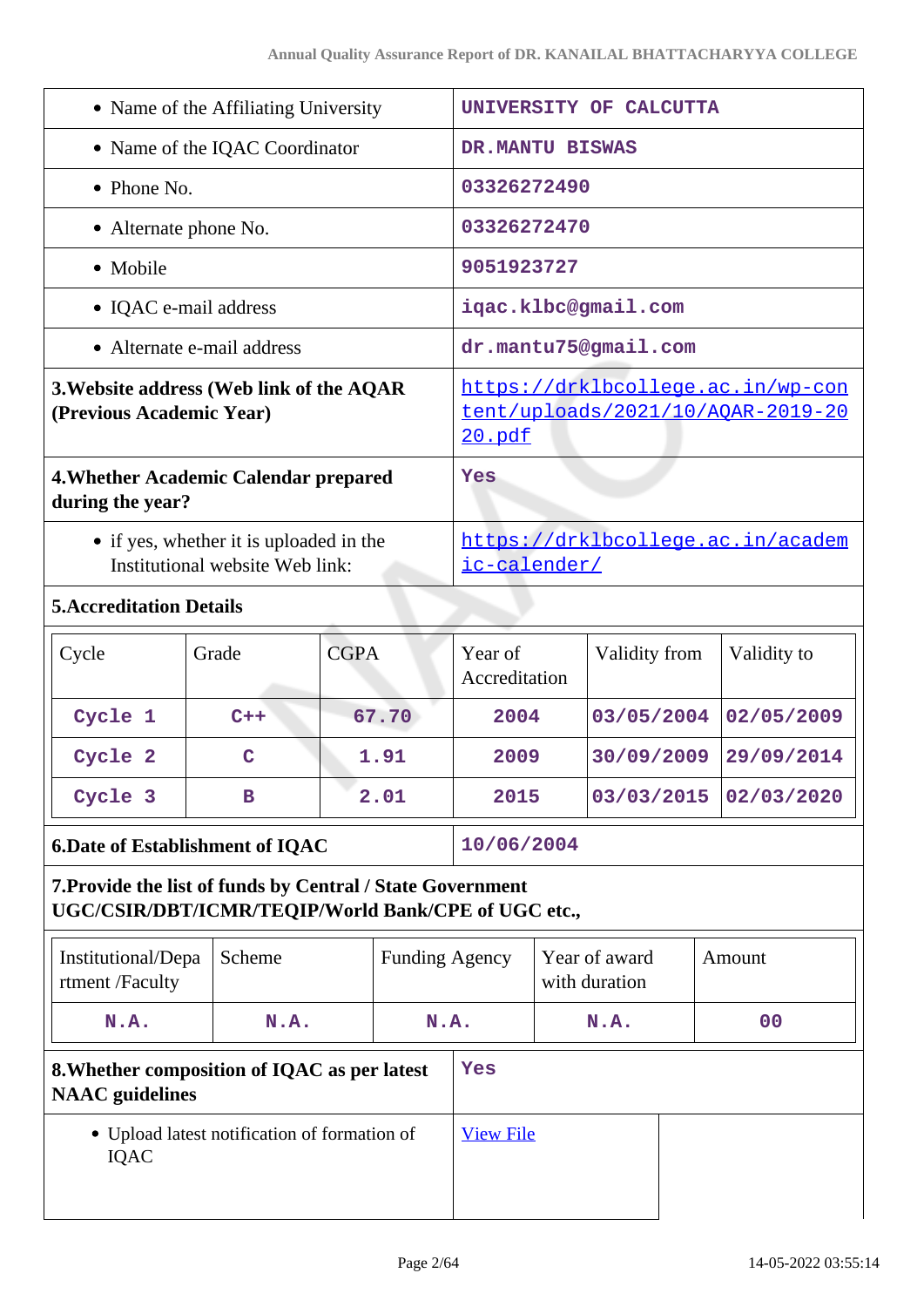| | |
|---|---|
| • Name of the Affiliating University | UNIVERSITY OF CALCUTTA |
| • Name of the IQAC Coordinator | DR.MANTU BISWAS |
| • Phone No. | 03326272490 |
| • Alternate phone No. | 03326272470 |
| • Mobile | 9051923727 |
| • IQAC e-mail address | iqac.klbc@gmail.com |
| • Alternate e-mail address | dr.mantu75@gmail.com |
| **3.Website address (Web link of the AQAR (Previous Academic Year)** | https://drklbcollege.ac.in/wp-content/uploads/2021/10/AQAR-2019-2020.pdf |
| **4.Whether Academic Calendar prepared during the year?** | Yes |
| • if yes, whether it is uploaded in the Institutional website Web link: | https://drklbcollege.ac.in/academic-calender/ |

**5.Accreditation Details**

| Cycle | Grade | CGPA | Year of Accreditation | Validity from | Validity to |
|---|---|---|---|---|---|
| Cycle 1 | C++ | 67.70 | 2004 | 03/05/2004 | 02/05/2009 |
| Cycle 2 | C | 1.91 | 2009 | 30/09/2009 | 29/09/2014 |
| Cycle 3 | B | 2.01 | 2015 | 03/03/2015 | 02/03/2020 |

| | |
|---|---|
| **6.Date of Establishment of IQAC** | 10/06/2004 |

**7.Provide the list of funds by Central / State Government UGC/CSIR/DBT/ICMR/TEQIP/World Bank/CPE of UGC etc.,**

| Institutional/Department /Faculty | Scheme | Funding Agency | Year of award with duration | Amount |
|---|---|---|---|---|
| N.A. | N.A. | N.A. | N.A. | 00 |

| | |
|---|---|
| **8.Whether composition of IQAC as per latest NAAC guidelines** | Yes |
| • Upload latest notification of formation of IQAC | View File |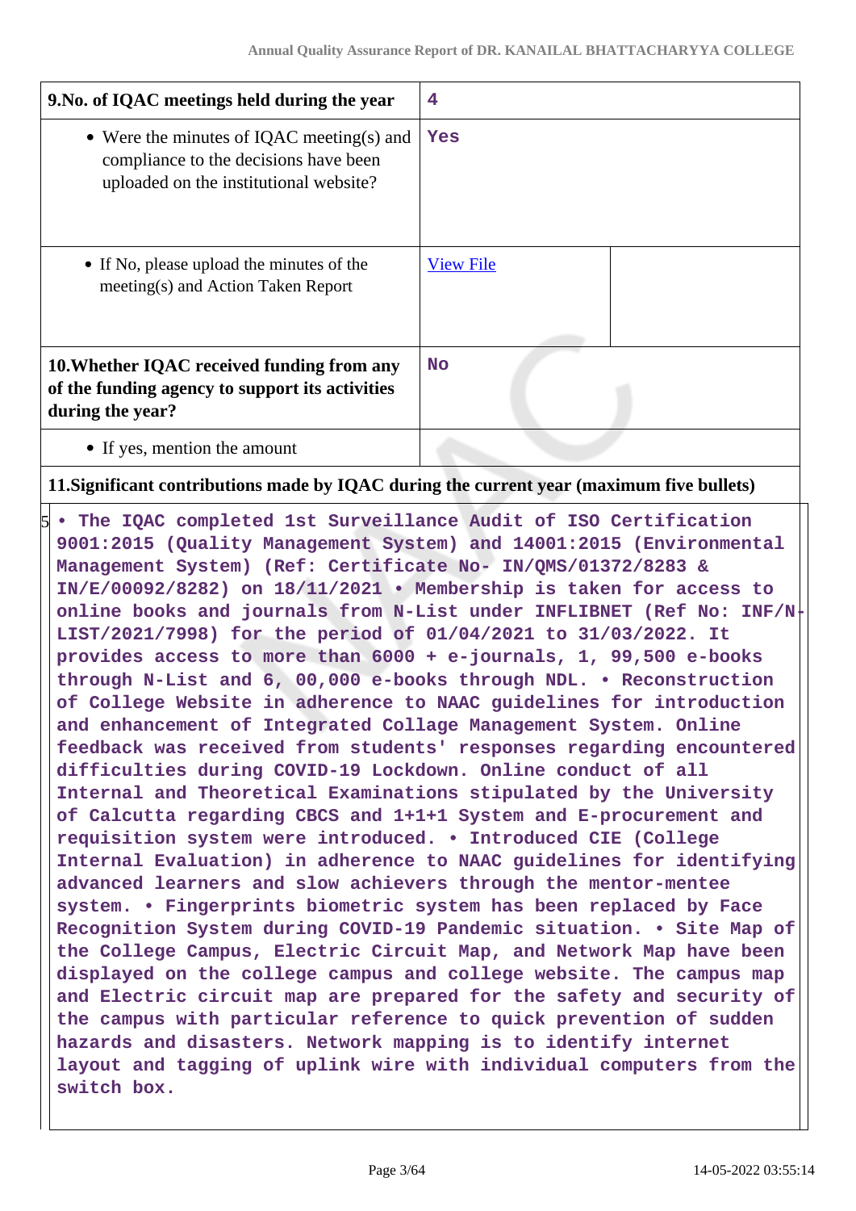| 9.No. of IQAC meetings held during the year | 4 |
|---|---|
| • Were the minutes of IQAC meeting(s) and compliance to the decisions have been uploaded on the institutional website? | Yes |
| • If No, please upload the minutes of the meeting(s) and Action Taken Report | View File |
| **10.Whether IQAC received funding from any of the funding agency to support its activities during the year?** | No |
| • If yes, mention the amount | |

**11.Significant contributions made by IQAC during the current year (maximum five bullets)**

• The IQAC completed 1st Surveillance Audit of ISO Certification 9001:2015 (Quality Management System) and 14001:2015 (Environmental Management System) (Ref: Certificate No- IN/QMS/01372/8283 & IN/E/00092/8282) on 18/11/2021 • Membership is taken for access to online books and journals from N-List under INFLIBNET (Ref No: INF/N-LIST/2021/7998) for the period of 01/04/2021 to 31/03/2022. It provides access to more than 6000 + e-journals, 1, 99,500 e-books through N-List and 6, 00,000 e-books through NDL. • Reconstruction of College Website in adherence to NAAC guidelines for introduction and enhancement of Integrated Collage Management System. Online feedback was received from students' responses regarding encountered difficulties during COVID-19 Lockdown. Online conduct of all Internal and Theoretical Examinations stipulated by the University of Calcutta regarding CBCS and 1+1+1 System and E-procurement and requisition system were introduced. • Introduced CIE (College Internal Evaluation) in adherence to NAAC guidelines for identifying advanced learners and slow achievers through the mentor-mentee system. • Fingerprints biometric system has been replaced by Face Recognition System during COVID-19 Pandemic situation. • Site Map of the College Campus, Electric Circuit Map, and Network Map have been displayed on the college campus and college website. The campus map and Electric circuit map are prepared for the safety and security of the campus with particular reference to quick prevention of sudden hazards and disasters. Network mapping is to identify internet layout and tagging of uplink wire with individual computers from the switch box.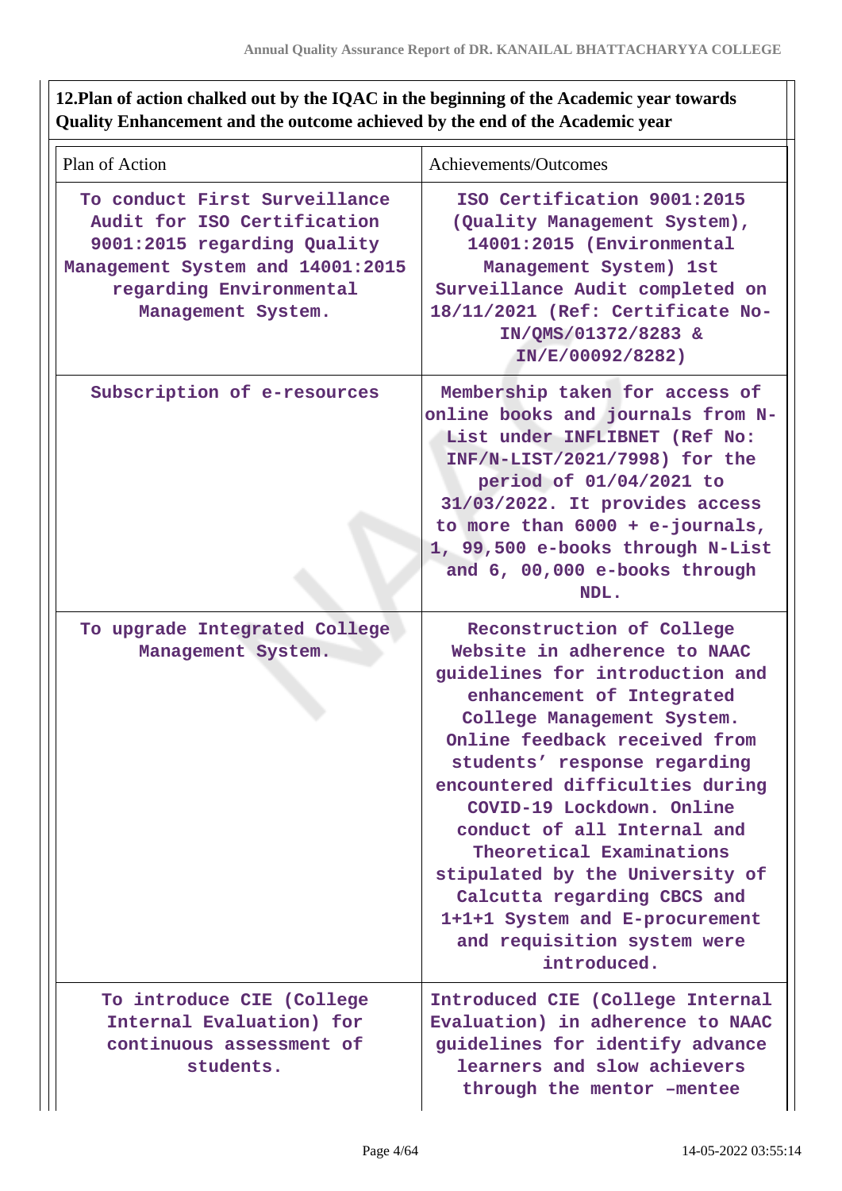**12.Plan of action chalked out by the IQAC in the beginning of the Academic year towards Quality Enhancement and the outcome achieved by the end of the Academic year**

| Plan of Action | Achievements/Outcomes |
|---|---|
| To conduct First Surveillance Audit for ISO Certification 9001:2015 regarding Quality Management System and 14001:2015 regarding Environmental Management System. | ISO Certification 9001:2015 (Quality Management System), 14001:2015 (Environmental Management System) 1st Surveillance Audit completed on 18/11/2021 (Ref: Certificate No- IN/QMS/01372/8283 & IN/E/00092/8282) |
| Subscription of e-resources | Membership taken for access of online books and journals from N-List under INFLIBNET (Ref No: INF/N-LIST/2021/7998) for the period of 01/04/2021 to 31/03/2022. It provides access to more than 6000 + e-journals, 1, 99,500 e-books through N-List and 6, 00,000 e-books through NDL. |
| To upgrade Integrated College Management System. | Reconstruction of College Website in adherence to NAAC guidelines for introduction and enhancement of Integrated College Management System. Online feedback received from students' response regarding encountered difficulties during COVID-19 Lockdown. Online conduct of all Internal and Theoretical Examinations stipulated by the University of Calcutta regarding CBCS and 1+1+1 System and E-procurement and requisition system were introduced. |
| To introduce CIE (College Internal Evaluation) for continuous assessment of students. | Introduced CIE (College Internal Evaluation) in adherence to NAAC guidelines for identify advance learners and slow achievers through the mentor –mentee |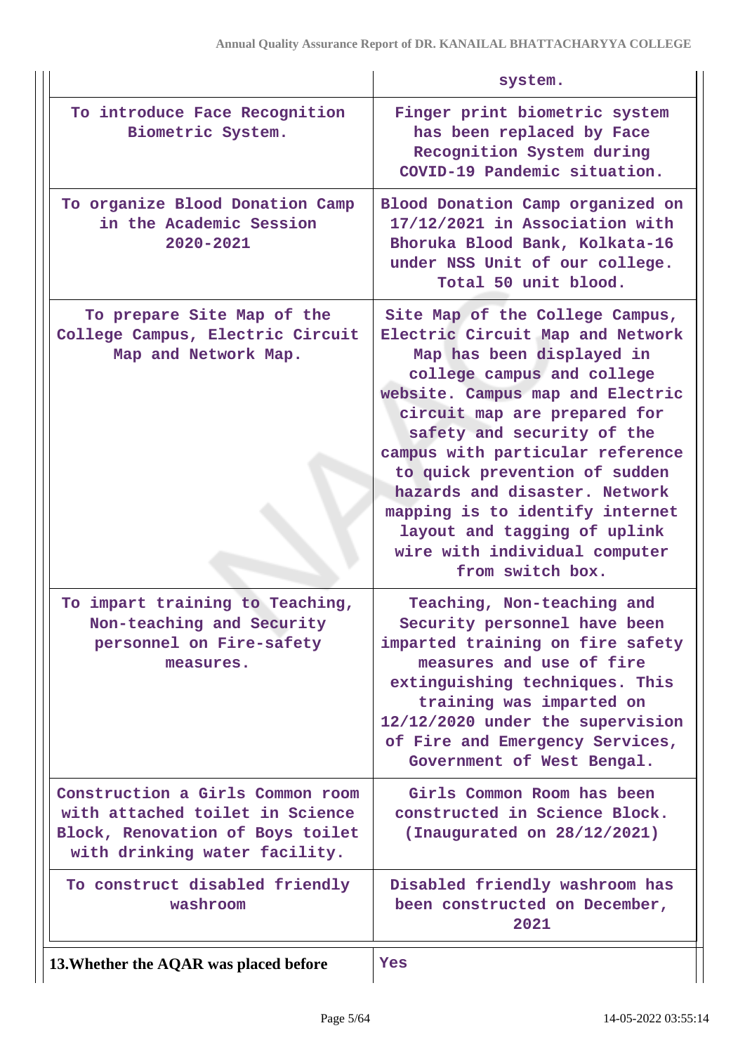| | |
|---|---|
| | system. |
| To introduce Face Recognition Biometric System. | Finger print biometric system has been replaced by Face Recognition System during COVID-19 Pandemic situation. |
| To organize Blood Donation Camp in the Academic Session 2020-2021 | Blood Donation Camp organized on 17/12/2021 in Association with Bhoruka Blood Bank, Kolkata-16 under NSS Unit of our college. Total 50 unit blood. |
| To prepare Site Map of the College Campus, Electric Circuit Map and Network Map. | Site Map of the College Campus, Electric Circuit Map and Network Map has been displayed in college campus and college website. Campus map and Electric circuit map are prepared for safety and security of the campus with particular reference to quick prevention of sudden hazards and disaster. Network mapping is to identify internet layout and tagging of uplink wire with individual computer from switch box. |
| To impart training to Teaching, Non-teaching and Security personnel on Fire-safety measures. | Teaching, Non-teaching and Security personnel have been imparted training on fire safety measures and use of fire extinguishing techniques. This training was imparted on 12/12/2020 under the supervision of Fire and Emergency Services, Government of West Bengal. |
| Construction a Girls Common room with attached toilet in Science Block, Renovation of Boys toilet with drinking water facility. | Girls Common Room has been constructed in Science Block. (Inaugurated on 28/12/2021) |
| To construct disabled friendly washroom | Disabled friendly washroom has been constructed on December, 2021 |

| | |
|---|---|
| **13.Whether the AQAR was placed before** | Yes |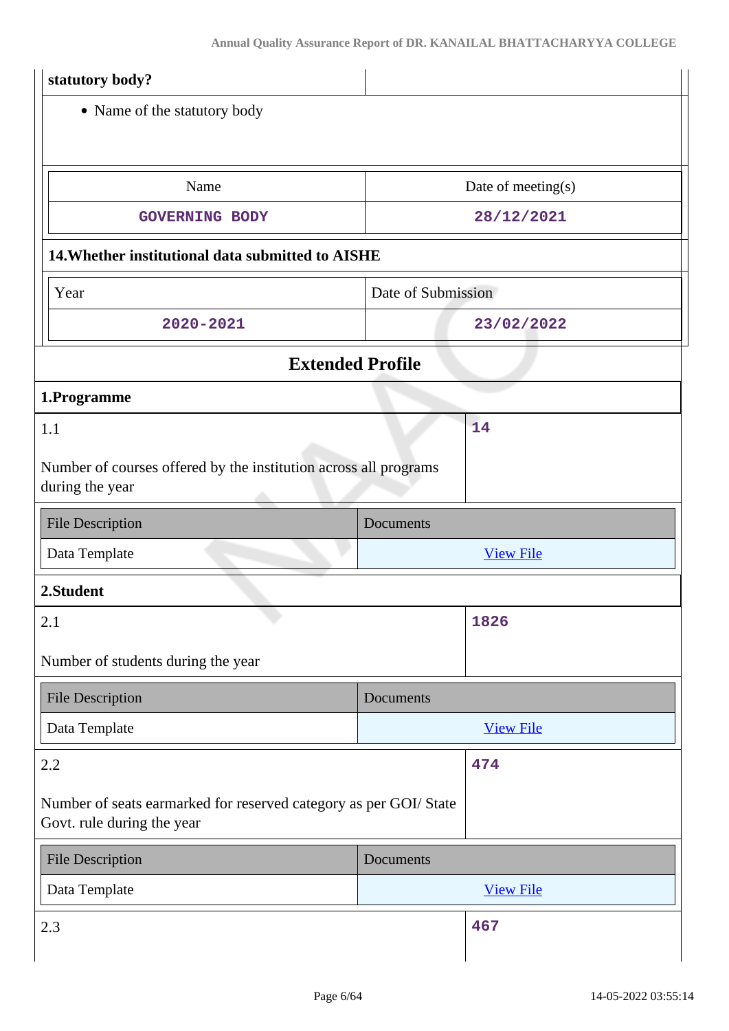| statutory body? | |
|---|---|

- Name of the statutory body

| Name | Date of meeting(s) |
|---|---|
| GOVERNING BODY | 28/12/2021 |

**14.Whether institutional data submitted to AISHE**

| Year | Date of Submission |
|---|---|
| 2020-2021 | 23/02/2022 |

## Extended Profile

### 1.Programme

| 1.1<br><br>Number of courses offered by the institution across all programs during the year | 14 |
|---|---|

| File Description | Documents |
|---|---|
| Data Template | View File |

### 2.Student

| 2.1<br><br>Number of students during the year | 1826 |
|---|---|

| File Description | Documents |
|---|---|
| Data Template | View File |

| 2.2<br><br>Number of seats earmarked for reserved category as per GOI/ State Govt. rule during the year | 474 |
|---|---|

| File Description | Documents |
|---|---|
| Data Template | View File |

| 2.3 | 467 |
|---|---|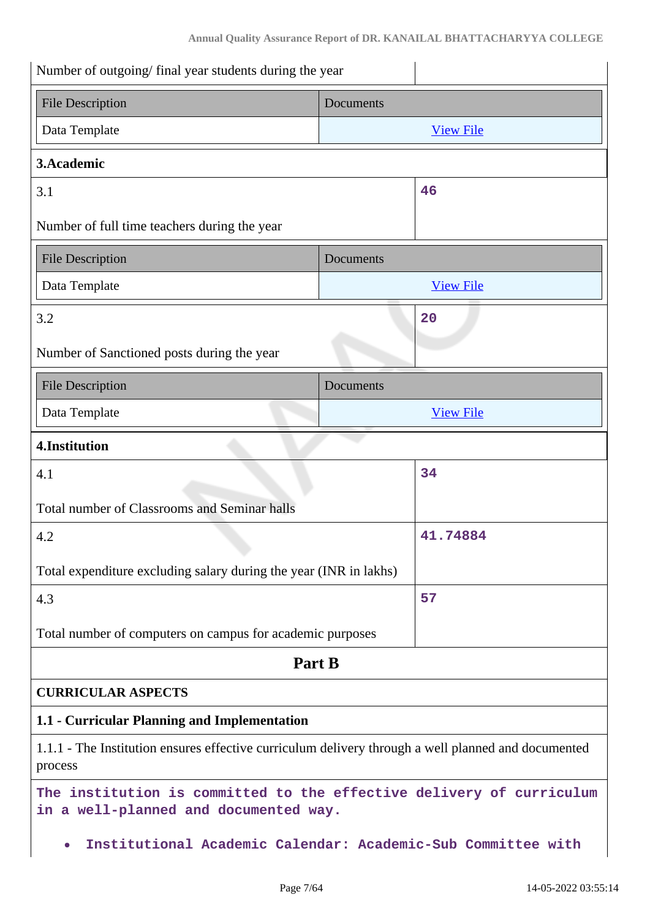| Number of outgoing/ final year students during the year | |
|---|---|

| File Description | Documents |
|---|---|
| Data Template | [View File] |

**3.Academic**

| 3.1<br><br>Number of full time teachers during the year | 46 |
|---|---|

| File Description | Documents |
|---|---|
| Data Template | [View File] |

| 3.2<br><br>Number of Sanctioned posts during the year | 20 |
|---|---|

| File Description | Documents |
|---|---|
| Data Template | [View File] |

**4.Institution**

| 4.1<br><br>Total number of Classrooms and Seminar halls | 34 |
|---|---|
| 4.2<br><br>Total expenditure excluding salary during the year (INR in lakhs) | 41.74884 |
| 4.3<br><br>Total number of computers on campus for academic purposes | 57 |

## Part B

**CURRICULAR ASPECTS**

**1.1 - Curricular Planning and Implementation**

1.1.1 - The Institution ensures effective curriculum delivery through a well planned and documented process

**The institution is committed to the effective delivery of curriculum in a well-planned and documented way.**

- **Institutional Academic Calendar: Academic-Sub Committee with**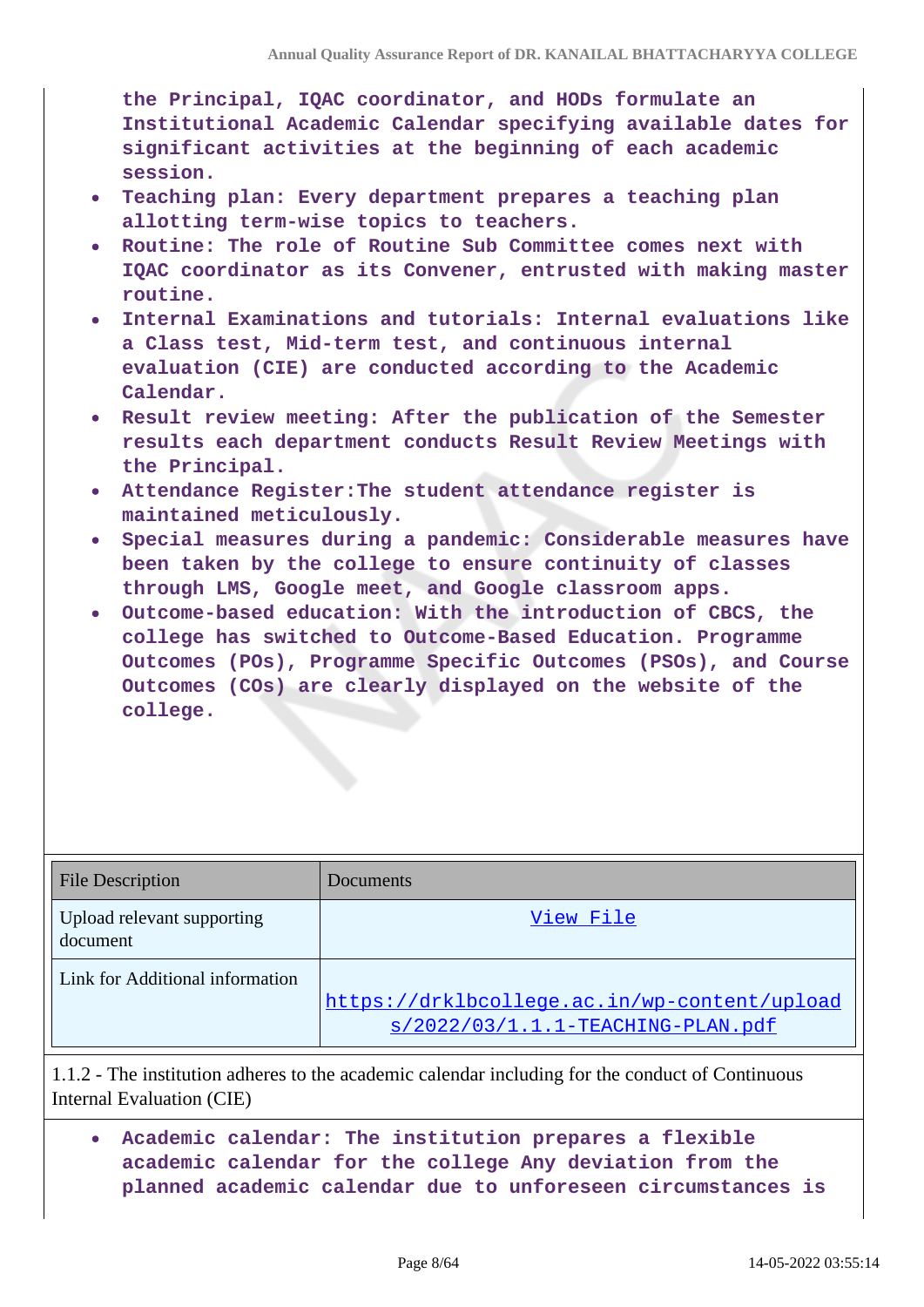the Principal, IQAC coordinator, and HODs formulate an Institutional Academic Calendar specifying available dates for significant activities at the beginning of each academic session.

- Teaching plan: Every department prepares a teaching plan allotting term-wise topics to teachers.
- Routine: The role of Routine Sub Committee comes next with IQAC coordinator as its Convener, entrusted with making master routine.
- Internal Examinations and tutorials: Internal evaluations like a Class test, Mid-term test, and continuous internal evaluation (CIE) are conducted according to the Academic Calendar.
- Result review meeting: After the publication of the Semester results each department conducts Result Review Meetings with the Principal.
- Attendance Register:The student attendance register is maintained meticulously.
- Special measures during a pandemic: Considerable measures have been taken by the college to ensure continuity of classes through LMS, Google meet, and Google classroom apps.
- Outcome-based education: With the introduction of CBCS, the college has switched to Outcome-Based Education. Programme Outcomes (POs), Programme Specific Outcomes (PSOs), and Course Outcomes (COs) are clearly displayed on the website of the college.

| File Description | Documents |
|---|---|
| Upload relevant supporting document | View File |
| Link for Additional information | https://drklbcollege.ac.in/wp-content/uploads/2022/03/1.1.1-TEACHING-PLAN.pdf |

1.1.2 - The institution adheres to the academic calendar including for the conduct of Continuous Internal Evaluation (CIE)

- Academic calendar: The institution prepares a flexible academic calendar for the college Any deviation from the planned academic calendar due to unforeseen circumstances is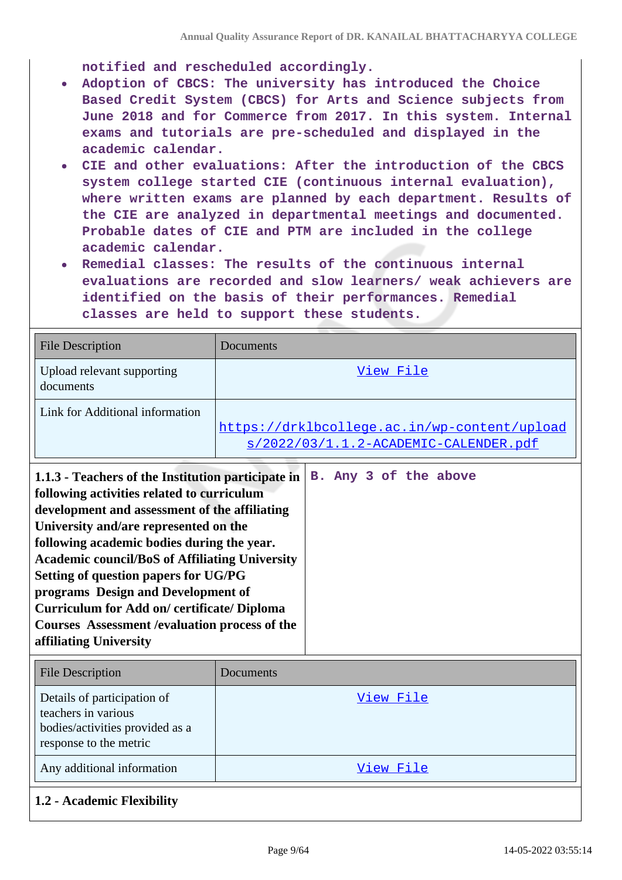notified and rescheduled accordingly.

- Adoption of CBCS: The university has introduced the Choice Based Credit System (CBCS) for Arts and Science subjects from June 2018 and for Commerce from 2017. In this system. Internal exams and tutorials are pre-scheduled and displayed in the academic calendar.
- CIE and other evaluations: After the introduction of the CBCS system college started CIE (continuous internal evaluation), where written exams are planned by each department. Results of the CIE are analyzed in departmental meetings and documented. Probable dates of CIE and PTM are included in the college academic calendar.
- Remedial classes: The results of the continuous internal evaluations are recorded and slow learners/ weak achievers are identified on the basis of their performances. Remedial classes are held to support these students.

| File Description | Documents |
|---|---|
| Upload relevant supporting documents | View File |
| Link for Additional information | https://drklbcollege.ac.in/wp-content/uploads/2022/03/1.1.2-ACADEMIC-CALENDER.pdf |

| **1.1.3 - Teachers of the Institution participate in following activities related to curriculum development and assessment of the affiliating University and/are represented on the following academic bodies during the year. Academic council/BoS of Affiliating University Setting of question papers for UG/PG programs Design and Development of Curriculum for Add on/ certificate/ Diploma Courses Assessment /evaluation process of the affiliating University** | B. Any 3 of the above |
|---|---|

| File Description | Documents |
|---|---|
| Details of participation of teachers in various bodies/activities provided as a response to the metric | View File |
| Any additional information | View File |

**1.2 - Academic Flexibility**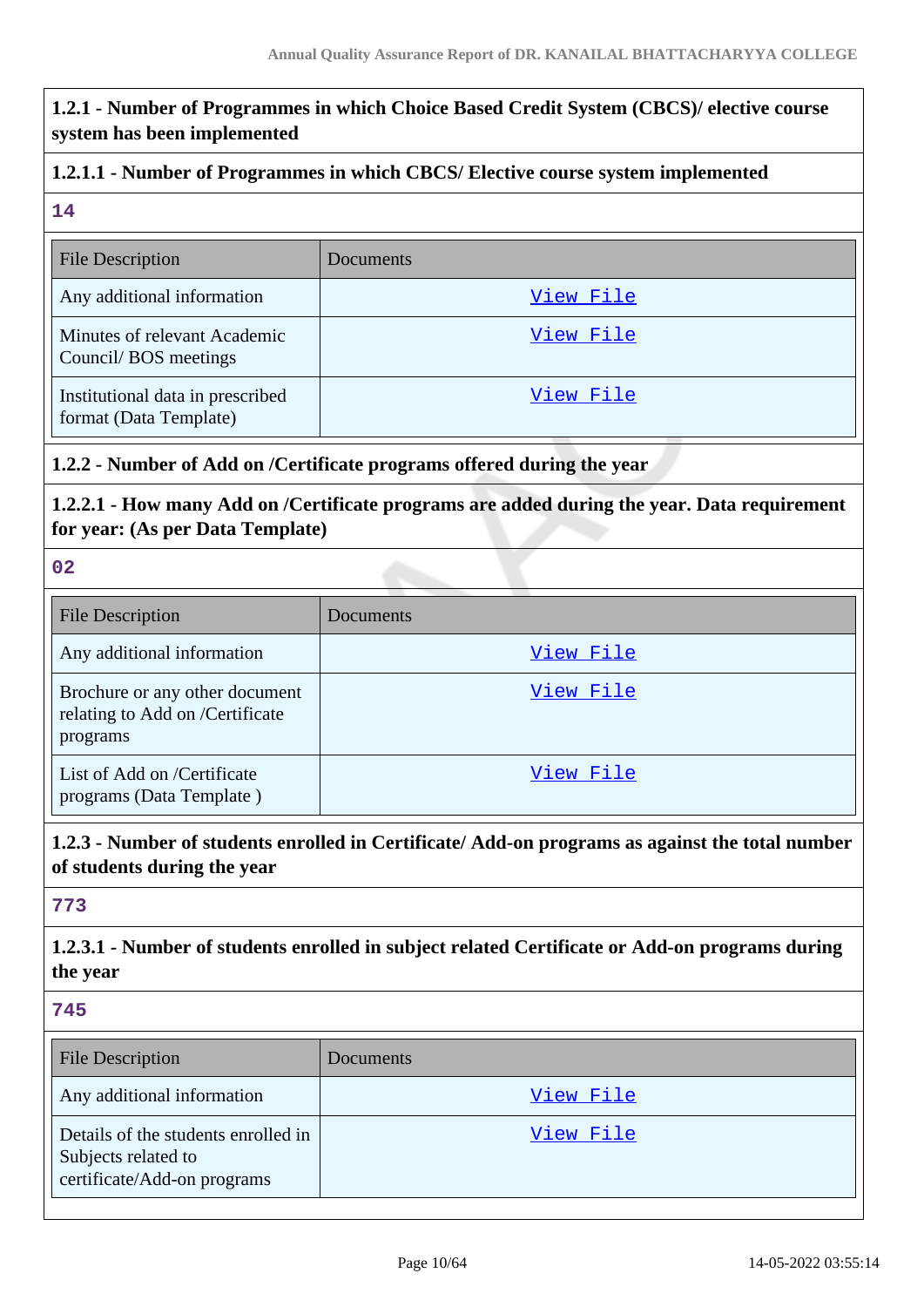**1.2.1 - Number of Programmes in which Choice Based Credit System (CBCS)/ elective course system has been implemented**

**1.2.1.1 - Number of Programmes in which CBCS/ Elective course system implemented**

14

| File Description | Documents |
| --- | --- |
| Any additional information | View File |
| Minutes of relevant Academic Council/ BOS meetings | View File |
| Institutional data in prescribed format (Data Template) | View File |

**1.2.2 - Number of Add on /Certificate programs offered during the year**

**1.2.2.1 - How many Add on /Certificate programs are added during the year. Data requirement for year: (As per Data Template)**

02

| File Description | Documents |
| --- | --- |
| Any additional information | View File |
| Brochure or any other document relating to Add on /Certificate programs | View File |
| List of Add on /Certificate programs (Data Template ) | View File |

**1.2.3 - Number of students enrolled in Certificate/ Add-on programs as against the total number of students during the year**

773

**1.2.3.1 - Number of students enrolled in subject related Certificate or Add-on programs during the year**

745

| File Description | Documents |
| --- | --- |
| Any additional information | View File |
| Details of the students enrolled in Subjects related to certificate/Add-on programs | View File |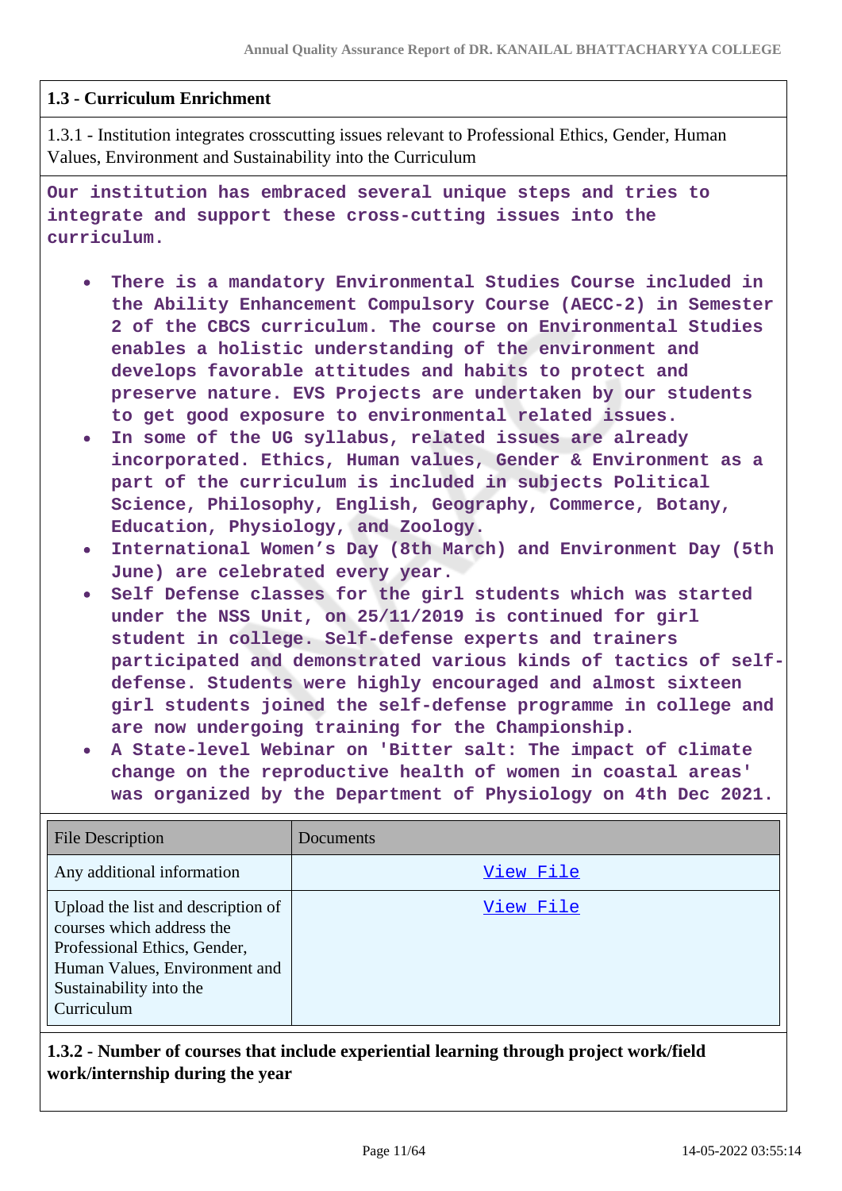## 1.3 - Curriculum Enrichment

1.3.1 - Institution integrates crosscutting issues relevant to Professional Ethics, Gender, Human Values, Environment and Sustainability into the Curriculum

**Our institution has embraced several unique steps and tries to integrate and support these cross-cutting issues into the curriculum.**

- **There is a mandatory Environmental Studies Course included in the Ability Enhancement Compulsory Course (AECC-2) in Semester 2 of the CBCS curriculum. The course on Environmental Studies enables a holistic understanding of the environment and develops favorable attitudes and habits to protect and preserve nature. EVS Projects are undertaken by our students to get good exposure to environmental related issues.**
- **In some of the UG syllabus, related issues are already incorporated. Ethics, Human values, Gender & Environment as a part of the curriculum is included in subjects Political Science, Philosophy, English, Geography, Commerce, Botany, Education, Physiology, and Zoology.**
- **International Women's Day (8th March) and Environment Day (5th June) are celebrated every year.**
- **Self Defense classes for the girl students which was started under the NSS Unit, on 25/11/2019 is continued for girl student in college. Self-defense experts and trainers participated and demonstrated various kinds of tactics of self-defense. Students were highly encouraged and almost sixteen girl students joined the self-defense programme in college and are now undergoing training for the Championship.**
- **A State-level Webinar on 'Bitter salt: The impact of climate change on the reproductive health of women in coastal areas' was organized by the Department of Physiology on 4th Dec 2021.**

| File Description | Documents |
|---|---|
| Any additional information | View File |
| Upload the list and description of courses which address the Professional Ethics, Gender, Human Values, Environment and Sustainability into the Curriculum | View File |

**1.3.2 - Number of courses that include experiential learning through project work/field work/internship during the year**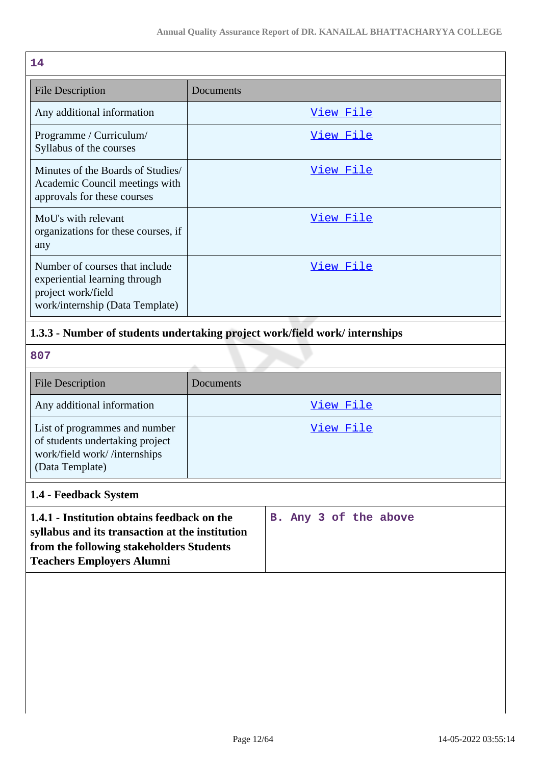14

| File Description | Documents |
|---|---|
| Any additional information | View File |
| Programme / Curriculum/ Syllabus of the courses | View File |
| Minutes of the Boards of Studies/ Academic Council meetings with approvals for these courses | View File |
| MoU's with relevant organizations for these courses, if any | View File |
| Number of courses that include experiential learning through project work/field work/internship (Data Template) | View File |

### 1.3.3 - Number of students undertaking project work/field work/ internships

807

| File Description | Documents |
|---|---|
| Any additional information | View File |
| List of programmes and number of students undertaking project work/field work/ /internships (Data Template) | View File |

### 1.4 - Feedback System

| 1.4.1 - Institution obtains feedback on the syllabus and its transaction at the institution from the following stakeholders Students Teachers Employers Alumni | B. Any 3 of the above |
|---|---|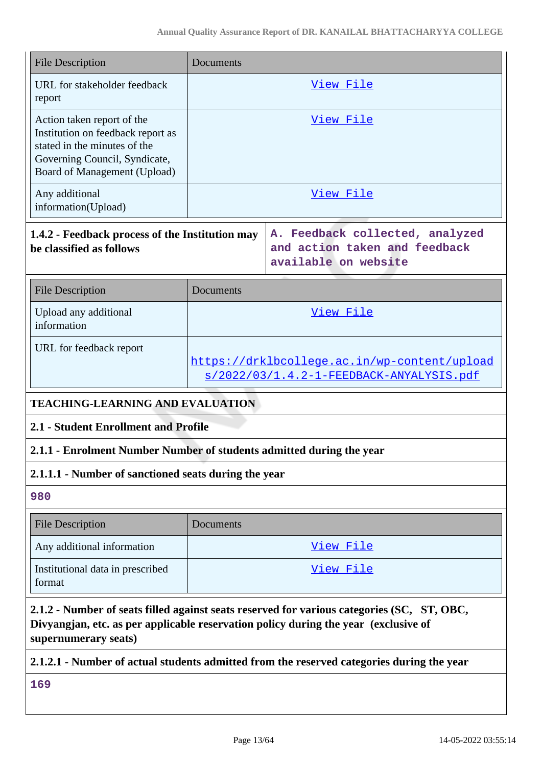| File Description | Documents |
|---|---|
| URL for stakeholder feedback report | View File |
| Action taken report of the Institution on feedback report as stated in the minutes of the Governing Council, Syndicate, Board of Management (Upload) | View File |
| Any additional information(Upload) | View File |

| **1.4.2 - Feedback process of the Institution may be classified as follows** | A. Feedback collected, analyzed and action taken and feedback available on website |
|---|---|

| File Description | Documents |
|---|---|
| Upload any additional information | View File |
| URL for feedback report | https://drklbcollege.ac.in/wp-content/uploads/2022/03/1.4.2-1-FEEDBACK-ANYALYSIS.pdf |

**TEACHING-LEARNING AND EVALUATION**

**2.1 - Student Enrollment and Profile**

**2.1.1 - Enrolment Number Number of students admitted during the year**

**2.1.1.1 - Number of sanctioned seats during the year**

980

| File Description | Documents |
|---|---|
| Any additional information | View File |
| Institutional data in prescribed format | View File |

**2.1.2 - Number of seats filled against seats reserved for various categories (SC, ST, OBC, Divyangjan, etc. as per applicable reservation policy during the year (exclusive of supernumerary seats)**

**2.1.2.1 - Number of actual students admitted from the reserved categories during the year**

169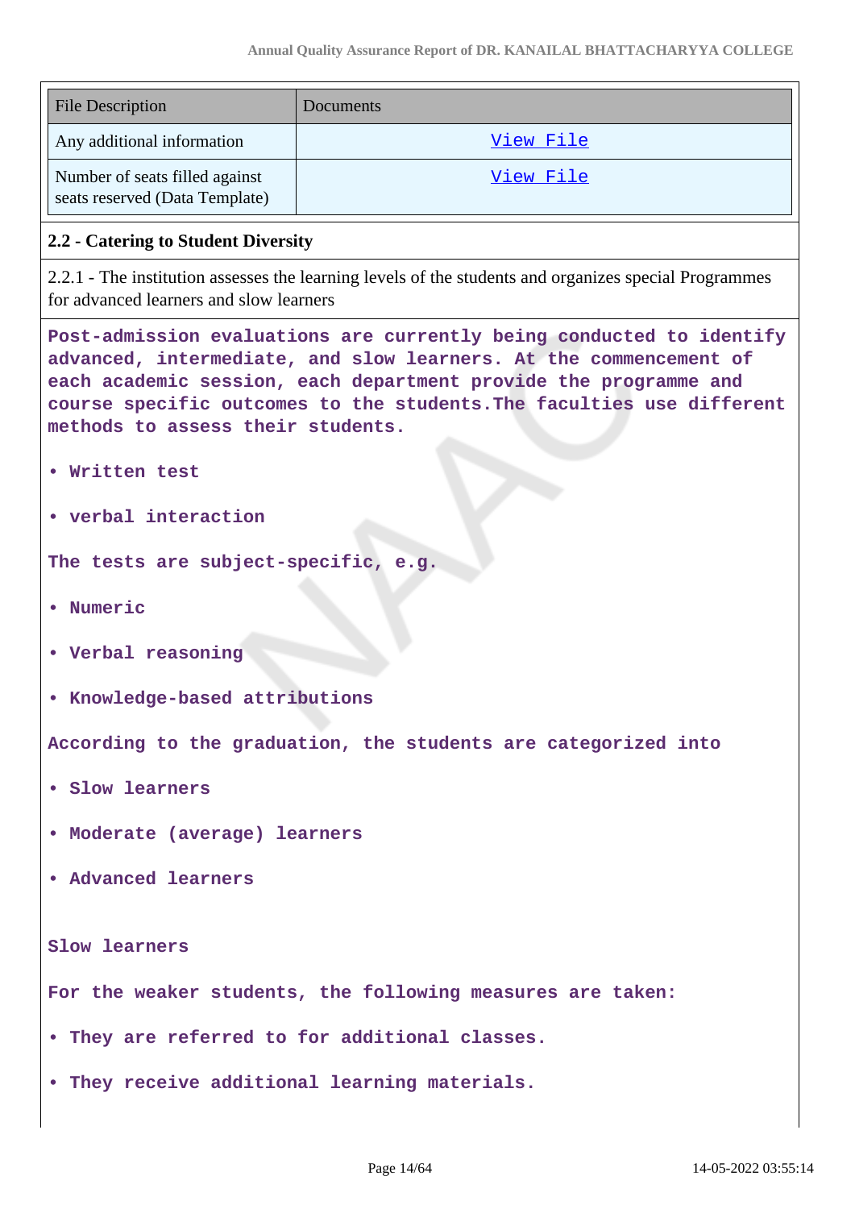| File Description | Documents |
|---|---|
| Any additional information | View File |
| Number of seats filled against seats reserved (Data Template) | View File |

**2.2 - Catering to Student Diversity**

2.2.1 - The institution assesses the learning levels of the students and organizes special Programmes for advanced learners and slow learners

**Post-admission evaluations are currently being conducted to identify advanced, intermediate, and slow learners. At the commencement of each academic session, each department provide the programme and course specific outcomes to the students.The faculties use different methods to assess their students.**

- **Written test**
- **verbal interaction**

**The tests are subject-specific, e.g.**

- **Numeric**
- **Verbal reasoning**
- **Knowledge-based attributions**

**According to the graduation, the students are categorized into**

- **Slow learners**
- **Moderate (average) learners**
- **Advanced learners**

**Slow learners**

**For the weaker students, the following measures are taken:**

- **They are referred to for additional classes.**
- **They receive additional learning materials.**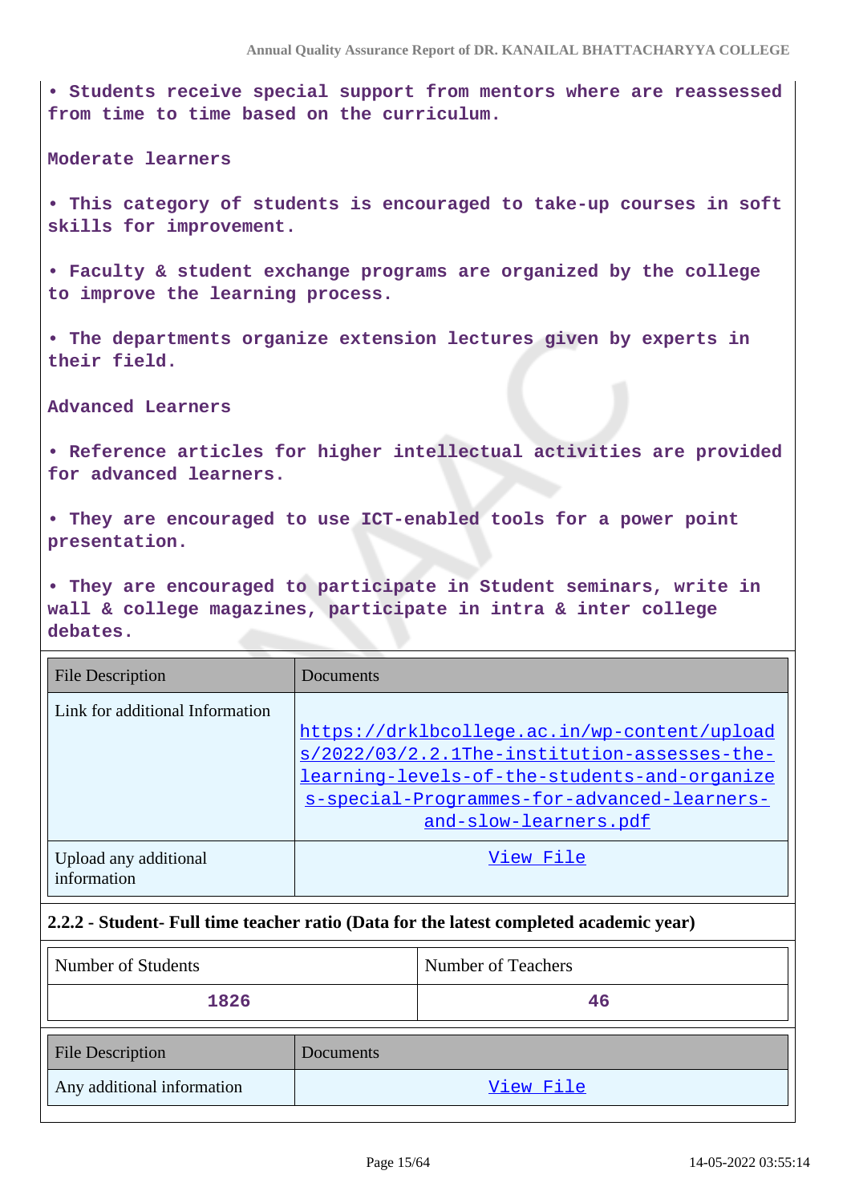• Students receive special support from mentors where are reassessed from time to time based on the curriculum.

Moderate learners

• This category of students is encouraged to take-up courses in soft skills for improvement.

• Faculty & student exchange programs are organized by the college to improve the learning process.

• The departments organize extension lectures given by experts in their field.

Advanced Learners

• Reference articles for higher intellectual activities are provided for advanced learners.

• They are encouraged to use ICT-enabled tools for a power point presentation.

• They are encouraged to participate in Student seminars, write in wall & college magazines, participate in intra & inter college debates.

| File Description | Documents |
|---|---|
| Link for additional Information | https://drklbcollege.ac.in/wp-content/uploads/2022/03/2.2.1The-institution-assesses-the-learning-levels-of-the-students-and-organizes-special-Programmes-for-advanced-learners-and-slow-learners.pdf |
| Upload any additional information | View File |

**2.2.2 - Student- Full time teacher ratio (Data for the latest completed academic year)**

| Number of Students | Number of Teachers |
|---|---|
| 1826 | 46 |

| File Description | Documents |
|---|---|
| Any additional information | View File |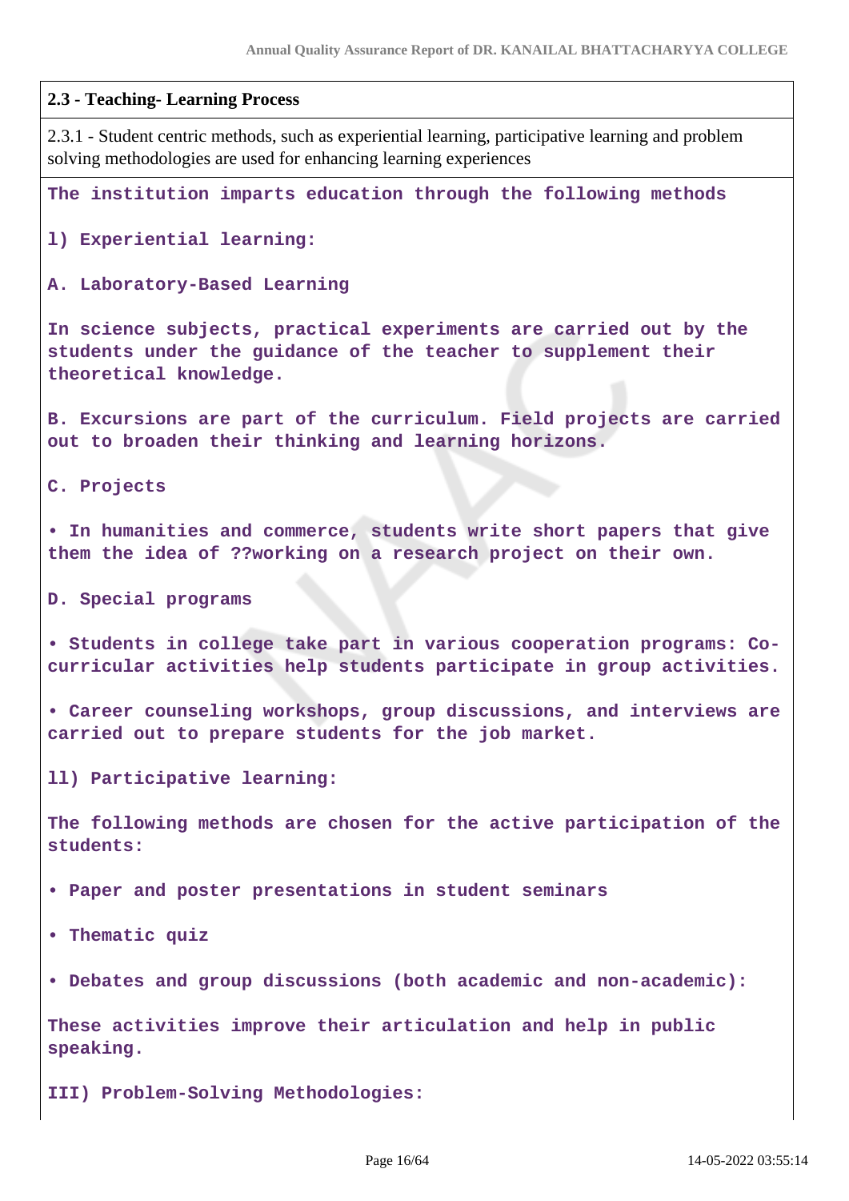**2.3 - Teaching- Learning Process**

2.3.1 - Student centric methods, such as experiential learning, participative learning and problem solving methodologies are used for enhancing learning experiences

**The institution imparts education through the following methods**

**l) Experiential learning:**

**A. Laboratory-Based Learning**

**In science subjects, practical experiments are carried out by the students under the guidance of the teacher to supplement their theoretical knowledge.**

**B. Excursions are part of the curriculum. Field projects are carried out to broaden their thinking and learning horizons.**

**C. Projects**

- **In humanities and commerce, students write short papers that give them the idea of ??working on a research project on their own.**

**D. Special programs**

- **Students in college take part in various cooperation programs: Co-curricular activities help students participate in group activities.**
- **Career counseling workshops, group discussions, and interviews are carried out to prepare students for the job market.**

**ll) Participative learning:**

**The following methods are chosen for the active participation of the students:**

- **Paper and poster presentations in student seminars**
- **Thematic quiz**
- **Debates and group discussions (both academic and non-academic):**

**These activities improve their articulation and help in public speaking.**

**III) Problem-Solving Methodologies:**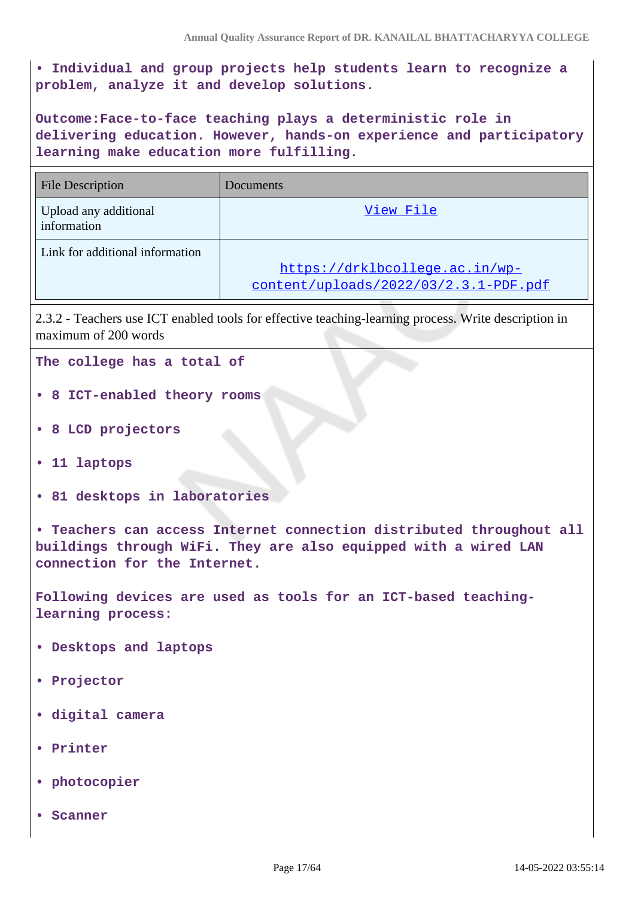**• Individual and group projects help students learn to recognize a problem, analyze it and develop solutions.**

**Outcome:Face-to-face teaching plays a deterministic role in delivering education. However, hands-on experience and participatory learning make education more fulfilling.**

| File Description | Documents |
|---|---|
| Upload any additional information | View File |
| Link for additional information | https://drklbcollege.ac.in/wp-content/uploads/2022/03/2.3.1-PDF.pdf |

2.3.2 - Teachers use ICT enabled tools for effective teaching-learning process. Write description in maximum of 200 words

**The college has a total of**

**• 8 ICT-enabled theory rooms**

**• 8 LCD projectors**

**• 11 laptops**

**• 81 desktops in laboratories**

**• Teachers can access Internet connection distributed throughout all buildings through WiFi. They are also equipped with a wired LAN connection for the Internet.**

**Following devices are used as tools for an ICT-based teaching-learning process:**

**• Desktops and laptops**

**• Projector**

**• digital camera**

**• Printer**

**• photocopier**

**• Scanner**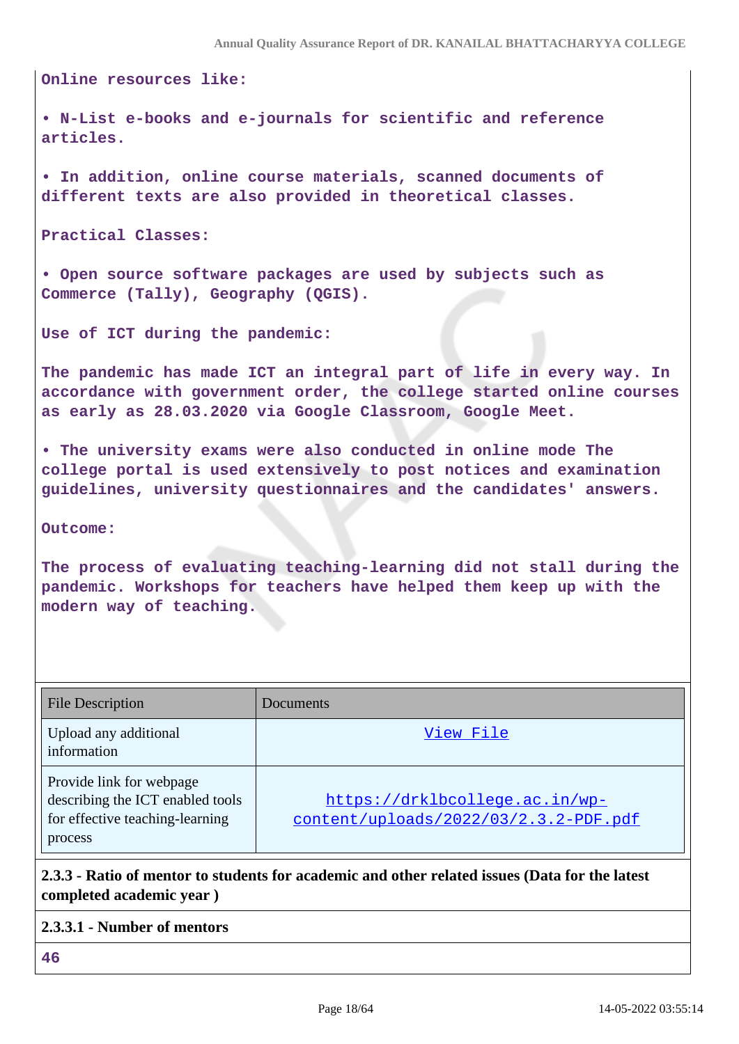Online resources like:

• N-List e-books and e-journals for scientific and reference articles.

• In addition, online course materials, scanned documents of different texts are also provided in theoretical classes.

Practical Classes:

• Open source software packages are used by subjects such as Commerce (Tally), Geography (QGIS).

Use of ICT during the pandemic:

The pandemic has made ICT an integral part of life in every way. In accordance with government order, the college started online courses as early as 28.03.2020 via Google Classroom, Google Meet.

• The university exams were also conducted in online mode The college portal is used extensively to post notices and examination guidelines, university questionnaires and the candidates' answers.

Outcome:

The process of evaluating teaching-learning did not stall during the pandemic. Workshops for teachers have helped them keep up with the modern way of teaching.

| File Description | Documents |
|---|---|
| Upload any additional information | View File |
| Provide link for webpage describing the ICT enabled tools for effective teaching-learning process | https://drklbcollege.ac.in/wp-content/uploads/2022/03/2.3.2-PDF.pdf |

**2.3.3 - Ratio of mentor to students for academic and other related issues (Data for the latest completed academic year )**

**2.3.3.1 - Number of mentors**

46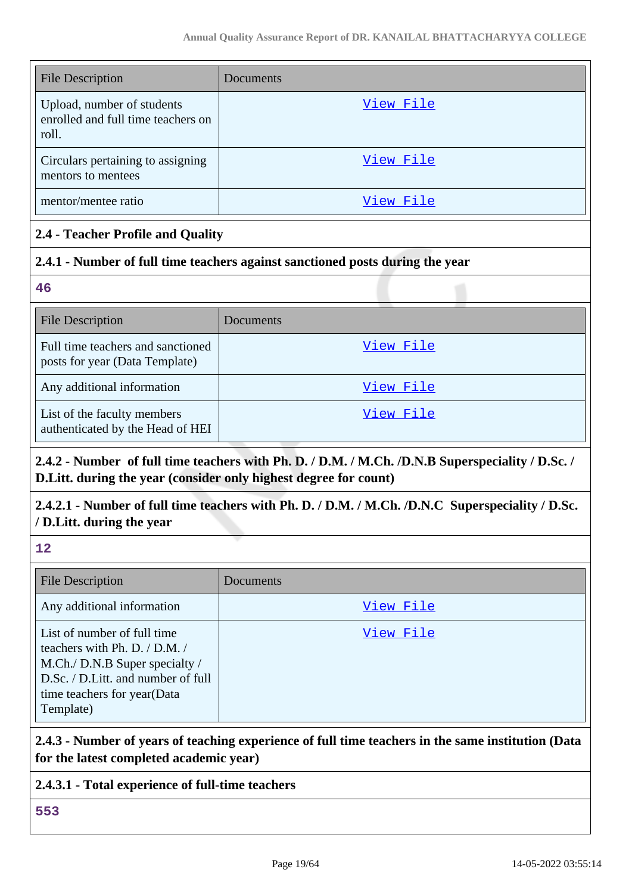| File Description | Documents |
|---|---|
| Upload, number of students enrolled and full time teachers on roll. | View File |
| Circulars pertaining to assigning mentors to mentees | View File |
| mentor/mentee ratio | View File |

**2.4 - Teacher Profile and Quality**

**2.4.1 - Number of full time teachers against sanctioned posts during the year**

46

| File Description | Documents |
|---|---|
| Full time teachers and sanctioned posts for year (Data Template) | View File |
| Any additional information | View File |
| List of the faculty members authenticated by the Head of HEI | View File |

**2.4.2 - Number of full time teachers with Ph. D. / D.M. / M.Ch. /D.N.B Superspeciality / D.Sc. / D.Litt. during the year (consider only highest degree for count)**

**2.4.2.1 - Number of full time teachers with Ph. D. / D.M. / M.Ch. /D.N.C Superspeciality / D.Sc. / D.Litt. during the year**

12

| File Description | Documents |
|---|---|
| Any additional information | View File |
| List of number of full time teachers with Ph. D. / D.M. / M.Ch./ D.N.B Super specialty / D.Sc. / D.Litt. and number of full time teachers for year(Data Template) | View File |

**2.4.3 - Number of years of teaching experience of full time teachers in the same institution (Data for the latest completed academic year)**

**2.4.3.1 - Total experience of full-time teachers**

553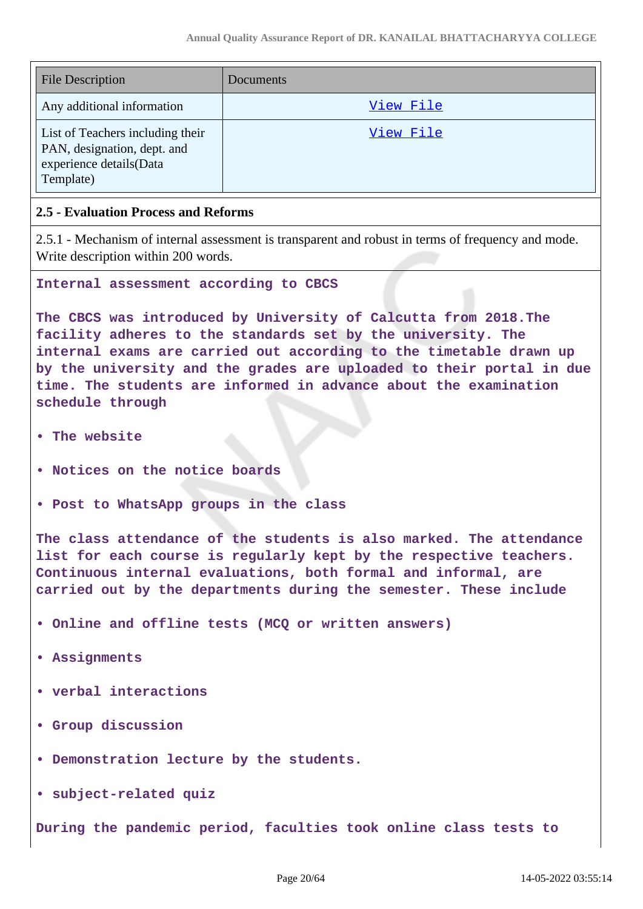| File Description | Documents |
|---|---|
| Any additional information | View File |
| List of Teachers including their PAN, designation, dept. and experience details(Data Template) | View File |

**2.5 - Evaluation Process and Reforms**

2.5.1 - Mechanism of internal assessment is transparent and robust in terms of frequency and mode. Write description within 200 words.

**Internal assessment according to CBCS**

**The CBCS was introduced by University of Calcutta from 2018.The facility adheres to the standards set by the university. The internal exams are carried out according to the timetable drawn up by the university and the grades are uploaded to their portal in due time. The students are informed in advance about the examination schedule through**

- **The website**
- **Notices on the notice boards**
- **Post to WhatsApp groups in the class**

**The class attendance of the students is also marked. The attendance list for each course is regularly kept by the respective teachers. Continuous internal evaluations, both formal and informal, are carried out by the departments during the semester. These include**

- **Online and offline tests (MCQ or written answers)**
- **Assignments**
- **verbal interactions**
- **Group discussion**
- **Demonstration lecture by the students.**
- **subject-related quiz**

**During the pandemic period, faculties took online class tests to**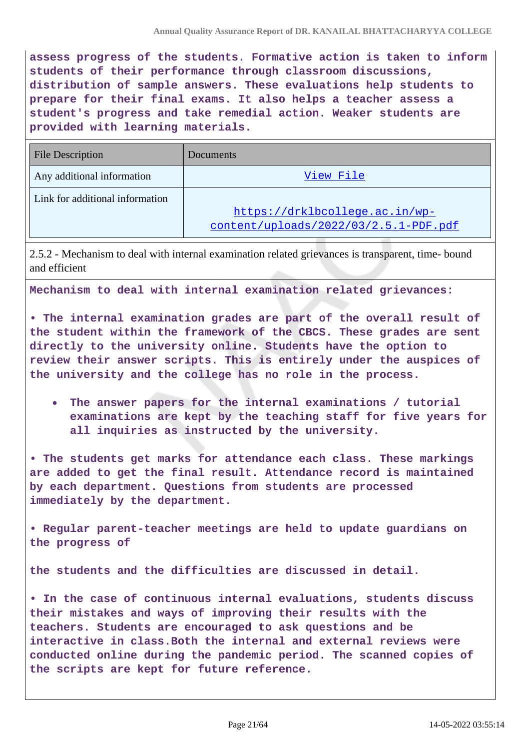**assess progress of the students. Formative action is taken to inform students of their performance through classroom discussions, distribution of sample answers. These evaluations help students to prepare for their final exams. It also helps a teacher assess a student's progress and take remedial action. Weaker students are provided with learning materials.**

| File Description | Documents |
|---|---|
| Any additional information | View File |
| Link for additional information | https://drklbcollege.ac.in/wp-content/uploads/2022/03/2.5.1-PDF.pdf |

2.5.2 - Mechanism to deal with internal examination related grievances is transparent, time- bound and efficient

**Mechanism to deal with internal examination related grievances:**

**• The internal examination grades are part of the overall result of the student within the framework of the CBCS. These grades are sent directly to the university online. Students have the option to review their answer scripts. This is entirely under the auspices of the university and the college has no role in the process.**

- **The answer papers for the internal examinations / tutorial examinations are kept by the teaching staff for five years for all inquiries as instructed by the university.**

**• The students get marks for attendance each class. These markings are added to get the final result. Attendance record is maintained by each department. Questions from students are processed immediately by the department.**

**• Regular parent-teacher meetings are held to update guardians on the progress of**

**the students and the difficulties are discussed in detail.**

**• In the case of continuous internal evaluations, students discuss their mistakes and ways of improving their results with the teachers. Students are encouraged to ask questions and be interactive in class.Both the internal and external reviews were conducted online during the pandemic period. The scanned copies of the scripts are kept for future reference.**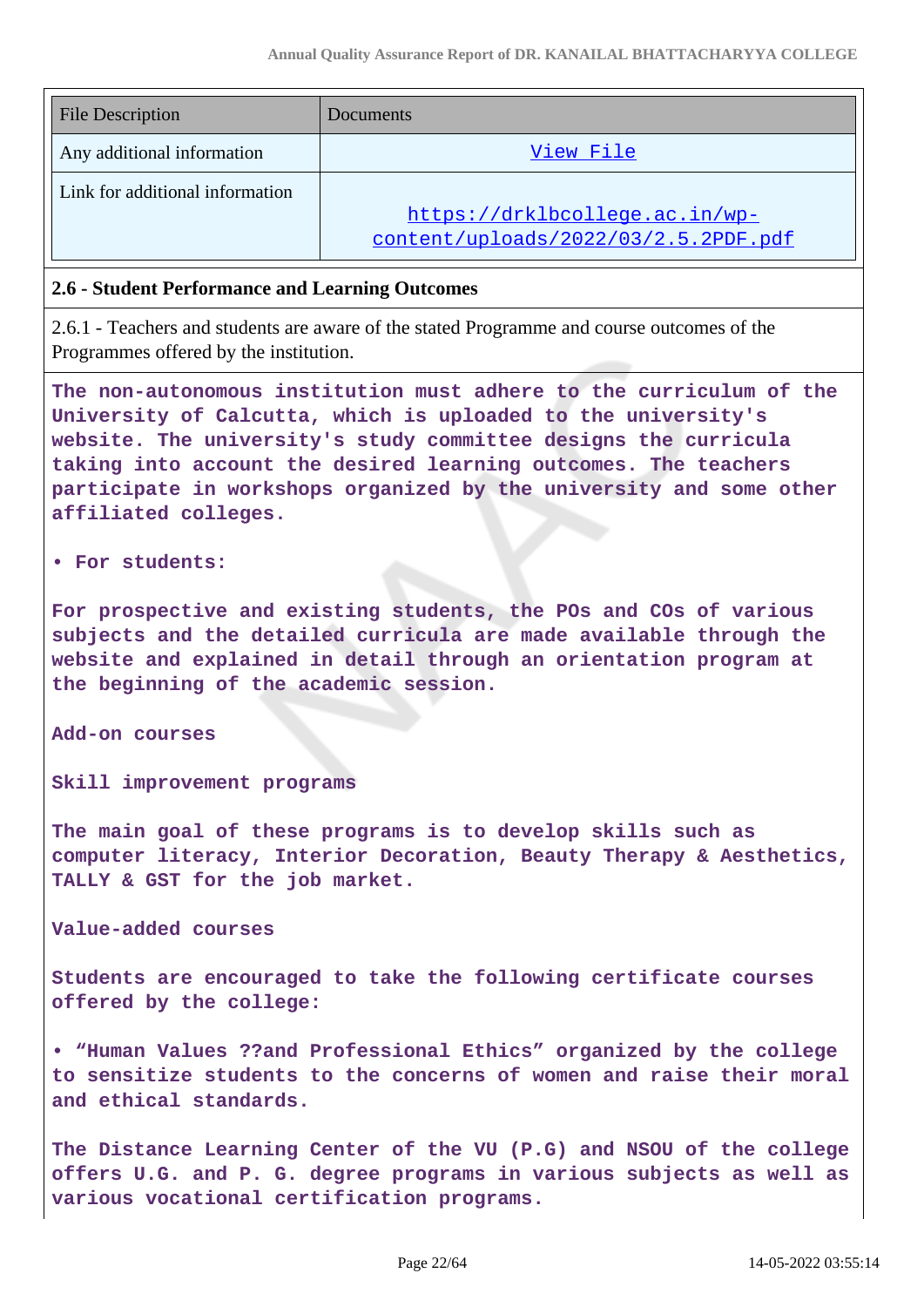| File Description | Documents |
|---|---|
| Any additional information | View File |
| Link for additional information | https://drklbcollege.ac.in/wp-content/uploads/2022/03/2.5.2PDF.pdf |

**2.6 - Student Performance and Learning Outcomes**

2.6.1 - Teachers and students are aware of the stated Programme and course outcomes of the Programmes offered by the institution.

The non-autonomous institution must adhere to the curriculum of the University of Calcutta, which is uploaded to the university's website. The university's study committee designs the curricula taking into account the desired learning outcomes. The teachers participate in workshops organized by the university and some other affiliated colleges.

• For students:

For prospective and existing students, the POs and COs of various subjects and the detailed curricula are made available through the website and explained in detail through an orientation program at the beginning of the academic session.

Add-on courses

Skill improvement programs

The main goal of these programs is to develop skills such as computer literacy, Interior Decoration, Beauty Therapy & Aesthetics, TALLY & GST for the job market.

Value-added courses

Students are encouraged to take the following certificate courses offered by the college:

• "Human Values ??and Professional Ethics" organized by the college to sensitize students to the concerns of women and raise their moral and ethical standards.

The Distance Learning Center of the VU (P.G) and NSOU of the college offers U.G. and P. G. degree programs in various subjects as well as various vocational certification programs.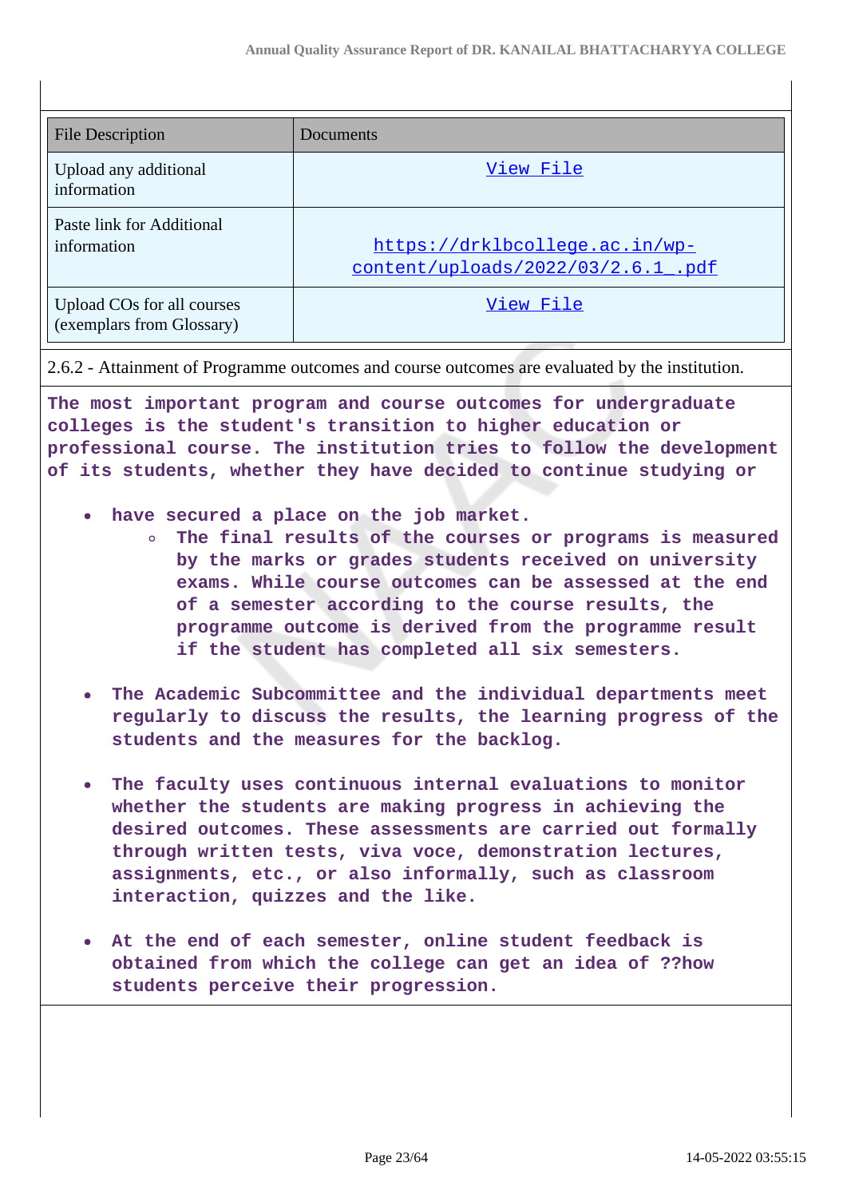| File Description | Documents |
|---|---|
| Upload any additional information | View File |
| Paste link for Additional information | https://drklbcollege.ac.in/wp-content/uploads/2022/03/2.6.1_.pdf |
| Upload COs for all courses (exemplars from Glossary) | View File |

2.6.2 - Attainment of Programme outcomes and course outcomes are evaluated by the institution.

**The most important program and course outcomes for undergraduate colleges is the student's transition to higher education or professional course. The institution tries to follow the development of its students, whether they have decided to continue studying or**

- **have secured a place on the job market.**
    - **The final results of the courses or programs is measured by the marks or grades students received on university exams. While course outcomes can be assessed at the end of a semester according to the course results, the programme outcome is derived from the programme result if the student has completed all six semesters.**
- **The Academic Subcommittee and the individual departments meet regularly to discuss the results, the learning progress of the students and the measures for the backlog.**
- **The faculty uses continuous internal evaluations to monitor whether the students are making progress in achieving the desired outcomes. These assessments are carried out formally through written tests, viva voce, demonstration lectures, assignments, etc., or also informally, such as classroom interaction, quizzes and the like.**
- **At the end of each semester, online student feedback is obtained from which the college can get an idea of ??how students perceive their progression.**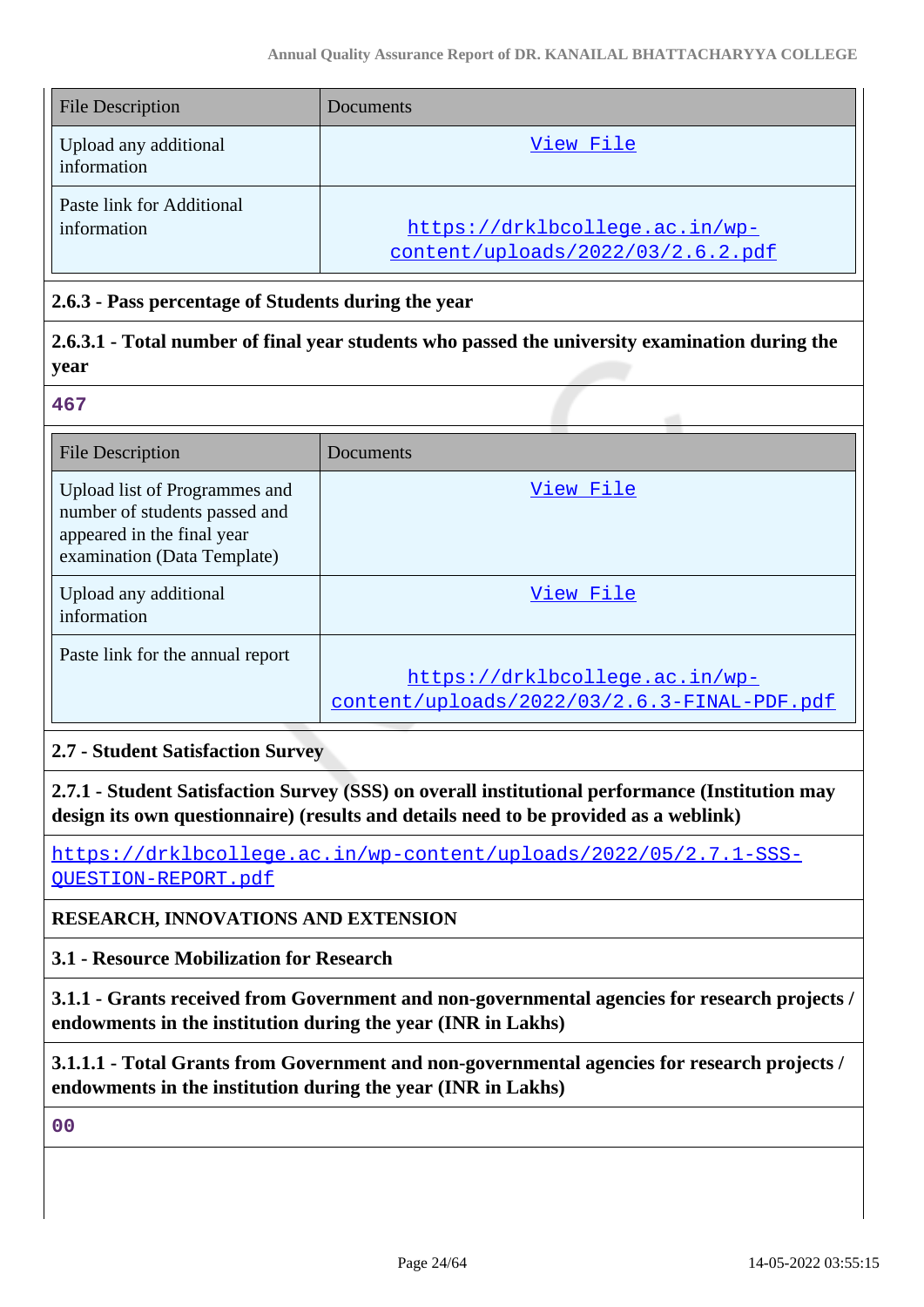| File Description | Documents |
| --- | --- |
| Upload any additional information | View File |
| Paste link for Additional information | https://drklbcollege.ac.in/wp-content/uploads/2022/03/2.6.2.pdf |

**2.6.3 - Pass percentage of Students during the year**

**2.6.3.1 - Total number of final year students who passed the university examination during the year**

467

| File Description | Documents |
| --- | --- |
| Upload list of Programmes and number of students passed and appeared in the final year examination (Data Template) | View File |
| Upload any additional information | View File |
| Paste link for the annual report | https://drklbcollege.ac.in/wp-content/uploads/2022/03/2.6.3-FINAL-PDF.pdf |

**2.7 - Student Satisfaction Survey**

**2.7.1 - Student Satisfaction Survey (SSS) on overall institutional performance (Institution may design its own questionnaire) (results and details need to be provided as a weblink)**

https://drklbcollege.ac.in/wp-content/uploads/2022/05/2.7.1-SSS-QUESTION-REPORT.pdf

**RESEARCH, INNOVATIONS AND EXTENSION**

**3.1 - Resource Mobilization for Research**

**3.1.1 - Grants received from Government and non-governmental agencies for research projects / endowments in the institution during the year (INR in Lakhs)**

**3.1.1.1 - Total Grants from Government and non-governmental agencies for research projects / endowments in the institution during the year (INR in Lakhs)**

00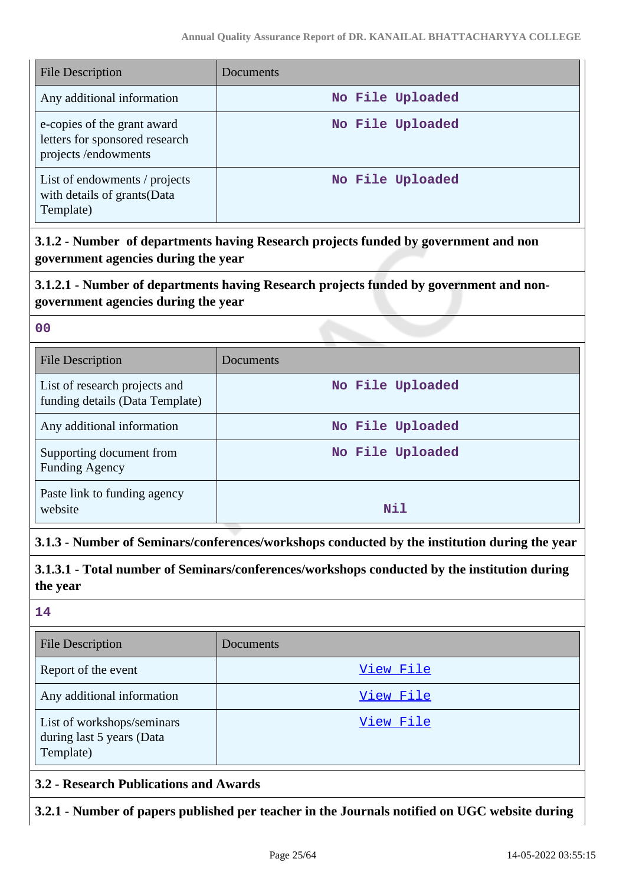| File Description | Documents |
|---|---|
| Any additional information | No File Uploaded |
| e-copies of the grant award letters for sponsored research projects /endowments | No File Uploaded |
| List of endowments / projects with details of grants(Data Template) | No File Uploaded |

**3.1.2 - Number of departments having Research projects funded by government and non government agencies during the year**

**3.1.2.1 - Number of departments having Research projects funded by government and non-government agencies during the year**

00

| File Description | Documents |
|---|---|
| List of research projects and funding details (Data Template) | No File Uploaded |
| Any additional information | No File Uploaded |
| Supporting document from Funding Agency | No File Uploaded |
| Paste link to funding agency website | Nil |

**3.1.3 - Number of Seminars/conferences/workshops conducted by the institution during the year**

**3.1.3.1 - Total number of Seminars/conferences/workshops conducted by the institution during the year**

14

| File Description | Documents |
|---|---|
| Report of the event | View File |
| Any additional information | View File |
| List of workshops/seminars during last 5 years (Data Template) | View File |

**3.2 - Research Publications and Awards**

**3.2.1 - Number of papers published per teacher in the Journals notified on UGC website during**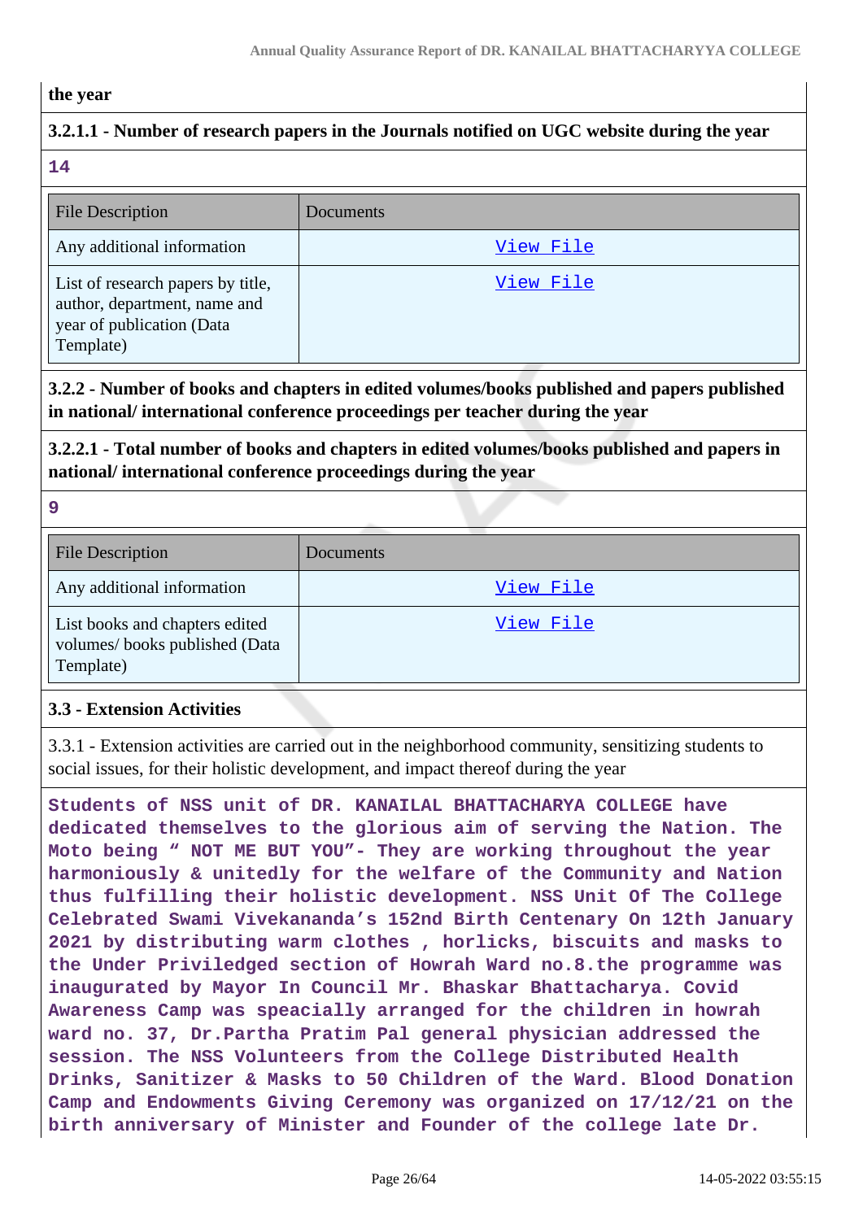**the year**

**3.2.1.1 - Number of research papers in the Journals notified on UGC website during the year**

**14**

| File Description | Documents |
|---|---|
| Any additional information | View File |
| List of research papers by title, author, department, name and year of publication (Data Template) | View File |

**3.2.2 - Number of books and chapters in edited volumes/books published and papers published in national/ international conference proceedings per teacher during the year**

**3.2.2.1 - Total number of books and chapters in edited volumes/books published and papers in national/ international conference proceedings during the year**

**9**

| File Description | Documents |
|---|---|
| Any additional information | View File |
| List books and chapters edited volumes/ books published (Data Template) | View File |

**3.3 - Extension Activities**

3.3.1 - Extension activities are carried out in the neighborhood community, sensitizing students to social issues, for their holistic development, and impact thereof during the year

**Students of NSS unit of DR. KANAILAL BHATTACHARYA COLLEGE have dedicated themselves to the glorious aim of serving the Nation. The Moto being " NOT ME BUT YOU"- They are working throughout the year harmoniously & unitedly for the welfare of the Community and Nation thus fulfilling their holistic development. NSS Unit Of The College Celebrated Swami Vivekananda's 152nd Birth Centenary On 12th January 2021 by distributing warm clothes , horlicks, biscuits and masks to the Under Priviledged section of Howrah Ward no.8.the programme was inaugurated by Mayor In Council Mr. Bhaskar Bhattacharya. Covid Awareness Camp was speacially arranged for the children in howrah ward no. 37, Dr.Partha Pratim Pal general physician addressed the session. The NSS Volunteers from the College Distributed Health Drinks, Sanitizer & Masks to 50 Children of the Ward. Blood Donation Camp and Endowments Giving Ceremony was organized on 17/12/21 on the birth anniversary of Minister and Founder of the college late Dr.**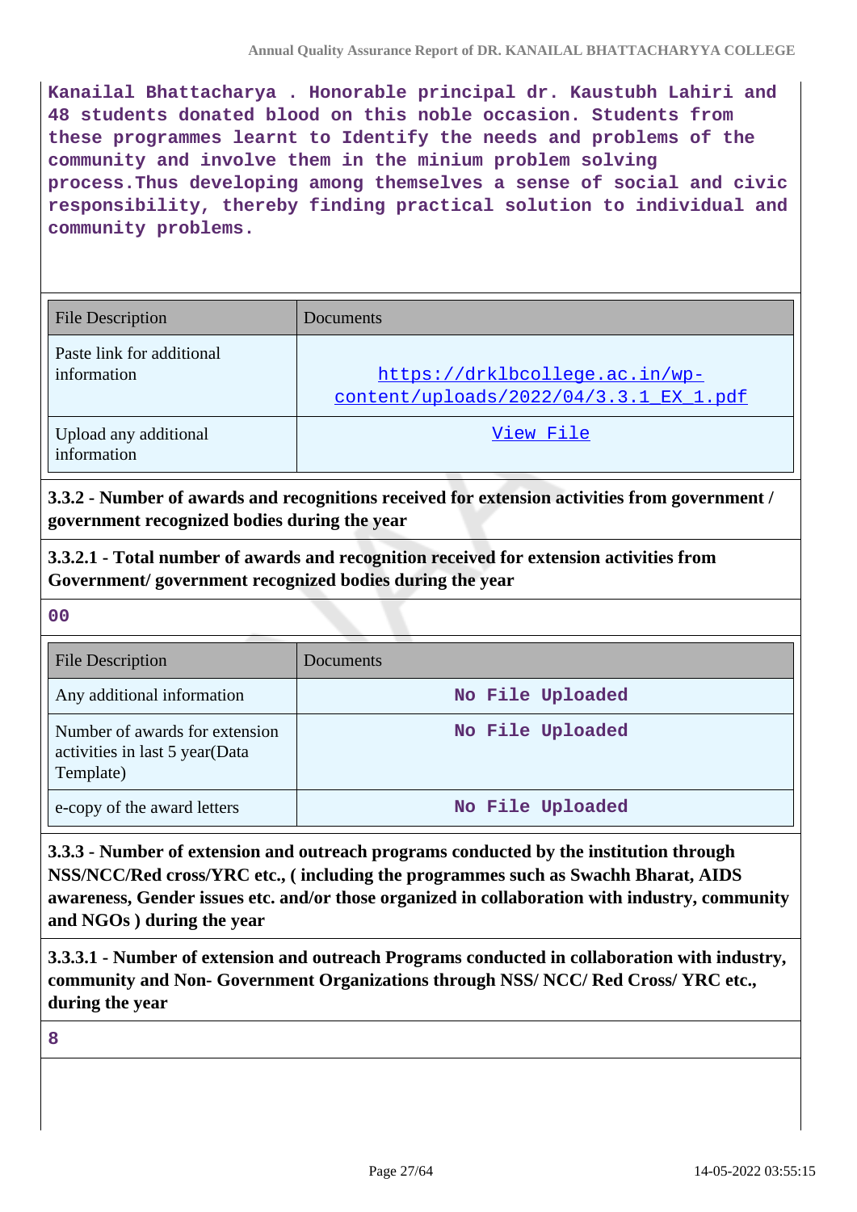Kanailal Bhattacharya . Honorable principal dr. Kaustubh Lahiri and 48 students donated blood on this noble occasion. Students from these programmes learnt to Identify the needs and problems of the community and involve them in the minium problem solving process.Thus developing among themselves a sense of social and civic responsibility, thereby finding practical solution to individual and community problems.

| File Description | Documents |
|---|---|
| Paste link for additional information | https://drklbcollege.ac.in/wp-content/uploads/2022/04/3.3.1_EX_1.pdf |
| Upload any additional information | View File |

**3.3.2 - Number of awards and recognitions received for extension activities from government / government recognized bodies during the year**

**3.3.2.1 - Total number of awards and recognition received for extension activities from Government/ government recognized bodies during the year**

00

| File Description | Documents |
|---|---|
| Any additional information | No File Uploaded |
| Number of awards for extension activities in last 5 year(Data Template) | No File Uploaded |
| e-copy of the award letters | No File Uploaded |

**3.3.3 - Number of extension and outreach programs conducted by the institution through NSS/NCC/Red cross/YRC etc., ( including the programmes such as Swachh Bharat, AIDS awareness, Gender issues etc. and/or those organized in collaboration with industry, community and NGOs ) during the year**

**3.3.3.1 - Number of extension and outreach Programs conducted in collaboration with industry, community and Non- Government Organizations through NSS/ NCC/ Red Cross/ YRC etc., during the year**

8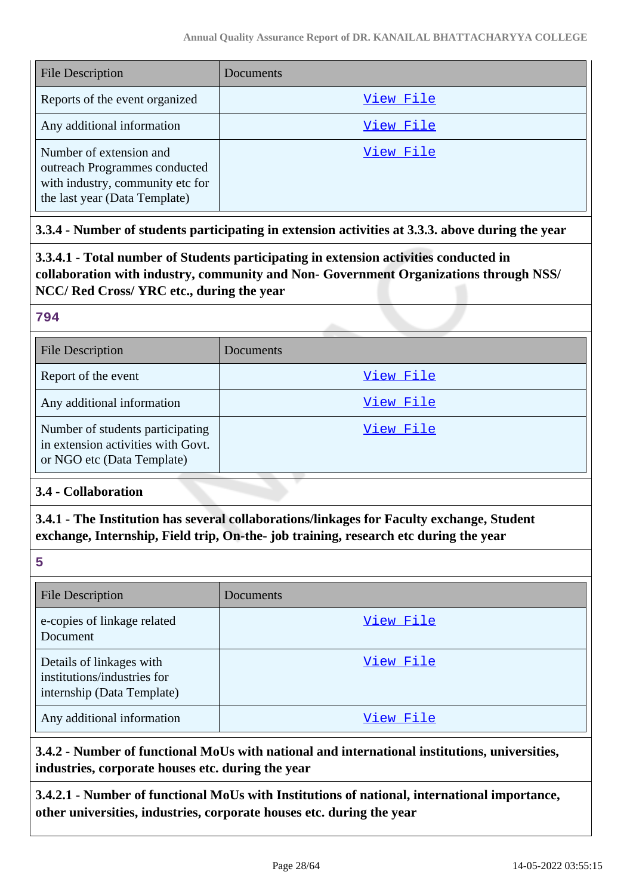| File Description | Documents |
| --- | --- |
| Reports of the event organized | View File |
| Any additional information | View File |
| Number of extension and outreach Programmes conducted with industry, community etc for the last year (Data Template) | View File |

**3.3.4 - Number of students participating in extension activities at 3.3.3. above during the year**

**3.3.4.1 - Total number of Students participating in extension activities conducted in collaboration with industry, community and Non- Government Organizations through NSS/ NCC/ Red Cross/ YRC etc., during the year**

**794**

| File Description | Documents |
| --- | --- |
| Report of the event | View File |
| Any additional information | View File |
| Number of students participating in extension activities with Govt. or NGO etc (Data Template) | View File |

**3.4 - Collaboration**

**3.4.1 - The Institution has several collaborations/linkages for Faculty exchange, Student exchange, Internship, Field trip, On-the- job training, research etc during the year**

**5**

| File Description | Documents |
| --- | --- |
| e-copies of linkage related Document | View File |
| Details of linkages with institutions/industries for internship (Data Template) | View File |
| Any additional information | View File |

**3.4.2 - Number of functional MoUs with national and international institutions, universities, industries, corporate houses etc. during the year**

**3.4.2.1 - Number of functional MoUs with Institutions of national, international importance, other universities, industries, corporate houses etc. during the year**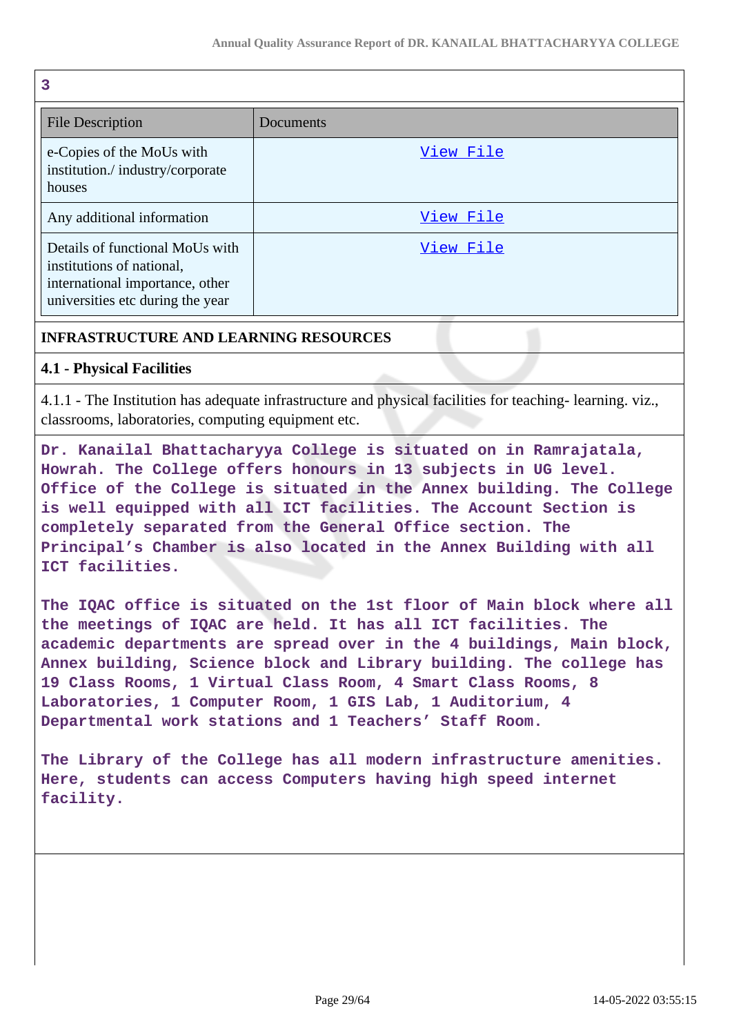3

| File Description | Documents |
| --- | --- |
| e-Copies of the MoUs with institution./ industry/corporate houses | View File |
| Any additional information | View File |
| Details of functional MoUs with institutions of national, international importance, other universities etc during the year | View File |

**INFRASTRUCTURE AND LEARNING RESOURCES**

**4.1 - Physical Facilities**

4.1.1 - The Institution has adequate infrastructure and physical facilities for teaching- learning. viz., classrooms, laboratories, computing equipment etc.

**Dr. Kanailal Bhattacharyya College is situated on in Ramrajatala, Howrah. The College offers honours in 13 subjects in UG level. Office of the College is situated in the Annex building. The College is well equipped with all ICT facilities. The Account Section is completely separated from the General Office section. The Principal's Chamber is also located in the Annex Building with all ICT facilities.**

**The IQAC office is situated on the 1st floor of Main block where all the meetings of IQAC are held. It has all ICT facilities. The academic departments are spread over in the 4 buildings, Main block, Annex building, Science block and Library building. The college has 19 Class Rooms, 1 Virtual Class Room, 4 Smart Class Rooms, 8 Laboratories, 1 Computer Room, 1 GIS Lab, 1 Auditorium, 4 Departmental work stations and 1 Teachers' Staff Room.**

**The Library of the College has all modern infrastructure amenities. Here, students can access Computers having high speed internet facility.**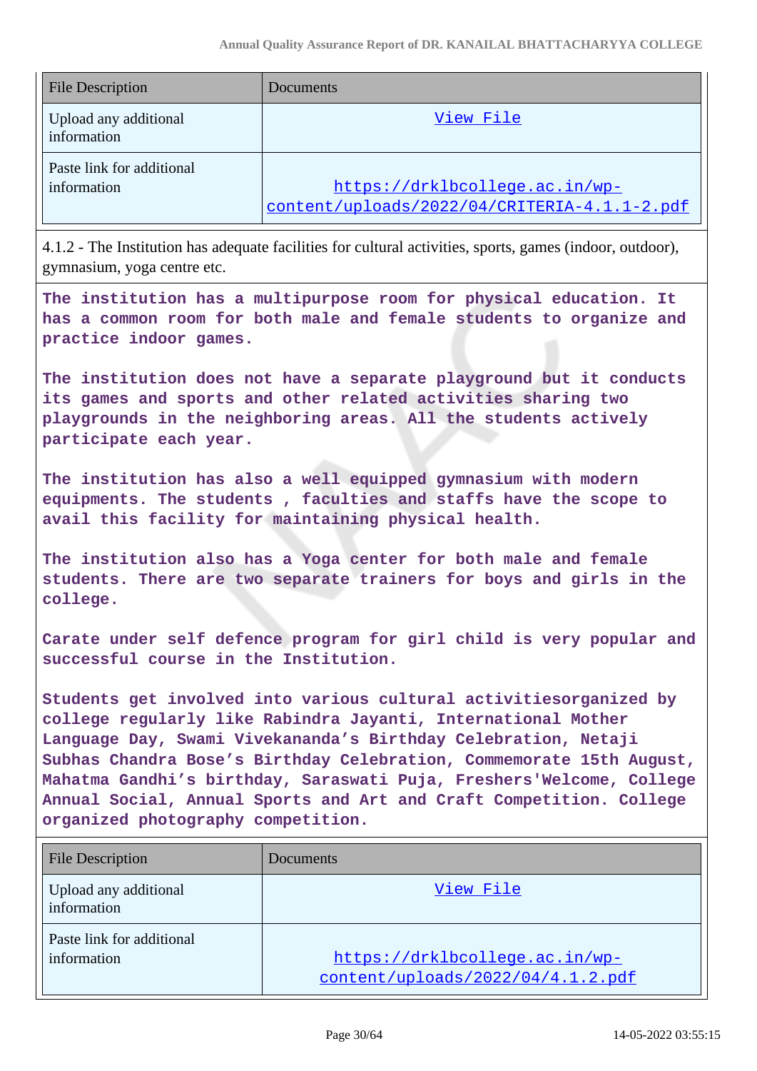| File Description | Documents |
|---|---|
| Upload any additional information | View File |
| Paste link for additional information | https://drklbcollege.ac.in/wp-content/uploads/2022/04/CRITERIA-4.1.1-2.pdf |

4.1.2 - The Institution has adequate facilities for cultural activities, sports, games (indoor, outdoor), gymnasium, yoga centre etc.

**The institution has a multipurpose room for physical education. It has a common room for both male and female students to organize and practice indoor games.**

**The institution does not have a separate playground but it conducts its games and sports and other related activities sharing two playgrounds in the neighboring areas. All the students actively participate each year.**

**The institution has also a well equipped gymnasium with modern equipments. The students , faculties and staffs have the scope to avail this facility for maintaining physical health.**

**The institution also has a Yoga center for both male and female students. There are two separate trainers for boys and girls in the college.**

**Carate under self defence program for girl child is very popular and successful course in the Institution.**

**Students get involved into various cultural activitiesorganized by college regularly like Rabindra Jayanti, International Mother Language Day, Swami Vivekananda's Birthday Celebration, Netaji Subhas Chandra Bose's Birthday Celebration, Commemorate 15th August, Mahatma Gandhi's birthday, Saraswati Puja, Freshers'Welcome, College Annual Social, Annual Sports and Art and Craft Competition. College organized photography competition.**

| File Description | Documents |
|---|---|
| Upload any additional information | View File |
| Paste link for additional information | https://drklbcollege.ac.in/wp-content/uploads/2022/04/4.1.2.pdf |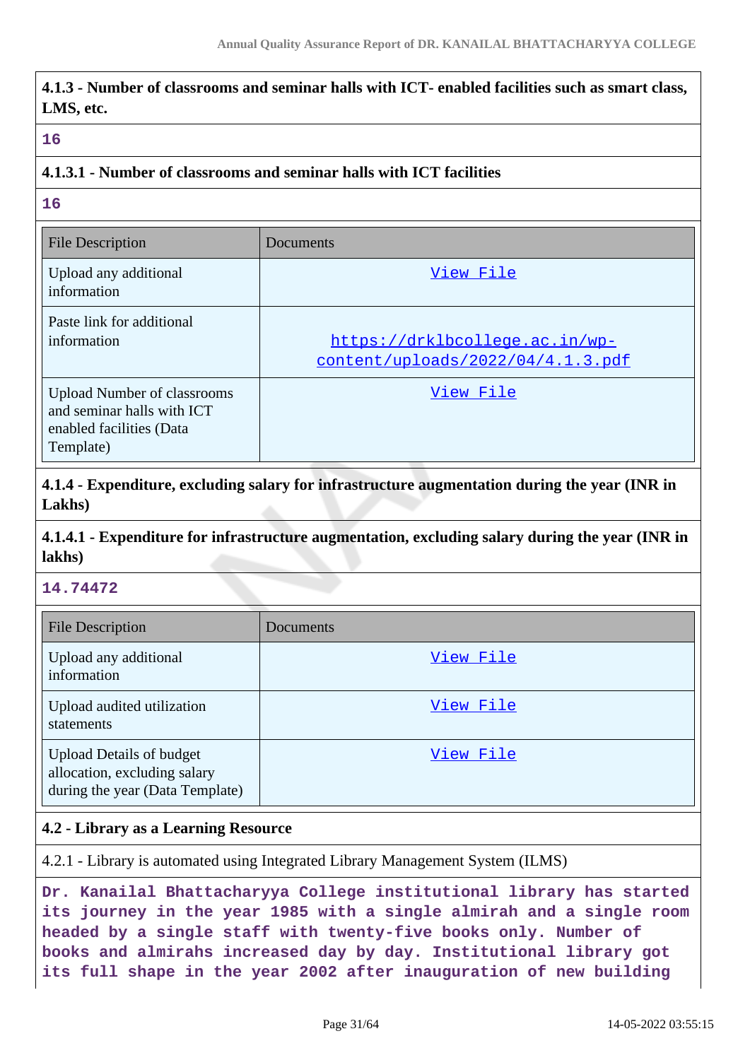**4.1.3 - Number of classrooms and seminar halls with ICT- enabled facilities such as smart class, LMS, etc.**

**16**

**4.1.3.1 - Number of classrooms and seminar halls with ICT facilities**

**16**

| File Description | Documents |
|---|---|
| Upload any additional information | View File |
| Paste link for additional information | https://drklbcollege.ac.in/wp-content/uploads/2022/04/4.1.3.pdf |
| Upload Number of classrooms and seminar halls with ICT enabled facilities (Data Template) | View File |

**4.1.4 - Expenditure, excluding salary for infrastructure augmentation during the year (INR in Lakhs)**

**4.1.4.1 - Expenditure for infrastructure augmentation, excluding salary during the year (INR in lakhs)**

**14.74472**

| File Description | Documents |
|---|---|
| Upload any additional information | View File |
| Upload audited utilization statements | View File |
| Upload Details of budget allocation, excluding salary during the year (Data Template) | View File |

**4.2 - Library as a Learning Resource**

4.2.1 - Library is automated using Integrated Library Management System (ILMS)

**Dr. Kanailal Bhattacharyya College institutional library has started its journey in the year 1985 with a single almirah and a single room headed by a single staff with twenty-five books only. Number of books and almirahs increased day by day. Institutional library got its full shape in the year 2002 after inauguration of new building**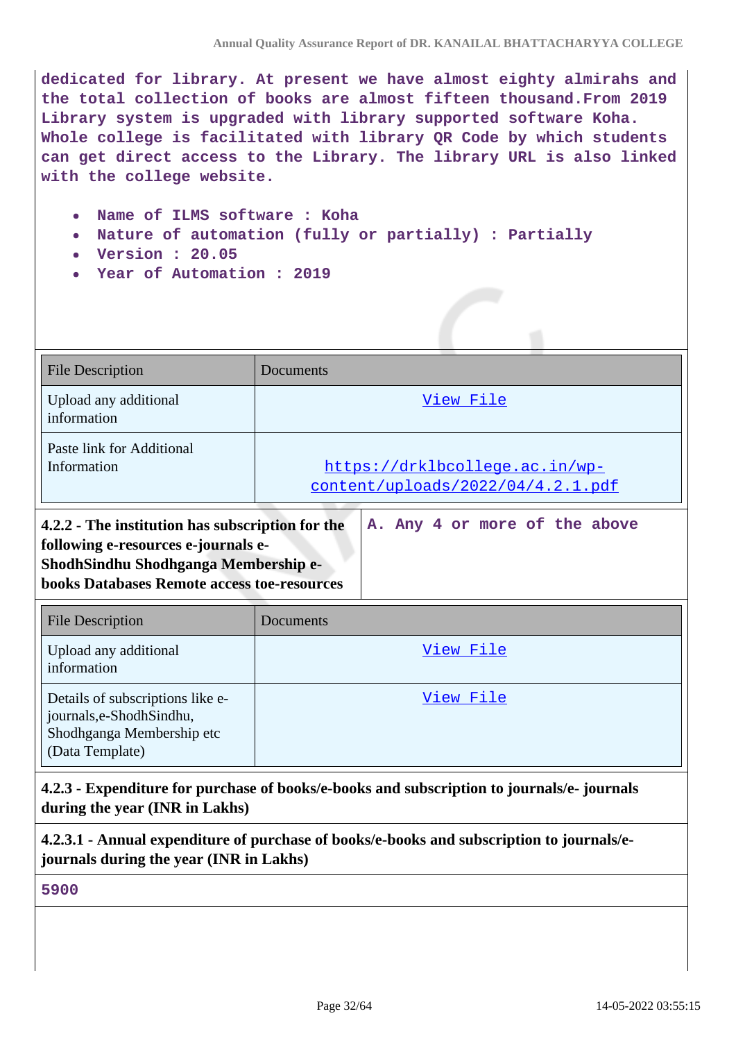dedicated for library. At present we have almost eighty almirahs and the total collection of books are almost fifteen thousand.From 2019 Library system is upgraded with library supported software Koha. Whole college is facilitated with library QR Code by which students can get direct access to the Library. The library URL is also linked with the college website.

- Name of ILMS software : Koha
- Nature of automation (fully or partially) : Partially
- Version : 20.05
- Year of Automation : 2019

| File Description | Documents |
|---|---|
| Upload any additional information | View File |
| Paste link for Additional Information | https://drklbcollege.ac.in/wp-content/uploads/2022/04/4.2.1.pdf |

| **4.2.2 - The institution has subscription for the following e-resources e-journals e-ShodhSindhu Shodhganga Membership e-books Databases Remote access toe-resources** | A. Any 4 or more of the above |
|---|---|

| File Description | Documents |
|---|---|
| Upload any additional information | View File |
| Details of subscriptions like e-journals,e-ShodhSindhu, Shodhganga Membership etc (Data Template) | View File |

**4.2.3 - Expenditure for purchase of books/e-books and subscription to journals/e- journals during the year (INR in Lakhs)**

**4.2.3.1 - Annual expenditure of purchase of books/e-books and subscription to journals/e-journals during the year (INR in Lakhs)**

5900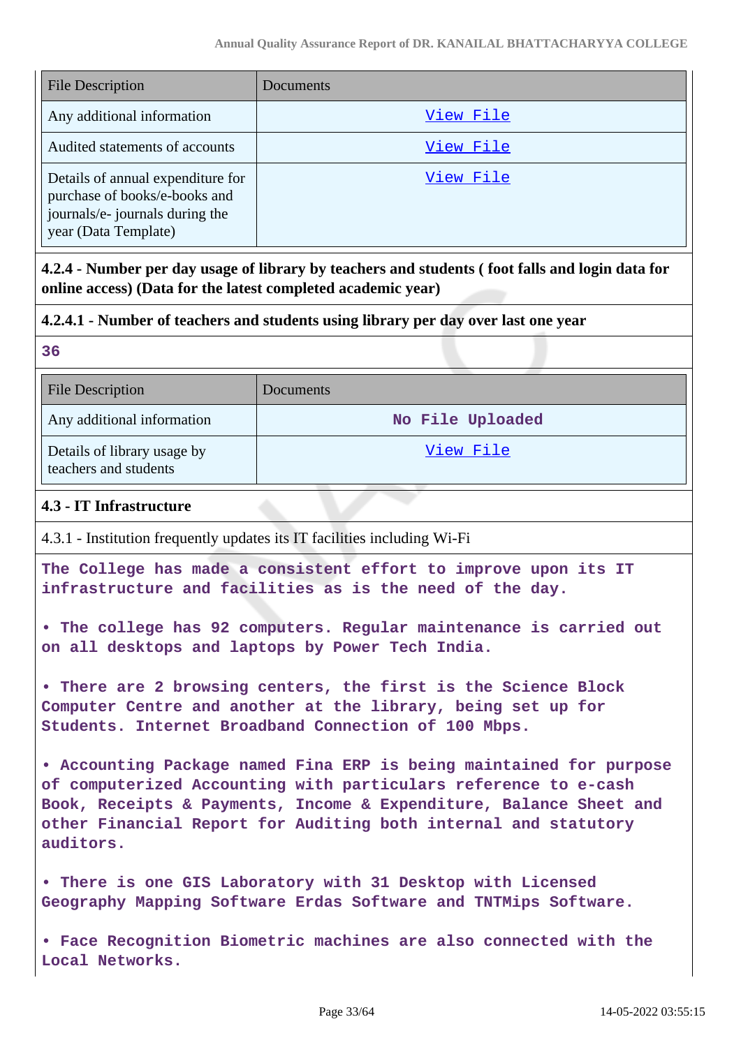| File Description | Documents |
|---|---|
| Any additional information | View File |
| Audited statements of accounts | View File |
| Details of annual expenditure for purchase of books/e-books and journals/e- journals during the year (Data Template) | View File |

**4.2.4 - Number per day usage of library by teachers and students ( foot falls and login data for online access) (Data for the latest completed academic year)**

**4.2.4.1 - Number of teachers and students using library per day over last one year**

**36**

| File Description | Documents |
|---|---|
| Any additional information | No File Uploaded |
| Details of library usage by teachers and students | View File |

**4.3 - IT Infrastructure**

4.3.1 - Institution frequently updates its IT facilities including Wi-Fi

**The College has made a consistent effort to improve upon its IT infrastructure and facilities as is the need of the day.**

**• The college has 92 computers. Regular maintenance is carried out on all desktops and laptops by Power Tech India.**

**• There are 2 browsing centers, the first is the Science Block Computer Centre and another at the library, being set up for Students. Internet Broadband Connection of 100 Mbps.**

**• Accounting Package named Fina ERP is being maintained for purpose of computerized Accounting with particulars reference to e-cash Book, Receipts & Payments, Income & Expenditure, Balance Sheet and other Financial Report for Auditing both internal and statutory auditors.**

**• There is one GIS Laboratory with 31 Desktop with Licensed Geography Mapping Software Erdas Software and TNTMips Software.**

**• Face Recognition Biometric machines are also connected with the Local Networks.**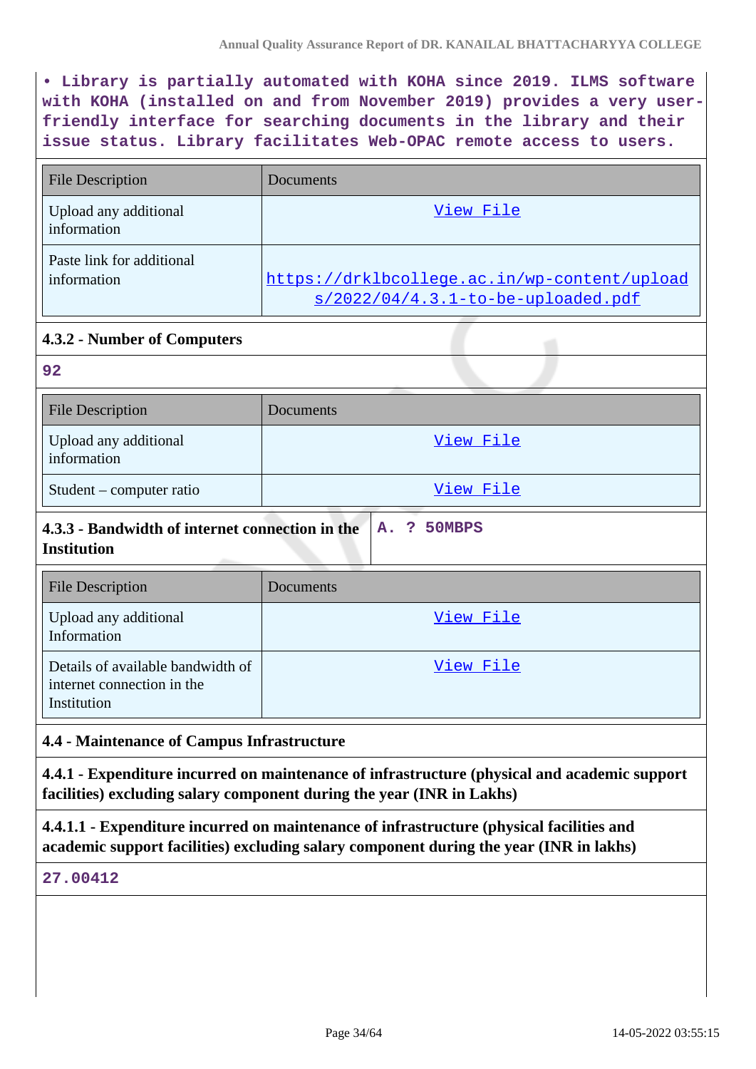• Library is partially automated with KOHA since 2019. ILMS software with KOHA (installed on and from November 2019) provides a very user-friendly interface for searching documents in the library and their issue status. Library facilitates Web-OPAC remote access to users.

| File Description | Documents |
|---|---|
| Upload any additional information | View File |
| Paste link for additional information | https://drklbcollege.ac.in/wp-content/uploads/2022/04/4.3.1-to-be-uploaded.pdf |

**4.3.2 - Number of Computers**

92

| File Description | Documents |
|---|---|
| Upload any additional information | View File |
| Student – computer ratio | View File |

**4.3.3 - Bandwidth of internet connection in the Institution**

A. ? 50MBPS

| File Description | Documents |
|---|---|
| Upload any additional Information | View File |
| Details of available bandwidth of internet connection in the Institution | View File |

**4.4 - Maintenance of Campus Infrastructure**

**4.4.1 - Expenditure incurred on maintenance of infrastructure (physical and academic support facilities) excluding salary component during the year (INR in Lakhs)**

**4.4.1.1 - Expenditure incurred on maintenance of infrastructure (physical facilities and academic support facilities) excluding salary component during the year (INR in lakhs)**

27.00412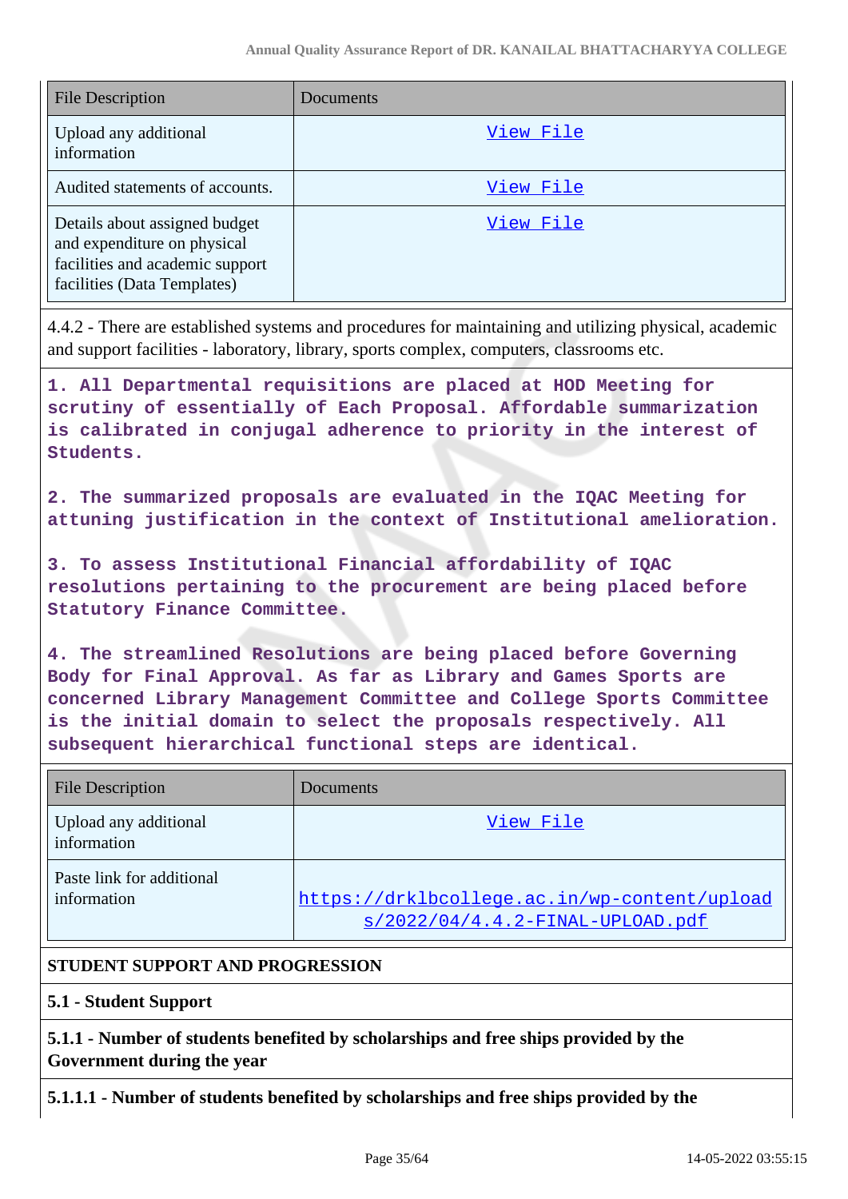| File Description | Documents |
| --- | --- |
| Upload any additional information | View File |
| Audited statements of accounts. | View File |
| Details about assigned budget and expenditure on physical facilities and academic support facilities (Data Templates) | View File |

4.4.2 - There are established systems and procedures for maintaining and utilizing physical, academic and support facilities - laboratory, library, sports complex, computers, classrooms etc.

**1. All Departmental requisitions are placed at HOD Meeting for scrutiny of essentially of Each Proposal. Affordable summarization is calibrated in conjugal adherence to priority in the interest of Students.**

**2. The summarized proposals are evaluated in the IQAC Meeting for attuning justification in the context of Institutional amelioration.**

**3. To assess Institutional Financial affordability of IQAC resolutions pertaining to the procurement are being placed before Statutory Finance Committee.**

**4. The streamlined Resolutions are being placed before Governing Body for Final Approval. As far as Library and Games Sports are concerned Library Management Committee and College Sports Committee is the initial domain to select the proposals respectively. All subsequent hierarchical functional steps are identical.**

| File Description | Documents |
| --- | --- |
| Upload any additional information | View File |
| Paste link for additional information | https://drklbcollege.ac.in/wp-content/uploads/2022/04/4.4.2-FINAL-UPLOAD.pdf |

**STUDENT SUPPORT AND PROGRESSION**

**5.1 - Student Support**

**5.1.1 - Number of students benefited by scholarships and free ships provided by the Government during the year**

**5.1.1.1 - Number of students benefited by scholarships and free ships provided by the**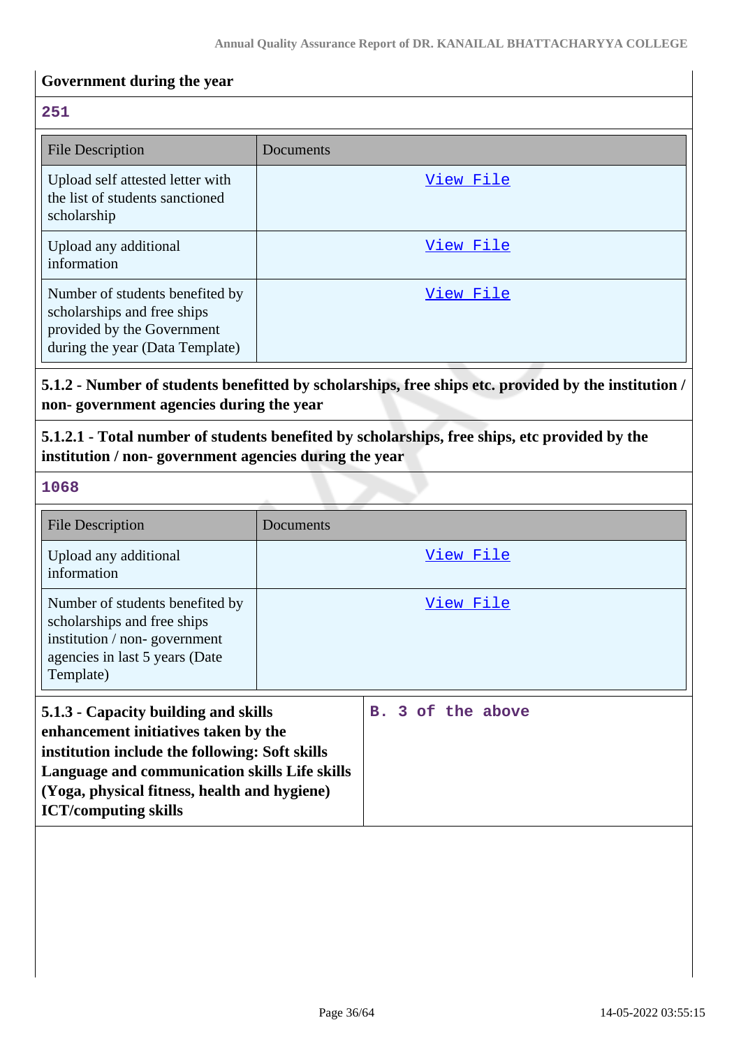**Government during the year**

**251**

| File Description | Documents |
|---|---|
| Upload self attested letter with the list of students sanctioned scholarship | View File |
| Upload any additional information | View File |
| Number of students benefited by scholarships and free ships provided by the Government during the year (Data Template) | View File |

**5.1.2 - Number of students benefitted by scholarships, free ships etc. provided by the institution / non- government agencies during the year**

**5.1.2.1 - Total number of students benefited by scholarships, free ships, etc provided by the institution / non- government agencies during the year**

**1068**

| File Description | Documents |
|---|---|
| Upload any additional information | View File |
| Number of students benefited by scholarships and free ships institution / non- government agencies in last 5 years (Date Template) | View File |

| **5.1.3 - Capacity building and skills enhancement initiatives taken by the institution include the following: Soft skills Language and communication skills Life skills (Yoga, physical fitness, health and hygiene) ICT/computing skills** | **B. 3 of the above** |
|---|---|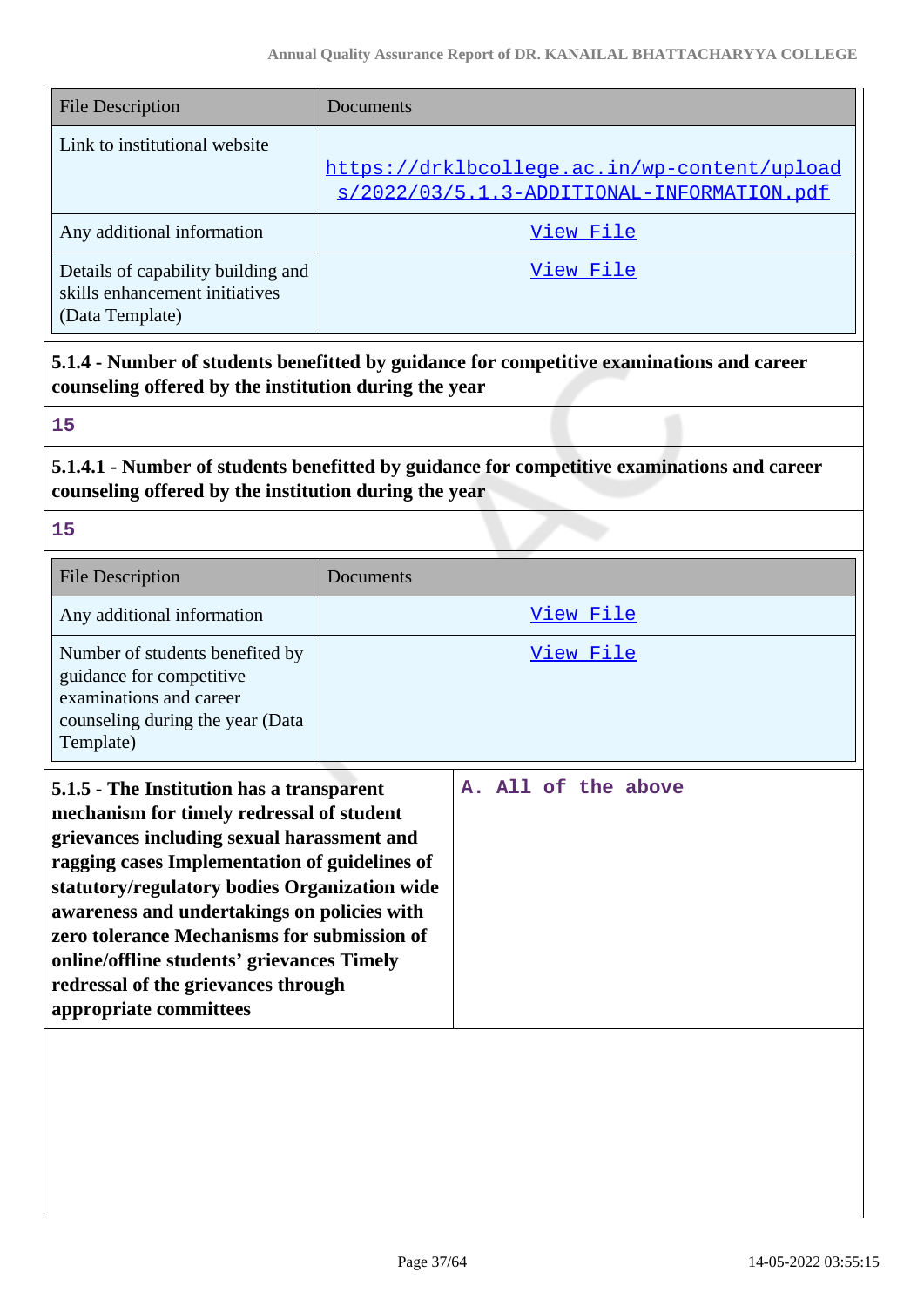| File Description | Documents |
| --- | --- |
| Link to institutional website | https://drklbcollege.ac.in/wp-content/uploads/2022/03/5.1.3-ADDITIONAL-INFORMATION.pdf |
| Any additional information | View File |
| Details of capability building and skills enhancement initiatives (Data Template) | View File |

**5.1.4 - Number of students benefitted by guidance for competitive examinations and career counseling offered by the institution during the year**

15

**5.1.4.1 - Number of students benefitted by guidance for competitive examinations and career counseling offered by the institution during the year**

15

| File Description | Documents |
| --- | --- |
| Any additional information | View File |
| Number of students benefited by guidance for competitive examinations and career counseling during the year (Data Template) | View File |

| **5.1.5 - The Institution has a transparent mechanism for timely redressal of student grievances including sexual harassment and ragging cases Implementation of guidelines of statutory/regulatory bodies Organization wide awareness and undertakings on policies with zero tolerance Mechanisms for submission of online/offline students' grievances Timely redressal of the grievances through appropriate committees** | A. All of the above |
| --- | --- |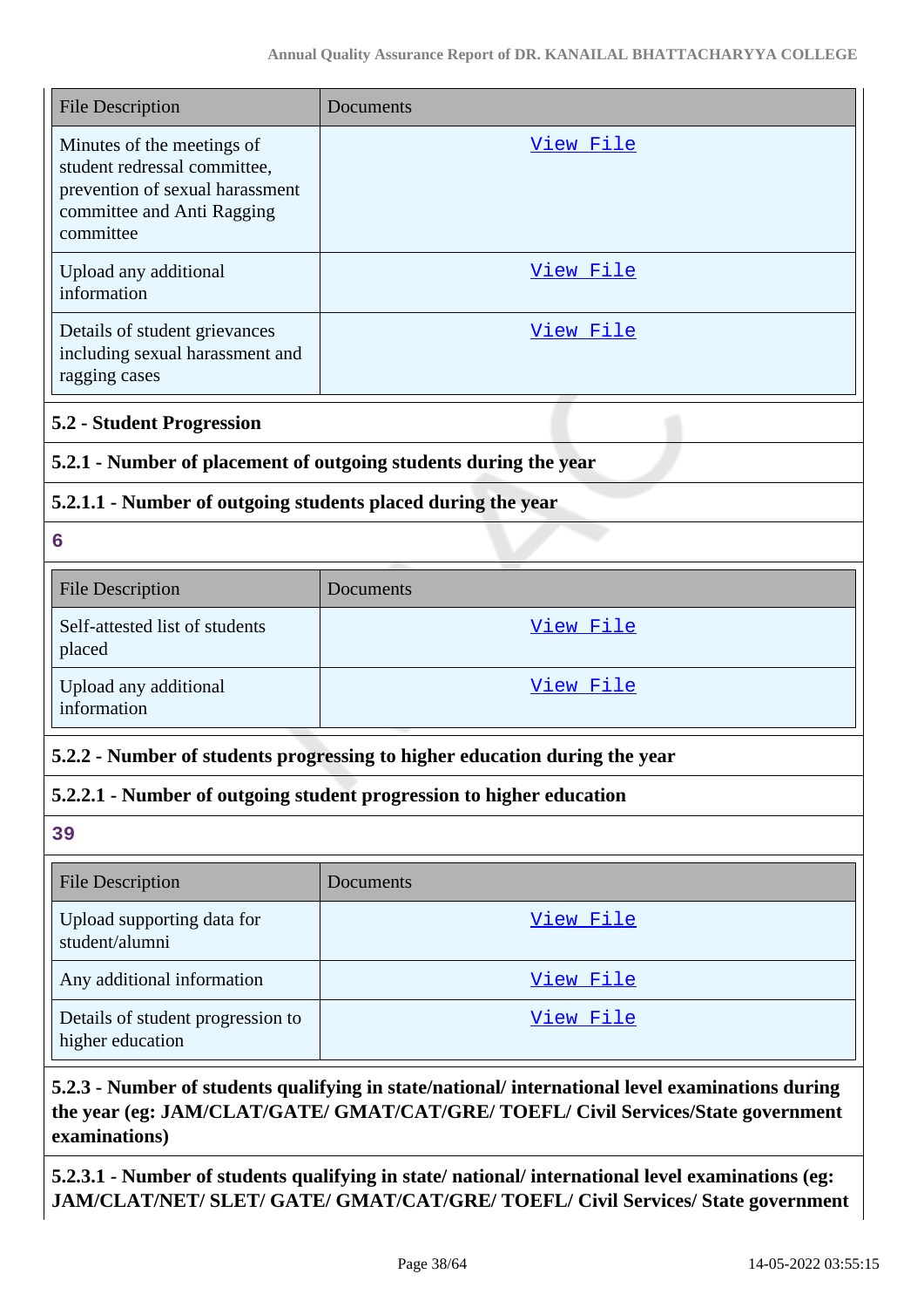| File Description | Documents |
| --- | --- |
| Minutes of the meetings of student redressal committee, prevention of sexual harassment committee and Anti Ragging committee | View File |
| Upload any additional information | View File |
| Details of student grievances including sexual harassment and ragging cases | View File |

**5.2 - Student Progression**

**5.2.1 - Number of placement of outgoing students during the year**

**5.2.1.1 - Number of outgoing students placed during the year**

6

| File Description | Documents |
| --- | --- |
| Self-attested list of students placed | View File |
| Upload any additional information | View File |

**5.2.2 - Number of students progressing to higher education during the year**

**5.2.2.1 - Number of outgoing student progression to higher education**

39

| File Description | Documents |
| --- | --- |
| Upload supporting data for student/alumni | View File |
| Any additional information | View File |
| Details of student progression to higher education | View File |

**5.2.3 - Number of students qualifying in state/national/ international level examinations during the year (eg: JAM/CLAT/GATE/ GMAT/CAT/GRE/ TOEFL/ Civil Services/State government examinations)**

**5.2.3.1 - Number of students qualifying in state/ national/ international level examinations (eg: JAM/CLAT/NET/ SLET/ GATE/ GMAT/CAT/GRE/ TOEFL/ Civil Services/ State government**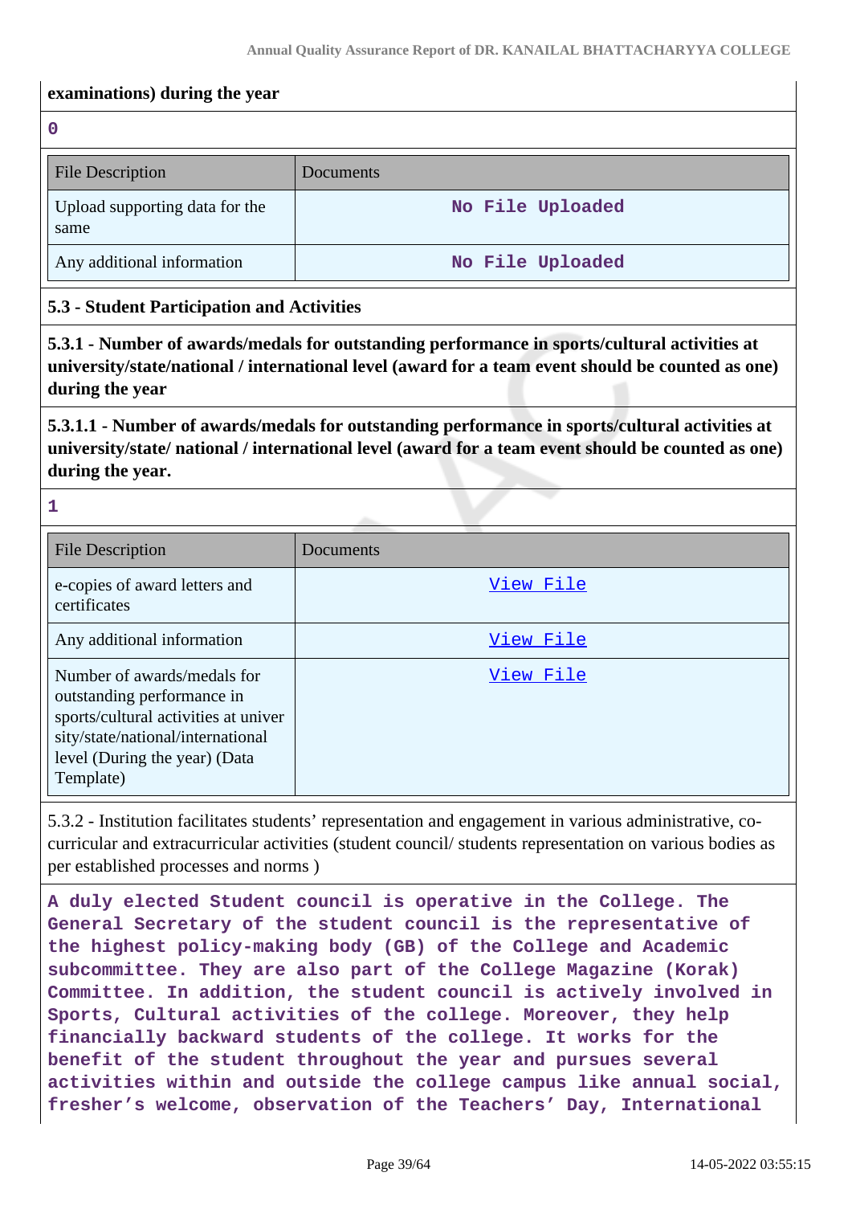**examinations) during the year**

**0**

| File Description | Documents |
| --- | --- |
| Upload supporting data for the same | No File Uploaded |
| Any additional information | No File Uploaded |

**5.3 - Student Participation and Activities**

**5.3.1 - Number of awards/medals for outstanding performance in sports/cultural activities at university/state/national / international level (award for a team event should be counted as one) during the year**

**5.3.1.1 - Number of awards/medals for outstanding performance in sports/cultural activities at university/state/ national / international level (award for a team event should be counted as one) during the year.**

**1**

| File Description | Documents |
| --- | --- |
| e-copies of award letters and certificates | View File |
| Any additional information | View File |
| Number of awards/medals for outstanding performance in sports/cultural activities at university/state/national/international level (During the year) (Data Template) | View File |

5.3.2 - Institution facilitates students' representation and engagement in various administrative, co-curricular and extracurricular activities (student council/ students representation on various bodies as per established processes and norms )

**A duly elected Student council is operative in the College. The General Secretary of the student council is the representative of the highest policy-making body (GB) of the College and Academic subcommittee. They are also part of the College Magazine (Korak) Committee. In addition, the student council is actively involved in Sports, Cultural activities of the college. Moreover, they help financially backward students of the college. It works for the benefit of the student throughout the year and pursues several activities within and outside the college campus like annual social, fresher's welcome, observation of the Teachers' Day, International**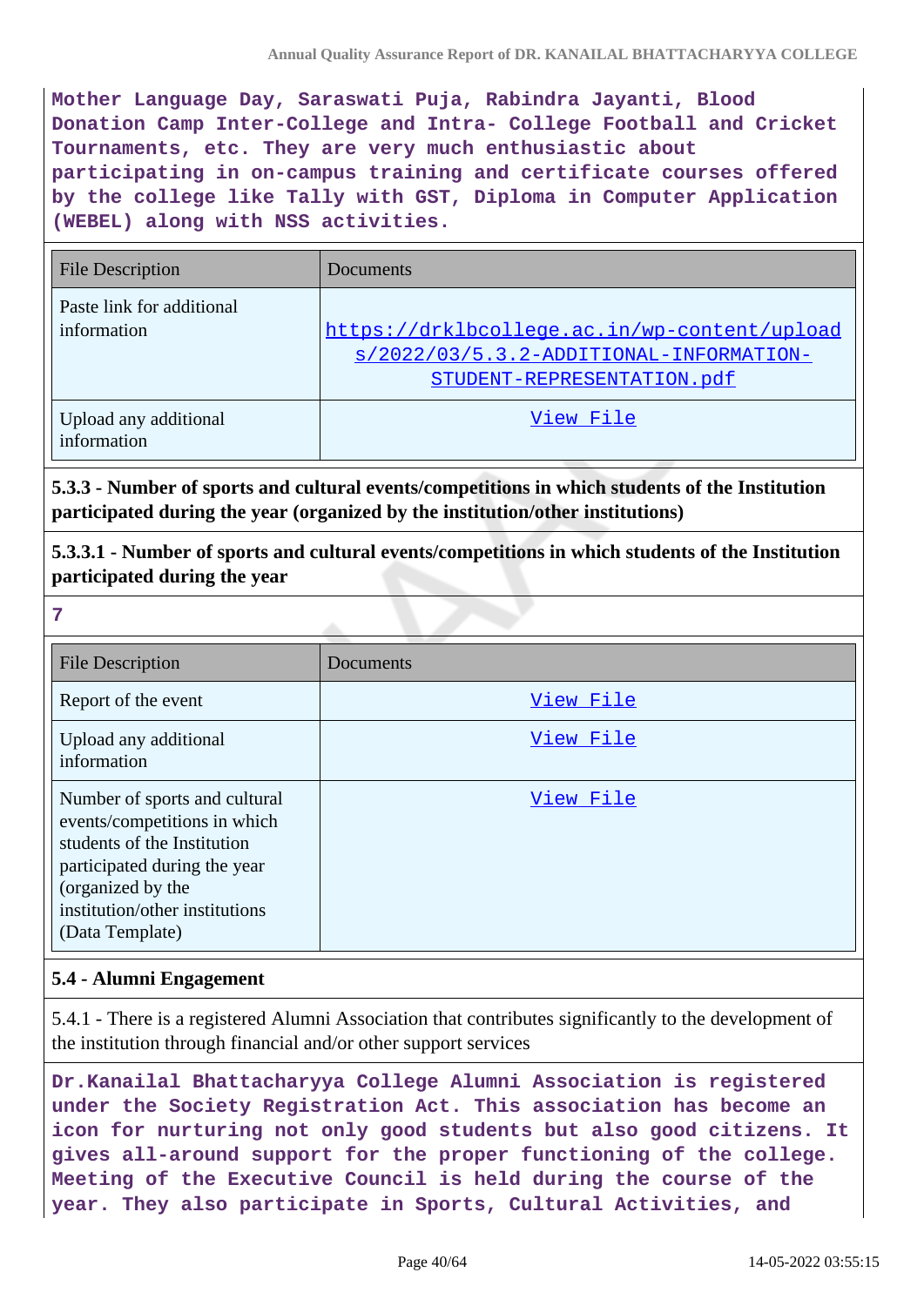**Mother Language Day, Saraswati Puja, Rabindra Jayanti, Blood Donation Camp Inter-College and Intra- College Football and Cricket Tournaments, etc. They are very much enthusiastic about participating in on-campus training and certificate courses offered by the college like Tally with GST, Diploma in Computer Application (WEBEL) along with NSS activities.**

| File Description | Documents |
|---|---|
| Paste link for additional information | https://drklbcollege.ac.in/wp-content/uploads/2022/03/5.3.2-ADDITIONAL-INFORMATION-STUDENT-REPRESENTATION.pdf |
| Upload any additional information | View File |

**5.3.3 - Number of sports and cultural events/competitions in which students of the Institution participated during the year (organized by the institution/other institutions)**

**5.3.3.1 - Number of sports and cultural events/competitions in which students of the Institution participated during the year**

**7**

| File Description | Documents |
|---|---|
| Report of the event | View File |
| Upload any additional information | View File |
| Number of sports and cultural events/competitions in which students of the Institution participated during the year (organized by the institution/other institutions) (Data Template) | View File |

**5.4 - Alumni Engagement**

5.4.1 - There is a registered Alumni Association that contributes significantly to the development of the institution through financial and/or other support services

**Dr.Kanailal Bhattacharyya College Alumni Association is registered under the Society Registration Act. This association has become an icon for nurturing not only good students but also good citizens. It gives all-around support for the proper functioning of the college. Meeting of the Executive Council is held during the course of the year. They also participate in Sports, Cultural Activities, and**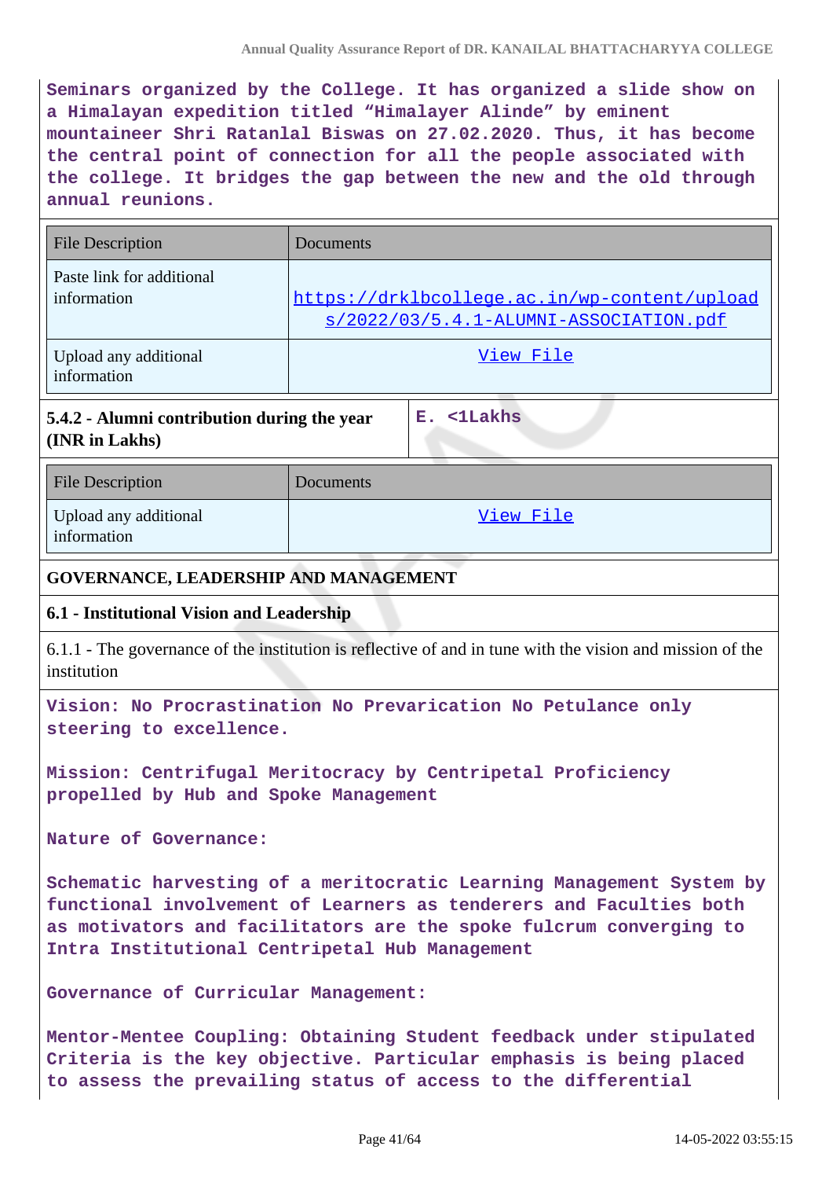Seminars organized by the College. It has organized a slide show on a Himalayan expedition titled "Himalayer Alinde" by eminent mountaineer Shri Ratanlal Biswas on 27.02.2020. Thus, it has become the central point of connection for all the people associated with the college. It bridges the gap between the new and the old through annual reunions.

| File Description | Documents |
|---|---|
| Paste link for additional information | https://drklbcollege.ac.in/wp-content/uploads/2022/03/5.4.1-ALUMNI-ASSOCIATION.pdf |
| Upload any additional information | View File |

| 5.4.2 - Alumni contribution during the year (INR in Lakhs) | E. <1Lakhs |
|---|---|

| File Description | Documents |
|---|---|
| Upload any additional information | View File |

## GOVERNANCE, LEADERSHIP AND MANAGEMENT

### 6.1 - Institutional Vision and Leadership

6.1.1 - The governance of the institution is reflective of and in tune with the vision and mission of the institution

Vision: No Procrastination No Prevarication No Petulance only steering to excellence.

Mission: Centrifugal Meritocracy by Centripetal Proficiency propelled by Hub and Spoke Management

Nature of Governance:

Schematic harvesting of a meritocratic Learning Management System by functional involvement of Learners as tenderers and Faculties both as motivators and facilitators are the spoke fulcrum converging to Intra Institutional Centripetal Hub Management

Governance of Curricular Management:

Mentor-Mentee Coupling: Obtaining Student feedback under stipulated Criteria is the key objective. Particular emphasis is being placed to assess the prevailing status of access to the differential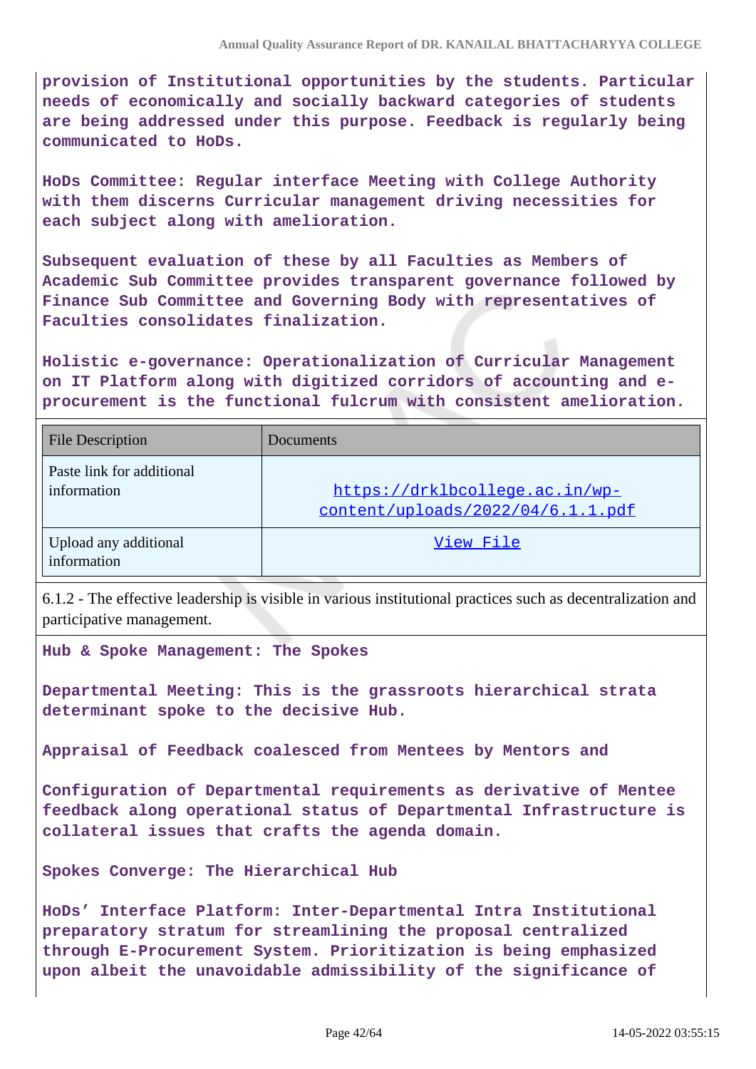provision of Institutional opportunities by the students. Particular needs of economically and socially backward categories of students are being addressed under this purpose. Feedback is regularly being communicated to HoDs.

HoDs Committee: Regular interface Meeting with College Authority with them discerns Curricular management driving necessities for each subject along with amelioration.

Subsequent evaluation of these by all Faculties as Members of Academic Sub Committee provides transparent governance followed by Finance Sub Committee and Governing Body with representatives of Faculties consolidates finalization.

Holistic e-governance: Operationalization of Curricular Management on IT Platform along with digitized corridors of accounting and e-procurement is the functional fulcrum with consistent amelioration.

| File Description | Documents |
|---|---|
| Paste link for additional information | https://drklbcollege.ac.in/wp-content/uploads/2022/04/6.1.1.pdf |
| Upload any additional information | View File |

6.1.2 - The effective leadership is visible in various institutional practices such as decentralization and participative management.

Hub & Spoke Management: The Spokes

Departmental Meeting: This is the grassroots hierarchical strata determinant spoke to the decisive Hub.

Appraisal of Feedback coalesced from Mentees by Mentors and

Configuration of Departmental requirements as derivative of Mentee feedback along operational status of Departmental Infrastructure is collateral issues that crafts the agenda domain.

Spokes Converge: The Hierarchical Hub

HoDs' Interface Platform: Inter-Departmental Intra Institutional preparatory stratum for streamlining the proposal centralized through E-Procurement System. Prioritization is being emphasized upon albeit the unavoidable admissibility of the significance of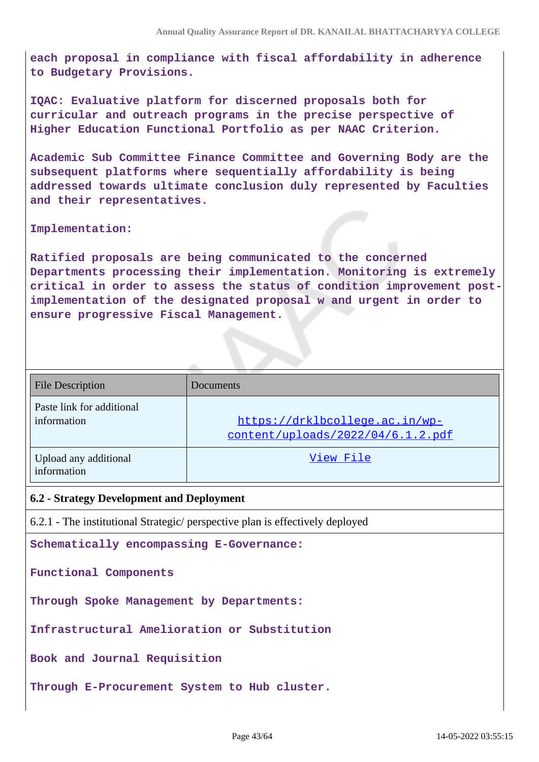each proposal in compliance with fiscal affordability in adherence to Budgetary Provisions.

IQAC: Evaluative platform for discerned proposals both for curricular and outreach programs in the precise perspective of Higher Education Functional Portfolio as per NAAC Criterion.

Academic Sub Committee Finance Committee and Governing Body are the subsequent platforms where sequentially affordability is being addressed towards ultimate conclusion duly represented by Faculties and their representatives.

Implementation:

Ratified proposals are being communicated to the concerned Departments processing their implementation. Monitoring is extremely critical in order to assess the status of condition improvement post-implementation of the designated proposal w and urgent in order to ensure progressive Fiscal Management.

| File Description | Documents |
|---|---|
| Paste link for additional information | https://drklbcollege.ac.in/wp-content/uploads/2022/04/6.1.2.pdf |
| Upload any additional information | View File |

**6.2 - Strategy Development and Deployment**

6.2.1 - The institutional Strategic/ perspective plan is effectively deployed

Schematically encompassing E-Governance:

Functional Components

Through Spoke Management by Departments:

Infrastructural Amelioration or Substitution

Book and Journal Requisition

Through E-Procurement System to Hub cluster.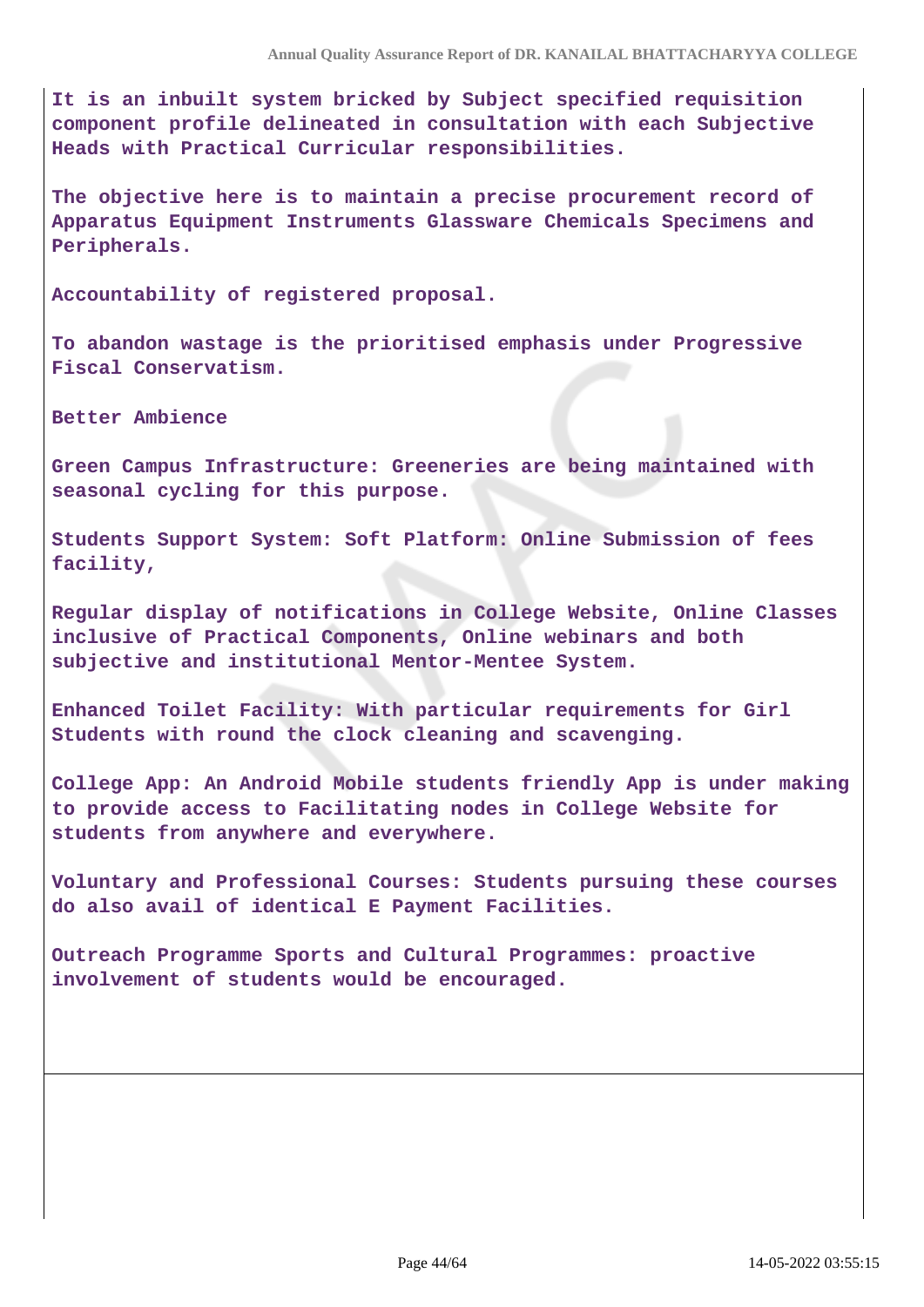It is an inbuilt system bricked by Subject specified requisition component profile delineated in consultation with each Subjective Heads with Practical Curricular responsibilities.

The objective here is to maintain a precise procurement record of Apparatus Equipment Instruments Glassware Chemicals Specimens and Peripherals.

Accountability of registered proposal.

To abandon wastage is the prioritised emphasis under Progressive Fiscal Conservatism.

Better Ambience

Green Campus Infrastructure: Greeneries are being maintained with seasonal cycling for this purpose.

Students Support System: Soft Platform: Online Submission of fees facility,

Regular display of notifications in College Website, Online Classes inclusive of Practical Components, Online webinars and both subjective and institutional Mentor-Mentee System.

Enhanced Toilet Facility: With particular requirements for Girl Students with round the clock cleaning and scavenging.

College App: An Android Mobile students friendly App is under making to provide access to Facilitating nodes in College Website for students from anywhere and everywhere.

Voluntary and Professional Courses: Students pursuing these courses do also avail of identical E Payment Facilities.

Outreach Programme Sports and Cultural Programmes: proactive involvement of students would be encouraged.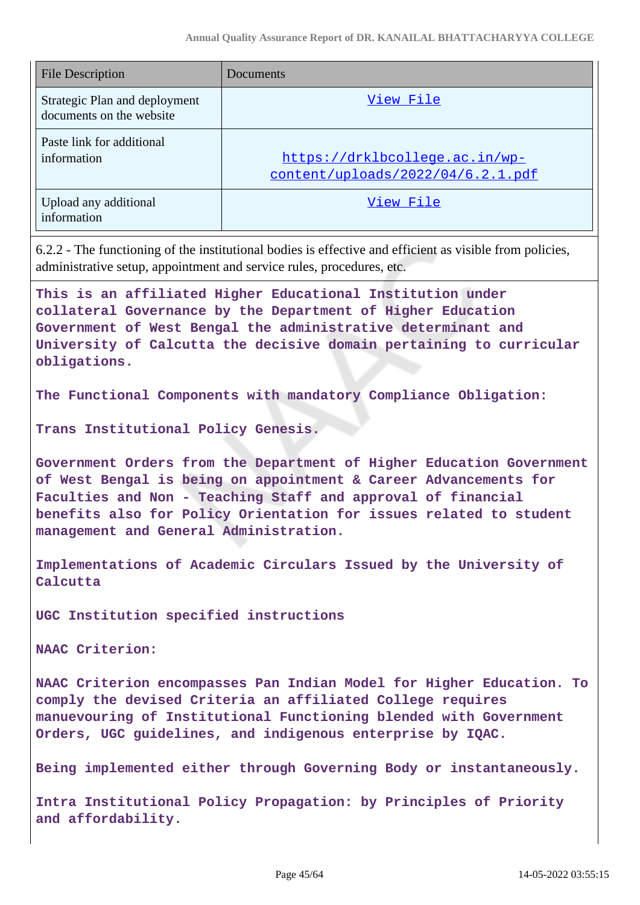| File Description | Documents |
|---|---|
| Strategic Plan and deployment documents on the website | View File |
| Paste link for additional information | https://drklbcollege.ac.in/wp-content/uploads/2022/04/6.2.1.pdf |
| Upload any additional information | View File |

6.2.2 - The functioning of the institutional bodies is effective and efficient as visible from policies, administrative setup, appointment and service rules, procedures, etc.

**This is an affiliated Higher Educational Institution under collateral Governance by the Department of Higher Education Government of West Bengal the administrative determinant and University of Calcutta the decisive domain pertaining to curricular obligations.**

**The Functional Components with mandatory Compliance Obligation:**

**Trans Institutional Policy Genesis.**

**Government Orders from the Department of Higher Education Government of West Bengal is being on appointment & Career Advancements for Faculties and Non - Teaching Staff and approval of financial benefits also for Policy Orientation for issues related to student management and General Administration.**

**Implementations of Academic Circulars Issued by the University of Calcutta**

**UGC Institution specified instructions**

**NAAC Criterion:**

**NAAC Criterion encompasses Pan Indian Model for Higher Education. To comply the devised Criteria an affiliated College requires manuevouring of Institutional Functioning blended with Government Orders, UGC guidelines, and indigenous enterprise by IQAC.**

**Being implemented either through Governing Body or instantaneously.**

**Intra Institutional Policy Propagation: by Principles of Priority and affordability.**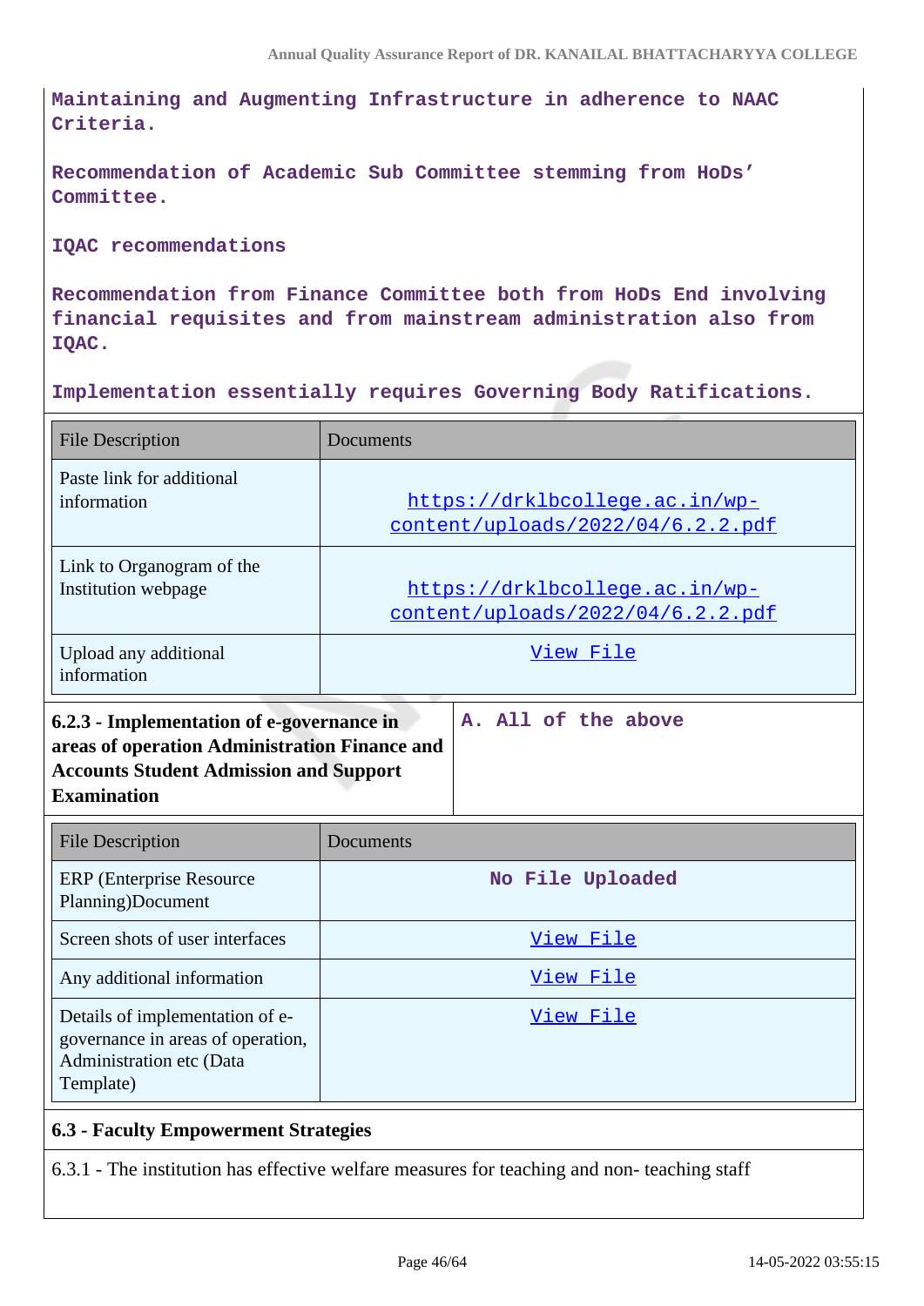Maintaining and Augmenting Infrastructure in adherence to NAAC Criteria.

Recommendation of Academic Sub Committee stemming from HoDs' Committee.

IQAC recommendations

Recommendation from Finance Committee both from HoDs End involving financial requisites and from mainstream administration also from IQAC.

Implementation essentially requires Governing Body Ratifications.

| File Description | Documents |
|---|---|
| Paste link for additional information | https://drklbcollege.ac.in/wp-content/uploads/2022/04/6.2.2.pdf |
| Link to Organogram of the Institution webpage | https://drklbcollege.ac.in/wp-content/uploads/2022/04/6.2.2.pdf |
| Upload any additional information | View File |

| 6.2.3 - Implementation of e-governance in areas of operation Administration Finance and Accounts Student Admission and Support Examination | A. All of the above |
|---|---|

| File Description | Documents |
|---|---|
| ERP (Enterprise Resource Planning)Document | No File Uploaded |
| Screen shots of user interfaces | View File |
| Any additional information | View File |
| Details of implementation of e-governance in areas of operation, Administration etc (Data Template) | View File |

**6.3 - Faculty Empowerment Strategies**

6.3.1 - The institution has effective welfare measures for teaching and non- teaching staff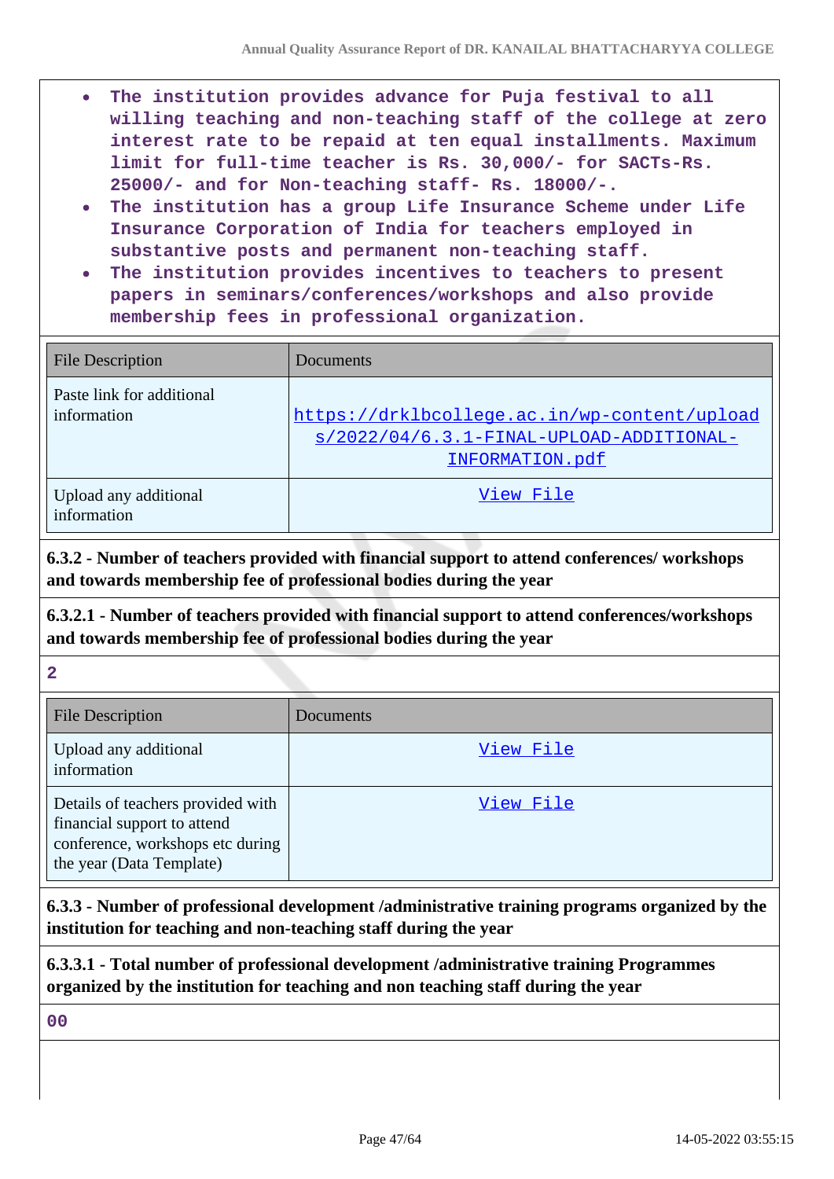- The institution provides advance for Puja festival to all willing teaching and non-teaching staff of the college at zero interest rate to be repaid at ten equal installments. Maximum limit for full-time teacher is Rs. 30,000/- for SACTs-Rs. 25000/- and for Non-teaching staff- Rs. 18000/-.
- The institution has a group Life Insurance Scheme under Life Insurance Corporation of India for teachers employed in substantive posts and permanent non-teaching staff.
- The institution provides incentives to teachers to present papers in seminars/conferences/workshops and also provide membership fees in professional organization.

| File Description | Documents |
|---|---|
| Paste link for additional information | https://drklbcollege.ac.in/wp-content/uploads/2022/04/6.3.1-FINAL-UPLOAD-ADDITIONAL-INFORMATION.pdf |
| Upload any additional information | View File |

**6.3.2 - Number of teachers provided with financial support to attend conferences/ workshops and towards membership fee of professional bodies during the year**

**6.3.2.1 - Number of teachers provided with financial support to attend conferences/workshops and towards membership fee of professional bodies during the year**

2

| File Description | Documents |
|---|---|
| Upload any additional information | View File |
| Details of teachers provided with financial support to attend conference, workshops etc during the year (Data Template) | View File |

**6.3.3 - Number of professional development /administrative training programs organized by the institution for teaching and non-teaching staff during the year**

**6.3.3.1 - Total number of professional development /administrative training Programmes organized by the institution for teaching and non teaching staff during the year**

00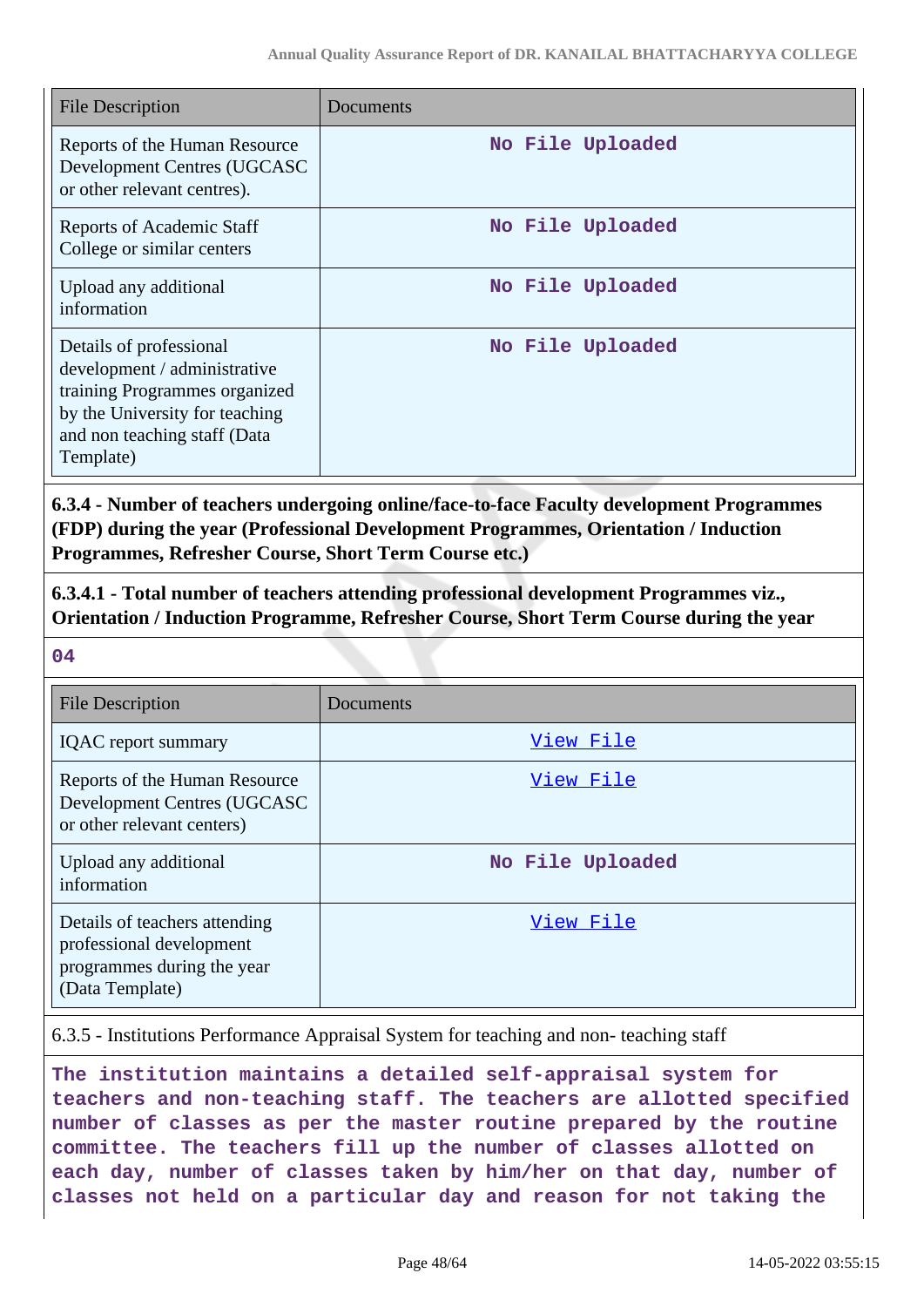| File Description | Documents |
|---|---|
| Reports of the Human Resource Development Centres (UGCASC or other relevant centres). | **No File Uploaded** |
| Reports of Academic Staff College or similar centers | **No File Uploaded** |
| Upload any additional information | **No File Uploaded** |
| Details of professional development / administrative training Programmes organized by the University for teaching and non teaching staff (Data Template) | **No File Uploaded** |

**6.3.4 - Number of teachers undergoing online/face-to-face Faculty development Programmes (FDP) during the year (Professional Development Programmes, Orientation / Induction Programmes, Refresher Course, Short Term Course etc.)**

**6.3.4.1 - Total number of teachers attending professional development Programmes viz., Orientation / Induction Programme, Refresher Course, Short Term Course during the year**

**04**

| File Description | Documents |
|---|---|
| IQAC report summary | View File |
| Reports of the Human Resource Development Centres (UGCASC or other relevant centers) | View File |
| Upload any additional information | **No File Uploaded** |
| Details of teachers attending professional development programmes during the year (Data Template) | View File |

6.3.5 - Institutions Performance Appraisal System for teaching and non- teaching staff

**The institution maintains a detailed self-appraisal system for teachers and non-teaching staff. The teachers are allotted specified number of classes as per the master routine prepared by the routine committee. The teachers fill up the number of classes allotted on each day, number of classes taken by him/her on that day, number of classes not held on a particular day and reason for not taking the**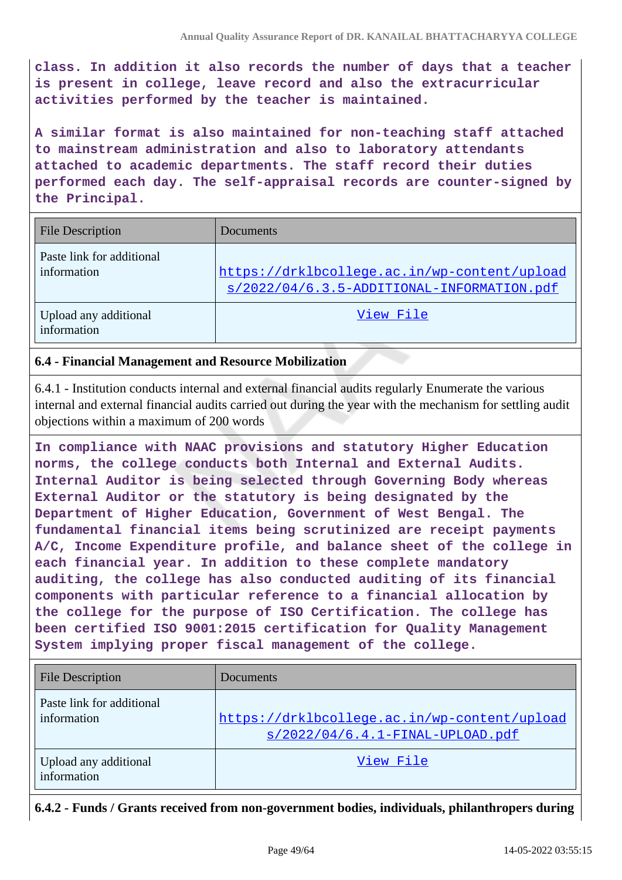**class. In addition it also records the number of days that a teacher is present in college, leave record and also the extracurricular activities performed by the teacher is maintained.**

**A similar format is also maintained for non-teaching staff attached to mainstream administration and also to laboratory attendants attached to academic departments. The staff record their duties performed each day. The self-appraisal records are counter-signed by the Principal.**

| File Description | Documents |
|---|---|
| Paste link for additional information | https://drklbcollege.ac.in/wp-content/uploads/2022/04/6.3.5-ADDITIONAL-INFORMATION.pdf |
| Upload any additional information | View File |

**6.4 - Financial Management and Resource Mobilization**

6.4.1 - Institution conducts internal and external financial audits regularly Enumerate the various internal and external financial audits carried out during the year with the mechanism for settling audit objections within a maximum of 200 words

**In compliance with NAAC provisions and statutory Higher Education norms, the college conducts both Internal and External Audits. Internal Auditor is being selected through Governing Body whereas External Auditor or the statutory is being designated by the Department of Higher Education, Government of West Bengal. The fundamental financial items being scrutinized are receipt payments A/C, Income Expenditure profile, and balance sheet of the college in each financial year. In addition to these complete mandatory auditing, the college has also conducted auditing of its financial components with particular reference to a financial allocation by the college for the purpose of ISO Certification. The college has been certified ISO 9001:2015 certification for Quality Management System implying proper fiscal management of the college.**

| File Description | Documents |
|---|---|
| Paste link for additional information | https://drklbcollege.ac.in/wp-content/uploads/2022/04/6.4.1-FINAL-UPLOAD.pdf |
| Upload any additional information | View File |

**6.4.2 - Funds / Grants received from non-government bodies, individuals, philanthropers during**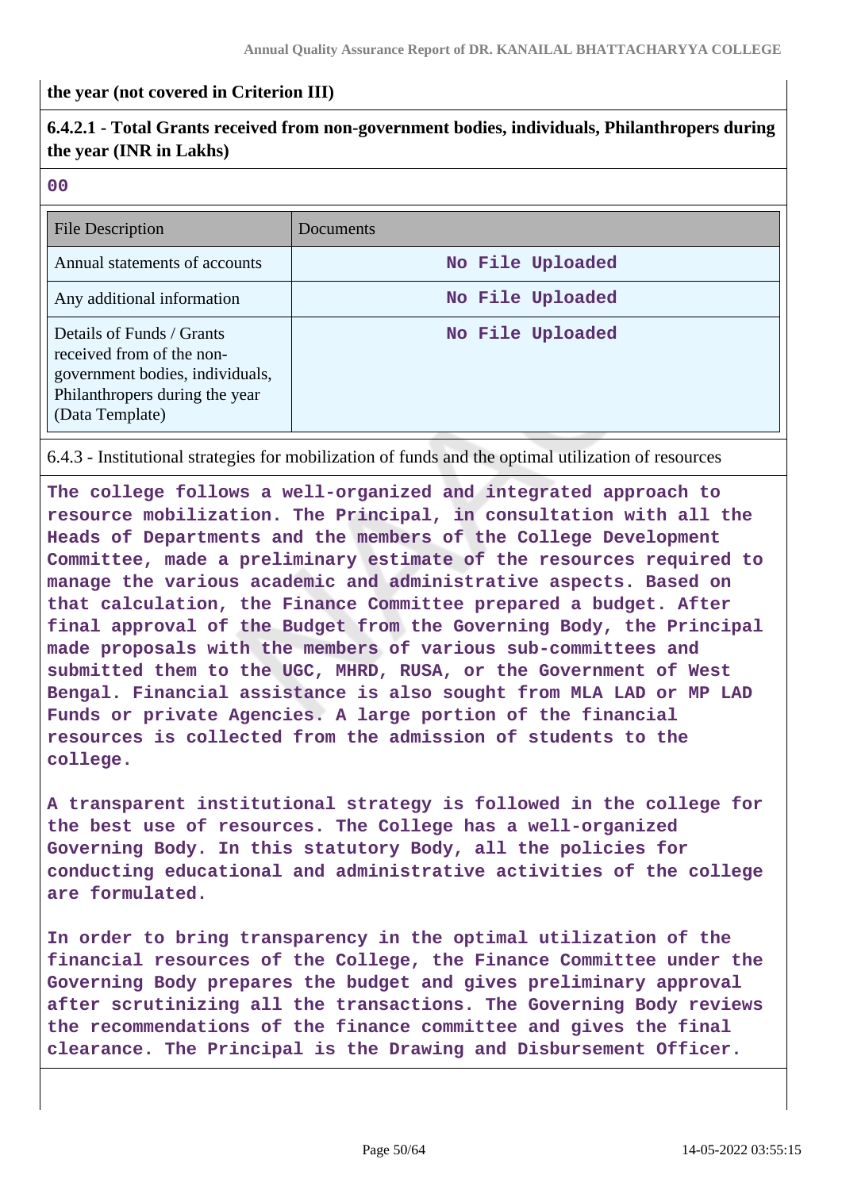**the year (not covered in Criterion III)**

**6.4.2.1 - Total Grants received from non-government bodies, individuals, Philanthropers during the year (INR in Lakhs)**

**00**

| File Description | Documents |
|---|---|
| Annual statements of accounts | No File Uploaded |
| Any additional information | No File Uploaded |
| Details of Funds / Grants received from of the non-government bodies, individuals, Philanthropers during the year (Data Template) | No File Uploaded |

6.4.3 - Institutional strategies for mobilization of funds and the optimal utilization of resources

**The college follows a well-organized and integrated approach to resource mobilization. The Principal, in consultation with all the Heads of Departments and the members of the College Development Committee, made a preliminary estimate of the resources required to manage the various academic and administrative aspects. Based on that calculation, the Finance Committee prepared a budget. After final approval of the Budget from the Governing Body, the Principal made proposals with the members of various sub-committees and submitted them to the UGC, MHRD, RUSA, or the Government of West Bengal. Financial assistance is also sought from MLA LAD or MP LAD Funds or private Agencies. A large portion of the financial resources is collected from the admission of students to the college.**

**A transparent institutional strategy is followed in the college for the best use of resources. The College has a well-organized Governing Body. In this statutory Body, all the policies for conducting educational and administrative activities of the college are formulated.**

**In order to bring transparency in the optimal utilization of the financial resources of the College, the Finance Committee under the Governing Body prepares the budget and gives preliminary approval after scrutinizing all the transactions. The Governing Body reviews the recommendations of the finance committee and gives the final clearance. The Principal is the Drawing and Disbursement Officer.**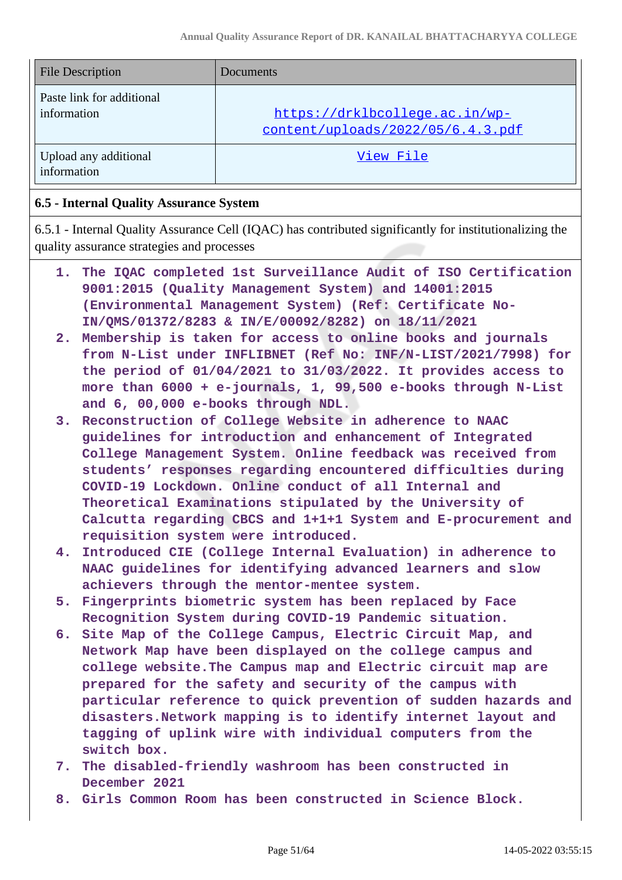| File Description | Documents |
| --- | --- |
| Paste link for additional information | https://drklbcollege.ac.in/wp-content/uploads/2022/05/6.4.3.pdf |
| Upload any additional information | View File |

### 6.5 - Internal Quality Assurance System

6.5.1 - Internal Quality Assurance Cell (IQAC) has contributed significantly for institutionalizing the quality assurance strategies and processes

1. The IQAC completed 1st Surveillance Audit of ISO Certification 9001:2015 (Quality Management System) and 14001:2015 (Environmental Management System) (Ref: Certificate No-IN/QMS/01372/8283 & IN/E/00092/8282) on 18/11/2021
2. Membership is taken for access to online books and journals from N-List under INFLIBNET (Ref No: INF/N-LIST/2021/7998) for the period of 01/04/2021 to 31/03/2022. It provides access to more than 6000 + e-journals, 1, 99,500 e-books through N-List and 6, 00,000 e-books through NDL.
3. Reconstruction of College Website in adherence to NAAC guidelines for introduction and enhancement of Integrated College Management System. Online feedback was received from students' responses regarding encountered difficulties during COVID-19 Lockdown. Online conduct of all Internal and Theoretical Examinations stipulated by the University of Calcutta regarding CBCS and 1+1+1 System and E-procurement and requisition system were introduced.
4. Introduced CIE (College Internal Evaluation) in adherence to NAAC guidelines for identifying advanced learners and slow achievers through the mentor-mentee system.
5. Fingerprints biometric system has been replaced by Face Recognition System during COVID-19 Pandemic situation.
6. Site Map of the College Campus, Electric Circuit Map, and Network Map have been displayed on the college campus and college website.The Campus map and Electric circuit map are prepared for the safety and security of the campus with particular reference to quick prevention of sudden hazards and disasters.Network mapping is to identify internet layout and tagging of uplink wire with individual computers from the switch box.
7. The disabled-friendly washroom has been constructed in December 2021
8. Girls Common Room has been constructed in Science Block.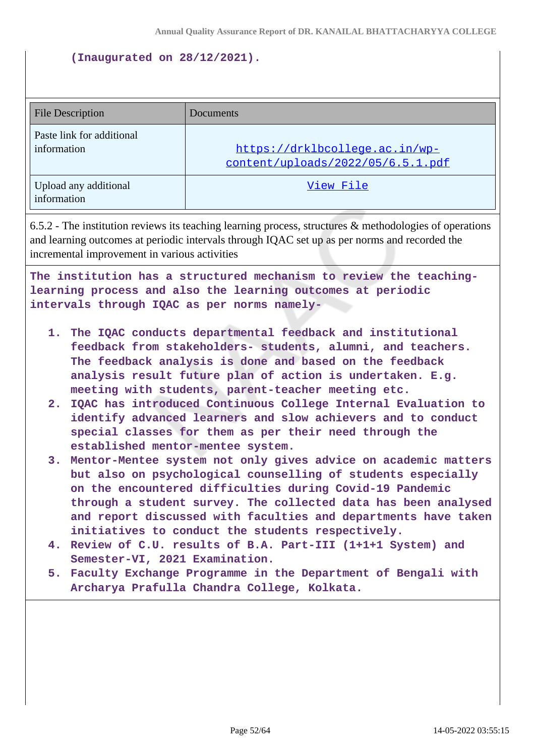**(Inaugurated on 28/12/2021).**

| File Description | Documents |
|---|---|
| Paste link for additional information | https://drklbcollege.ac.in/wp-content/uploads/2022/05/6.5.1.pdf |
| Upload any additional information | View File |

6.5.2 - The institution reviews its teaching learning process, structures & methodologies of operations and learning outcomes at periodic intervals through IQAC set up as per norms and recorded the incremental improvement in various activities

**The institution has a structured mechanism to review the teaching-learning process and also the learning outcomes at periodic intervals through IQAC as per norms namely-**

1. **The IQAC conducts departmental feedback and institutional feedback from stakeholders- students, alumni, and teachers. The feedback analysis is done and based on the feedback analysis result future plan of action is undertaken. E.g. meeting with students, parent-teacher meeting etc.**
2. **IQAC has introduced Continuous College Internal Evaluation to identify advanced learners and slow achievers and to conduct special classes for them as per their need through the established mentor-mentee system.**
3. **Mentor-Mentee system not only gives advice on academic matters but also on psychological counselling of students especially on the encountered difficulties during Covid-19 Pandemic through a student survey. The collected data has been analysed and report discussed with faculties and departments have taken initiatives to conduct the students respectively.**
4. **Review of C.U. results of B.A. Part-III (1+1+1 System) and Semester-VI, 2021 Examination.**
5. **Faculty Exchange Programme in the Department of Bengali with Archarya Prafulla Chandra College, Kolkata.**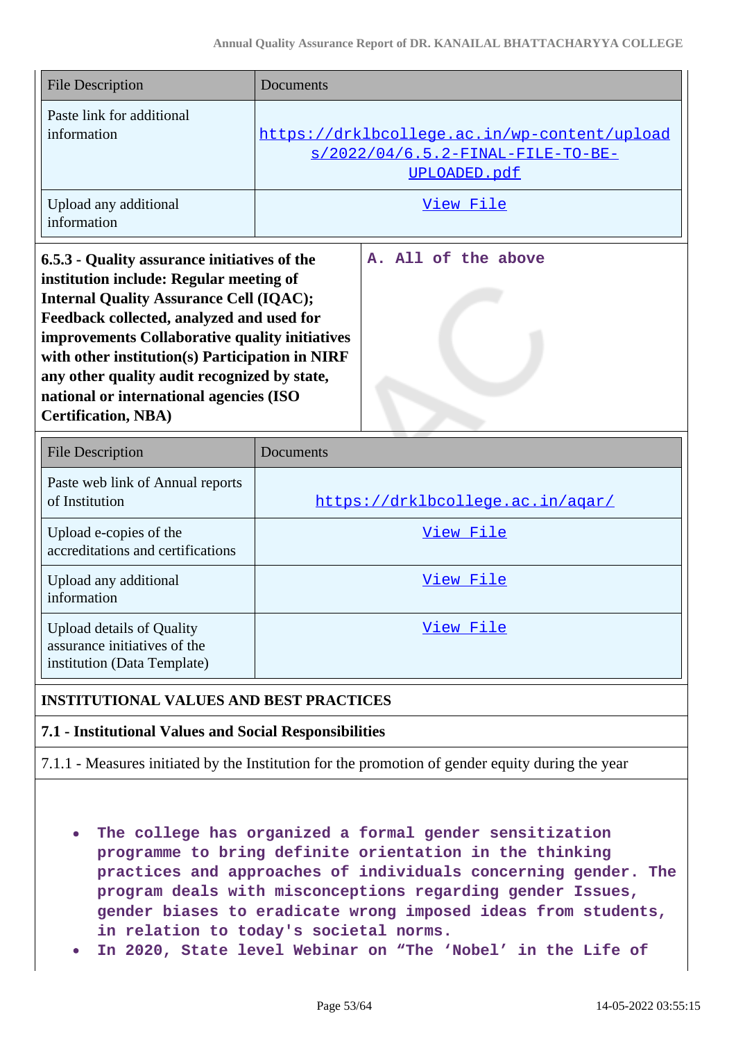| File Description | Documents |
|---|---|
| Paste link for additional information | https://drklbcollege.ac.in/wp-content/uploads/2022/04/6.5.2-FINAL-FILE-TO-BE-UPLOADED.pdf |
| Upload any additional information | View File |

| | |
|---|---|
| **6.5.3 - Quality assurance initiatives of the institution include: Regular meeting of Internal Quality Assurance Cell (IQAC); Feedback collected, analyzed and used for improvements Collaborative quality initiatives with other institution(s) Participation in NIRF any other quality audit recognized by state, national or international agencies (ISO Certification, NBA)** | **A. All of the above** |

| File Description | Documents |
|---|---|
| Paste web link of Annual reports of Institution | https://drklbcollege.ac.in/aqar/ |
| Upload e-copies of the accreditations and certifications | View File |
| Upload any additional information | View File |
| Upload details of Quality assurance initiatives of the institution (Data Template) | View File |

**INSTITUTIONAL VALUES AND BEST PRACTICES**

**7.1 - Institutional Values and Social Responsibilities**

7.1.1 - Measures initiated by the Institution for the promotion of gender equity during the year

- **The college has organized a formal gender sensitization programme to bring definite orientation in the thinking practices and approaches of individuals concerning gender. The program deals with misconceptions regarding gender Issues, gender biases to eradicate wrong imposed ideas from students, in relation to today's societal norms.**
- **In 2020, State level Webinar on “The ‘Nobel’ in the Life of**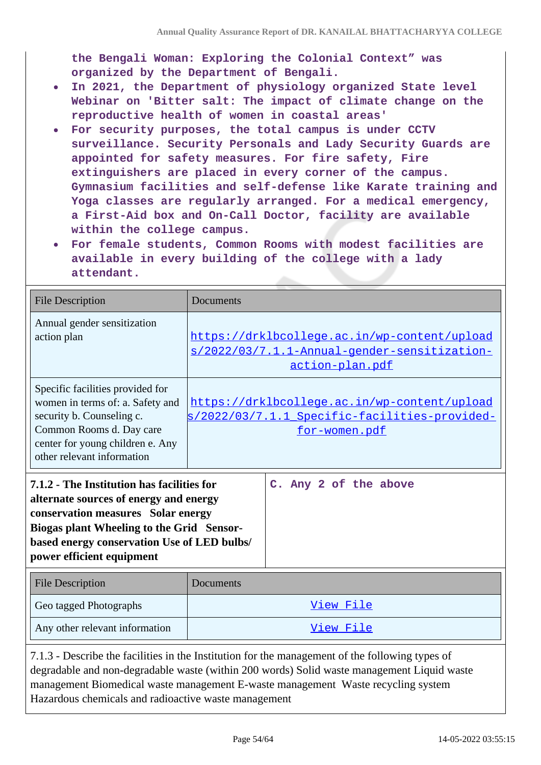the Bengali Woman: Exploring the Colonial Context" was organized by the Department of Bengali.

- In 2021, the Department of physiology organized State level Webinar on 'Bitter salt: The impact of climate change on the reproductive health of women in coastal areas'
- For security purposes, the total campus is under CCTV surveillance. Security Personals and Lady Security Guards are appointed for safety measures. For fire safety, Fire extinguishers are placed in every corner of the campus. Gymnasium facilities and self-defense like Karate training and Yoga classes are regularly arranged. For a medical emergency, a First-Aid box and On-Call Doctor, facility are available within the college campus.
- For female students, Common Rooms with modest facilities are available in every building of the college with a lady attendant.

| File Description | Documents |
| --- | --- |
| Annual gender sensitization action plan | https://drklbcollege.ac.in/wp-content/uploads/2022/03/7.1.1-Annual-gender-sensitization-action-plan.pdf |
| Specific facilities provided for women in terms of: a. Safety and security b. Counseling c. Common Rooms d. Day care center for young children e. Any other relevant information | https://drklbcollege.ac.in/wp-content/uploads/2022/03/7.1.1_Specific-facilities-provided-for-women.pdf |

| **7.1.2 - The Institution has facilities for alternate sources of energy and energy conservation measures Solar energy Biogas plant Wheeling to the Grid Sensor-based energy conservation Use of LED bulbs/ power efficient equipment** | C. Any 2 of the above |
| --- | --- |

| File Description | Documents |
| --- | --- |
| Geo tagged Photographs | View File |
| Any other relevant information | View File |

7.1.3 - Describe the facilities in the Institution for the management of the following types of degradable and non-degradable waste (within 200 words) Solid waste management Liquid waste management Biomedical waste management E-waste management Waste recycling system Hazardous chemicals and radioactive waste management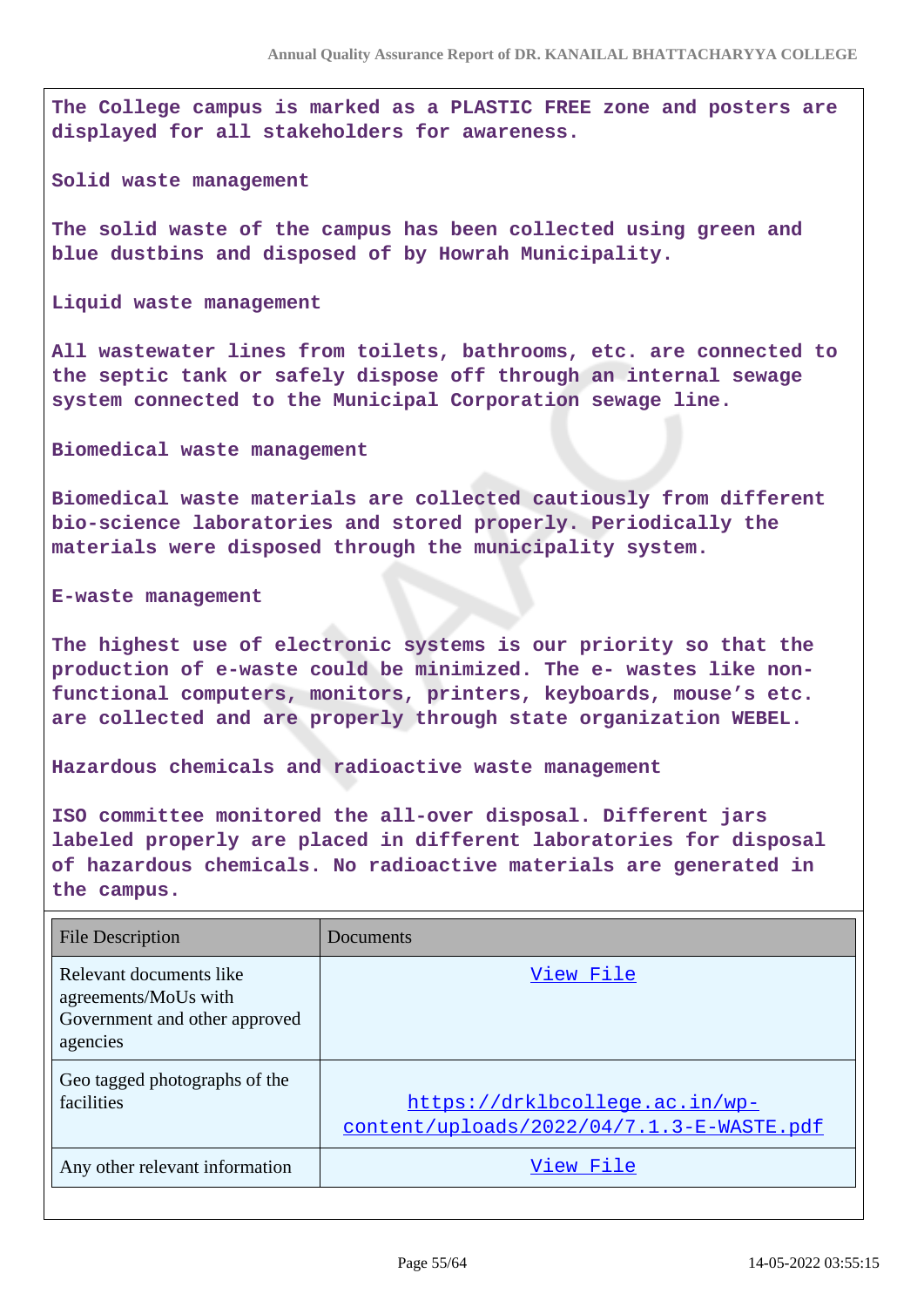The College campus is marked as a PLASTIC FREE zone and posters are displayed for all stakeholders for awareness.

Solid waste management

The solid waste of the campus has been collected using green and blue dustbins and disposed of by Howrah Municipality.

Liquid waste management

All wastewater lines from toilets, bathrooms, etc. are connected to the septic tank or safely dispose off through an internal sewage system connected to the Municipal Corporation sewage line.

Biomedical waste management

Biomedical waste materials are collected cautiously from different bio-science laboratories and stored properly. Periodically the materials were disposed through the municipality system.

E-waste management

The highest use of electronic systems is our priority so that the production of e-waste could be minimized. The e- wastes like non-functional computers, monitors, printers, keyboards, mouse's etc. are collected and are properly through state organization WEBEL.

Hazardous chemicals and radioactive waste management

ISO committee monitored the all-over disposal. Different jars labeled properly are placed in different laboratories for disposal of hazardous chemicals. No radioactive materials are generated in the campus.

| File Description | Documents |
|---|---|
| Relevant documents like agreements/MoUs with Government and other approved agencies | View File |
| Geo tagged photographs of the facilities | https://drklbcollege.ac.in/wp-content/uploads/2022/04/7.1.3-E-WASTE.pdf |
| Any other relevant information | View File |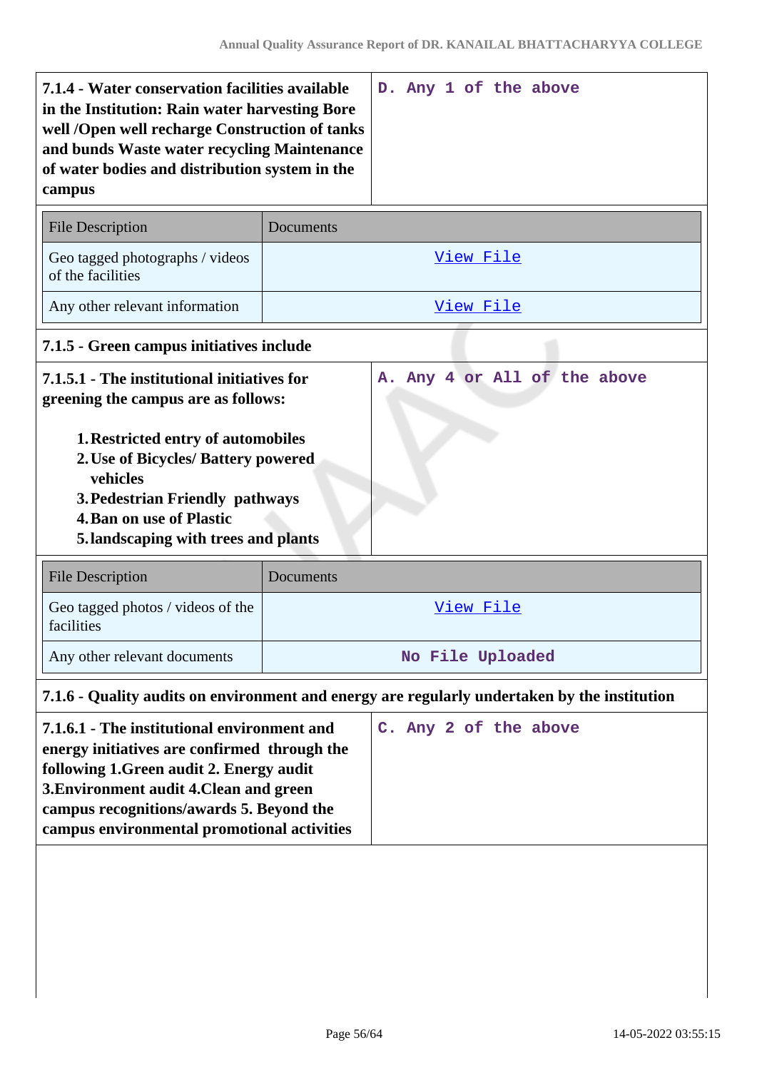| 7.1.4 - Water conservation facilities available in the Institution: Rain water harvesting Bore well /Open well recharge Construction of tanks and bunds Waste water recycling Maintenance of water bodies and distribution system in the campus | D. Any 1 of the above |
|---|---|

| File Description | Documents |
|---|---|
| Geo tagged photographs / videos of the facilities | View File |
| Any other relevant information | View File |

**7.1.5 - Green campus initiatives include**

**7.1.5.1 - The institutional initiatives for greening the campus are as follows:**

1. **Restricted entry of automobiles**
2. **Use of Bicycles/ Battery powered vehicles**
3. **Pedestrian Friendly pathways**
4. **Ban on use of Plastic**
5. **landscaping with trees and plants**

A. Any 4 or All of the above

| File Description | Documents |
|---|---|
| Geo tagged photos / videos of the facilities | View File |
| Any other relevant documents | No File Uploaded |

**7.1.6 - Quality audits on environment and energy are regularly undertaken by the institution**

| 7.1.6.1 - The institutional environment and energy initiatives are confirmed through the following 1.Green audit 2. Energy audit 3.Environment audit 4.Clean and green campus recognitions/awards 5. Beyond the campus environmental promotional activities | C. Any 2 of the above |
|---|---|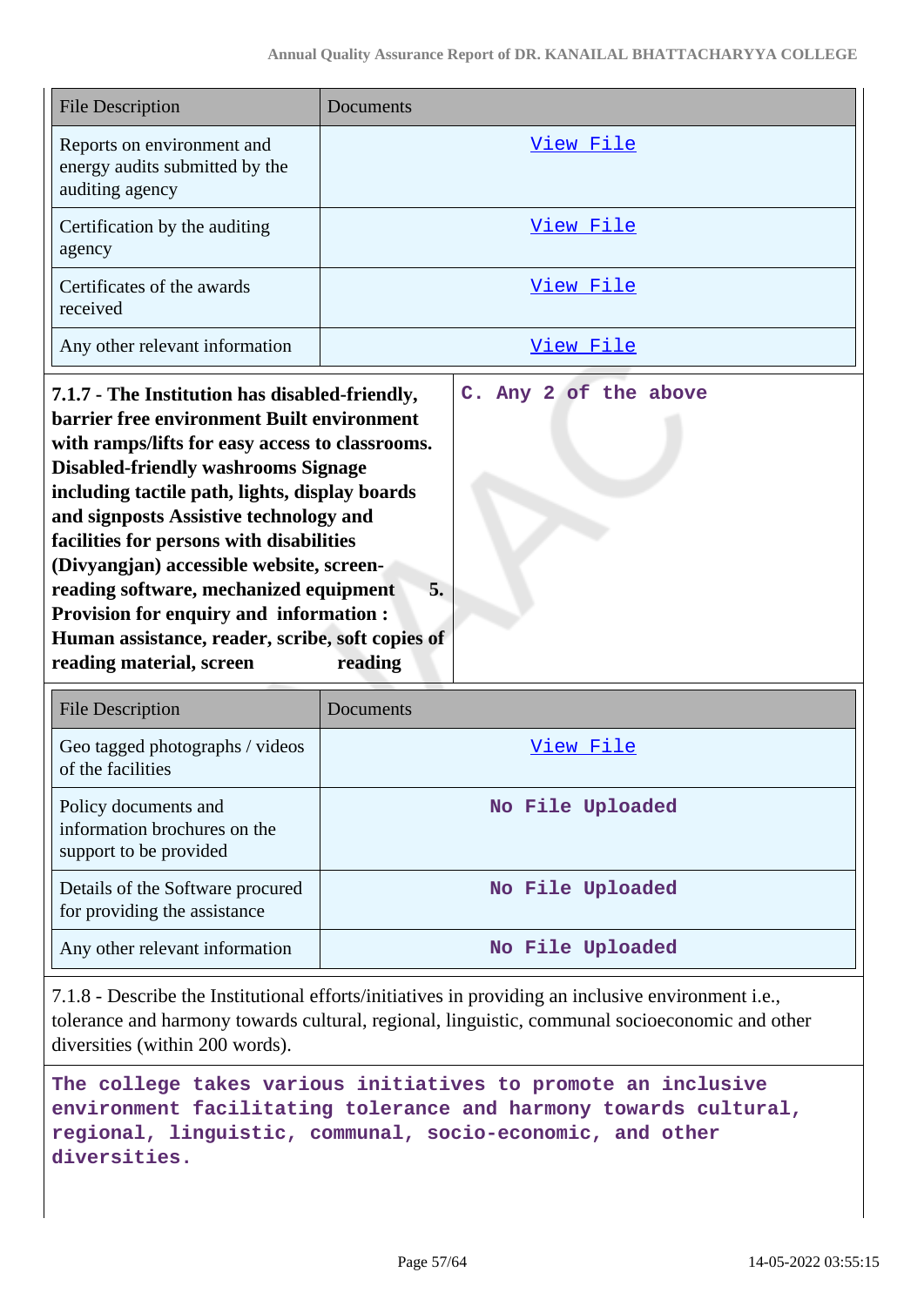| File Description | Documents |
|---|---|
| Reports on environment and energy audits submitted by the auditing agency | View File |
| Certification by the auditing agency | View File |
| Certificates of the awards received | View File |
| Any other relevant information | View File |

| **7.1.7 - The Institution has disabled-friendly, barrier free environment Built environment with ramps/lifts for easy access to classrooms. Disabled-friendly washrooms Signage including tactile path, lights, display boards and signposts Assistive technology and facilities for persons with disabilities (Divyangjan) accessible website, screen-reading software, mechanized equipment 5. Provision for enquiry and information : Human assistance, reader, scribe, soft copies of reading material, screen reading** | C. Any 2 of the above |
|---|---|

| File Description | Documents |
|---|---|
| Geo tagged photographs / videos of the facilities | View File |
| Policy documents and information brochures on the support to be provided | No File Uploaded |
| Details of the Software procured for providing the assistance | No File Uploaded |
| Any other relevant information | No File Uploaded |

7.1.8 - Describe the Institutional efforts/initiatives in providing an inclusive environment i.e., tolerance and harmony towards cultural, regional, linguistic, communal socioeconomic and other diversities (within 200 words).

The college takes various initiatives to promote an inclusive environment facilitating tolerance and harmony towards cultural, regional, linguistic, communal, socio-economic, and other diversities.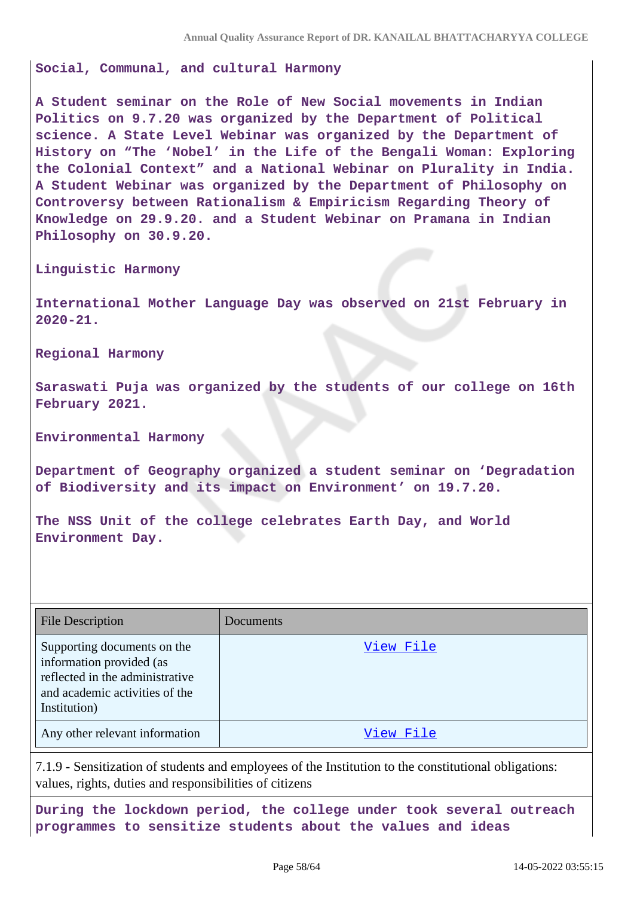**Social, Communal, and cultural Harmony**

**A Student seminar on the Role of New Social movements in Indian Politics on 9.7.20 was organized by the Department of Political science. A State Level Webinar was organized by the Department of History on "The 'Nobel' in the Life of the Bengali Woman: Exploring the Colonial Context" and a National Webinar on Plurality in India. A Student Webinar was organized by the Department of Philosophy on Controversy between Rationalism & Empiricism Regarding Theory of Knowledge on 29.9.20. and a Student Webinar on Pramana in Indian Philosophy on 30.9.20.**

**Linguistic Harmony**

**International Mother Language Day was observed on 21st February in 2020-21.**

**Regional Harmony**

**Saraswati Puja was organized by the students of our college on 16th February 2021.**

**Environmental Harmony**

**Department of Geography organized a student seminar on 'Degradation of Biodiversity and its impact on Environment' on 19.7.20.**

**The NSS Unit of the college celebrates Earth Day, and World Environment Day.**

| File Description | Documents |
|---|---|
| Supporting documents on the information provided (as reflected in the administrative and academic activities of the Institution) | View File |
| Any other relevant information | View File |

7.1.9 - Sensitization of students and employees of the Institution to the constitutional obligations: values, rights, duties and responsibilities of citizens

**During the lockdown period, the college under took several outreach programmes to sensitize students about the values and ideas**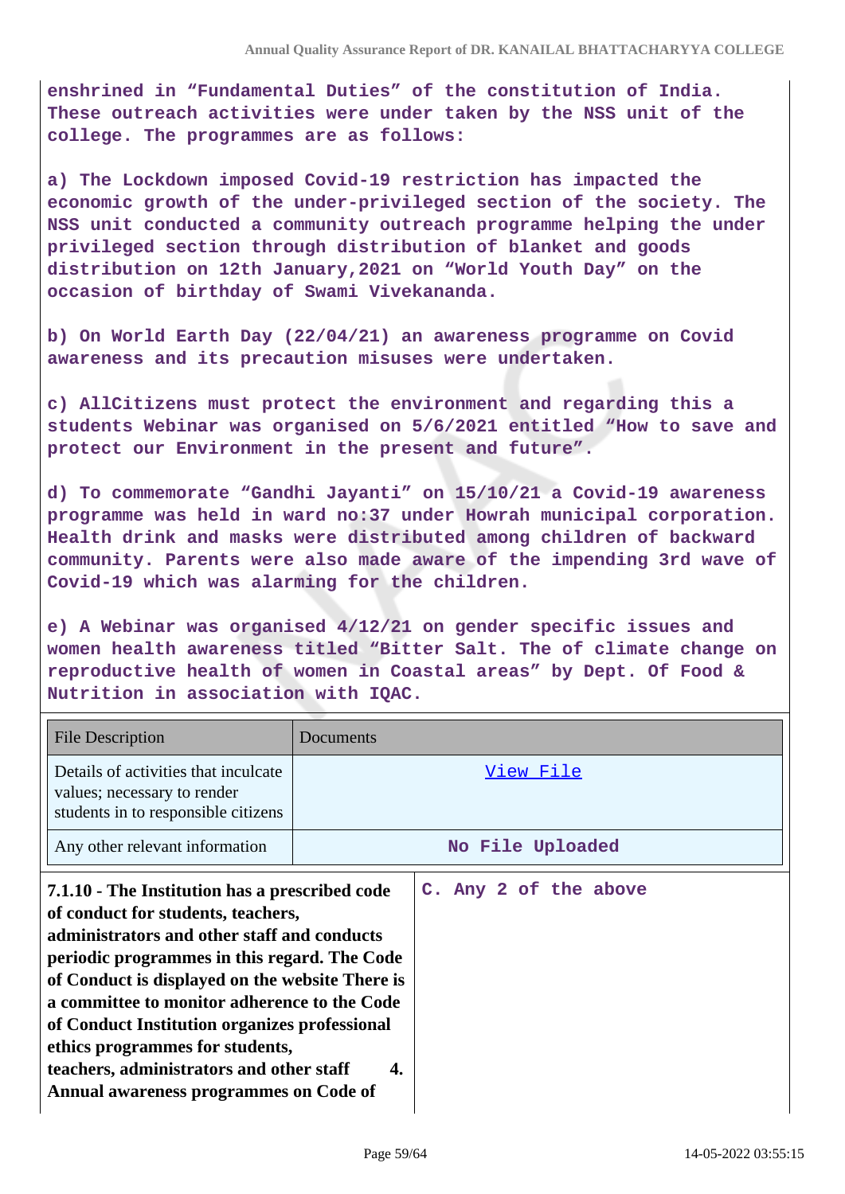**enshrined in "Fundamental Duties" of the constitution of India. These outreach activities were under taken by the NSS unit of the college. The programmes are as follows:**

**a) The Lockdown imposed Covid-19 restriction has impacted the economic growth of the under-privileged section of the society. The NSS unit conducted a community outreach programme helping the under privileged section through distribution of blanket and goods distribution on 12th January,2021 on "World Youth Day" on the occasion of birthday of Swami Vivekananda.**

**b) On World Earth Day (22/04/21) an awareness programme on Covid awareness and its precaution misuses were undertaken.**

**c) AllCitizens must protect the environment and regarding this a students Webinar was organised on 5/6/2021 entitled "How to save and protect our Environment in the present and future".**

**d) To commemorate "Gandhi Jayanti" on 15/10/21 a Covid-19 awareness programme was held in ward no:37 under Howrah municipal corporation. Health drink and masks were distributed among children of backward community. Parents were also made aware of the impending 3rd wave of Covid-19 which was alarming for the children.**

**e) A Webinar was organised 4/12/21 on gender specific issues and women health awareness titled "Bitter Salt. The of climate change on reproductive health of women in Coastal areas" by Dept. Of Food & Nutrition in association with IQAC.**

| File Description | Documents |
|---|---|
| Details of activities that inculcate values; necessary to render students in to responsible citizens | View File |
| Any other relevant information | **No File Uploaded** |

| | |
|---|---|
| **7.1.10 - The Institution has a prescribed code of conduct for students, teachers, administrators and other staff and conducts periodic programmes in this regard. The Code of Conduct is displayed on the website There is a committee to monitor adherence to the Code of Conduct Institution organizes professional ethics programmes for students, teachers, administrators and other staff 4. Annual awareness programmes on Code of** | **C. Any 2 of the above** |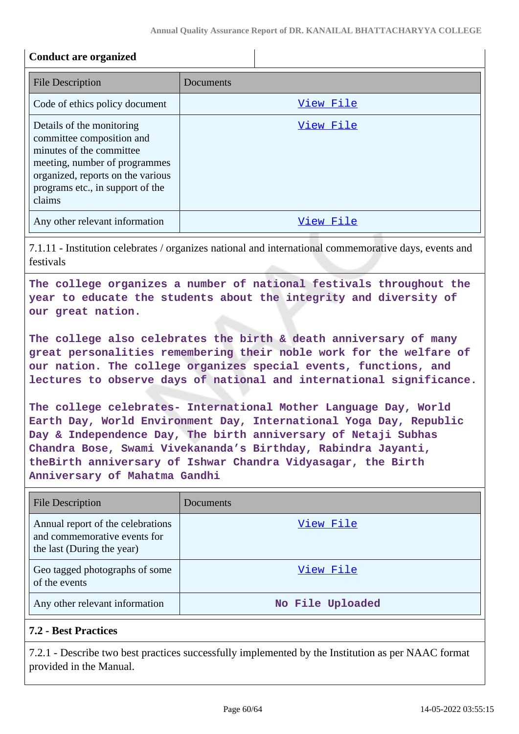| Conduct are organized | |
|---|---|

| File Description | Documents |
|---|---|
| Code of ethics policy document | View File |
| Details of the monitoring committee composition and minutes of the committee meeting, number of programmes organized, reports on the various programs etc., in support of the claims | View File |
| Any other relevant information | View File |

7.1.11 - Institution celebrates / organizes national and international commemorative days, events and festivals

**The college organizes a number of national festivals throughout the year to educate the students about the integrity and diversity of our great nation.**

**The college also celebrates the birth & death anniversary of many great personalities remembering their noble work for the welfare of our nation. The college organizes special events, functions, and lectures to observe days of national and international significance.**

**The college celebrates- International Mother Language Day, World Earth Day, World Environment Day, International Yoga Day, Republic Day & Independence Day, The birth anniversary of Netaji Subhas Chandra Bose, Swami Vivekananda's Birthday, Rabindra Jayanti, theBirth anniversary of Ishwar Chandra Vidyasagar, the Birth Anniversary of Mahatma Gandhi**

| File Description | Documents |
|---|---|
| Annual report of the celebrations and commemorative events for the last (During the year) | View File |
| Geo tagged photographs of some of the events | View File |
| Any other relevant information | No File Uploaded |

### 7.2 - Best Practices

7.2.1 - Describe two best practices successfully implemented by the Institution as per NAAC format provided in the Manual.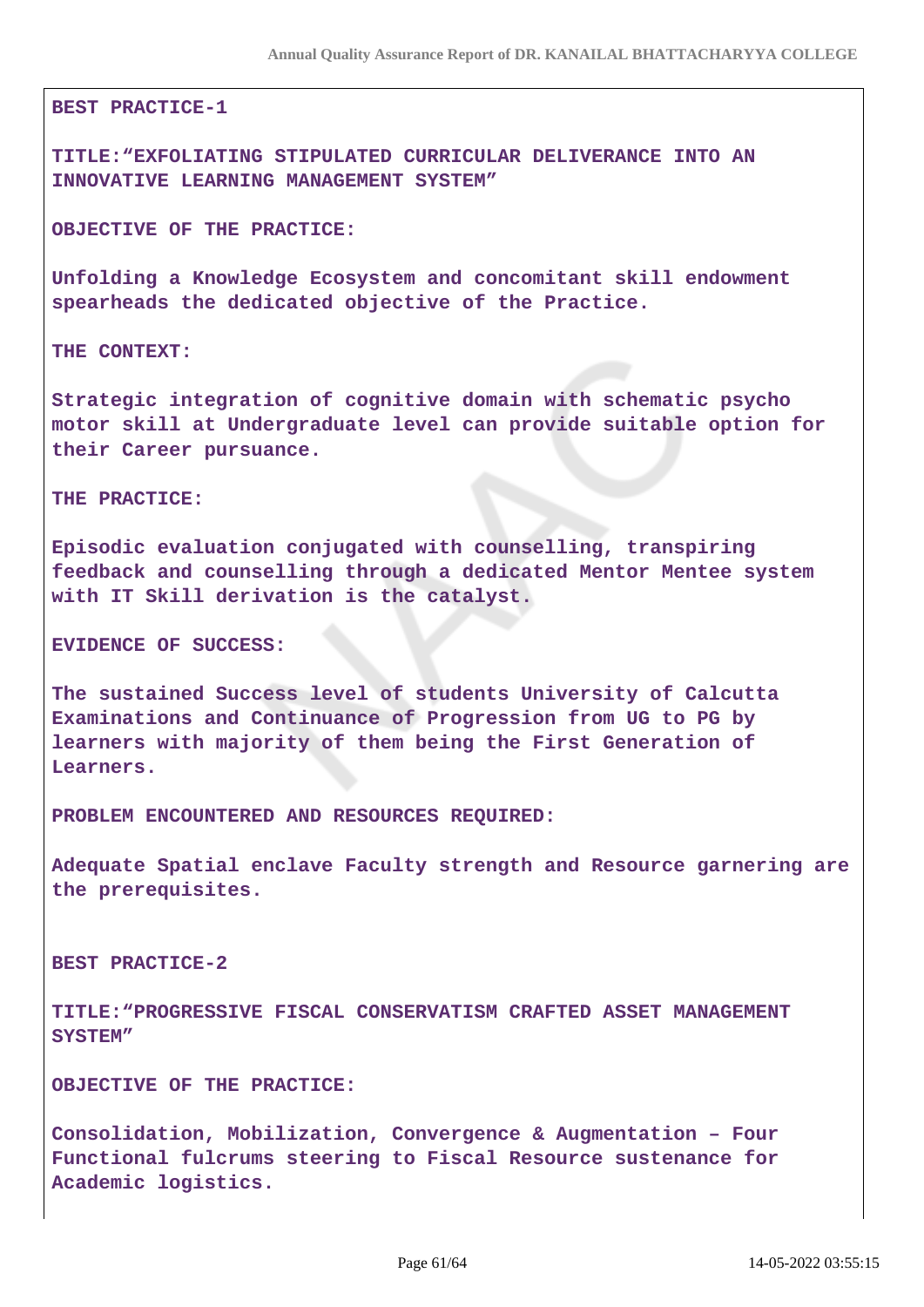**BEST PRACTICE-1**

**TITLE:"EXFOLIATING STIPULATED CURRICULAR DELIVERANCE INTO AN INNOVATIVE LEARNING MANAGEMENT SYSTEM"**

**OBJECTIVE OF THE PRACTICE:**

**Unfolding a Knowledge Ecosystem and concomitant skill endowment spearheads the dedicated objective of the Practice.**

**THE CONTEXT:**

**Strategic integration of cognitive domain with schematic psycho motor skill at Undergraduate level can provide suitable option for their Career pursuance.**

**THE PRACTICE:**

**Episodic evaluation conjugated with counselling, transpiring feedback and counselling through a dedicated Mentor Mentee system with IT Skill derivation is the catalyst.**

**EVIDENCE OF SUCCESS:**

**The sustained Success level of students University of Calcutta Examinations and Continuance of Progression from UG to PG by learners with majority of them being the First Generation of Learners.**

**PROBLEM ENCOUNTERED AND RESOURCES REQUIRED:**

**Adequate Spatial enclave Faculty strength and Resource garnering are the prerequisites.**

**BEST PRACTICE-2**

**TITLE:"PROGRESSIVE FISCAL CONSERVATISM CRAFTED ASSET MANAGEMENT SYSTEM"**

**OBJECTIVE OF THE PRACTICE:**

**Consolidation, Mobilization, Convergence & Augmentation – Four Functional fulcrums steering to Fiscal Resource sustenance for Academic logistics.**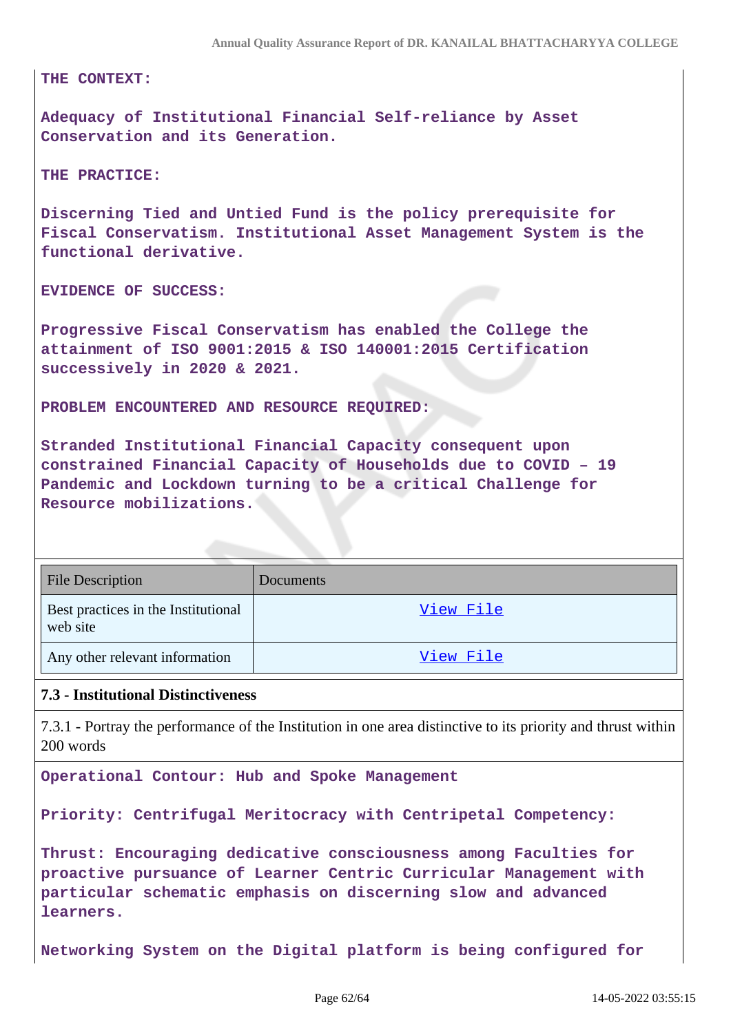**THE CONTEXT:**

**Adequacy of Institutional Financial Self-reliance by Asset Conservation and its Generation.**

**THE PRACTICE:**

**Discerning Tied and Untied Fund is the policy prerequisite for Fiscal Conservatism. Institutional Asset Management System is the functional derivative.**

**EVIDENCE OF SUCCESS:**

**Progressive Fiscal Conservatism has enabled the College the attainment of ISO 9001:2015 & ISO 140001:2015 Certification successively in 2020 & 2021.**

**PROBLEM ENCOUNTERED AND RESOURCE REQUIRED:**

**Stranded Institutional Financial Capacity consequent upon constrained Financial Capacity of Households due to COVID – 19 Pandemic and Lockdown turning to be a critical Challenge for Resource mobilizations.**

| File Description | Documents |
| --- | --- |
| Best practices in the Institutional web site | View File |
| Any other relevant information | View File |

**7.3 - Institutional Distinctiveness**

7.3.1 - Portray the performance of the Institution in one area distinctive to its priority and thrust within 200 words

**Operational Contour: Hub and Spoke Management**

**Priority: Centrifugal Meritocracy with Centripetal Competency:**

**Thrust: Encouraging dedicative consciousness among Faculties for proactive pursuance of Learner Centric Curricular Management with particular schematic emphasis on discerning slow and advanced learners.**

**Networking System on the Digital platform is being configured for**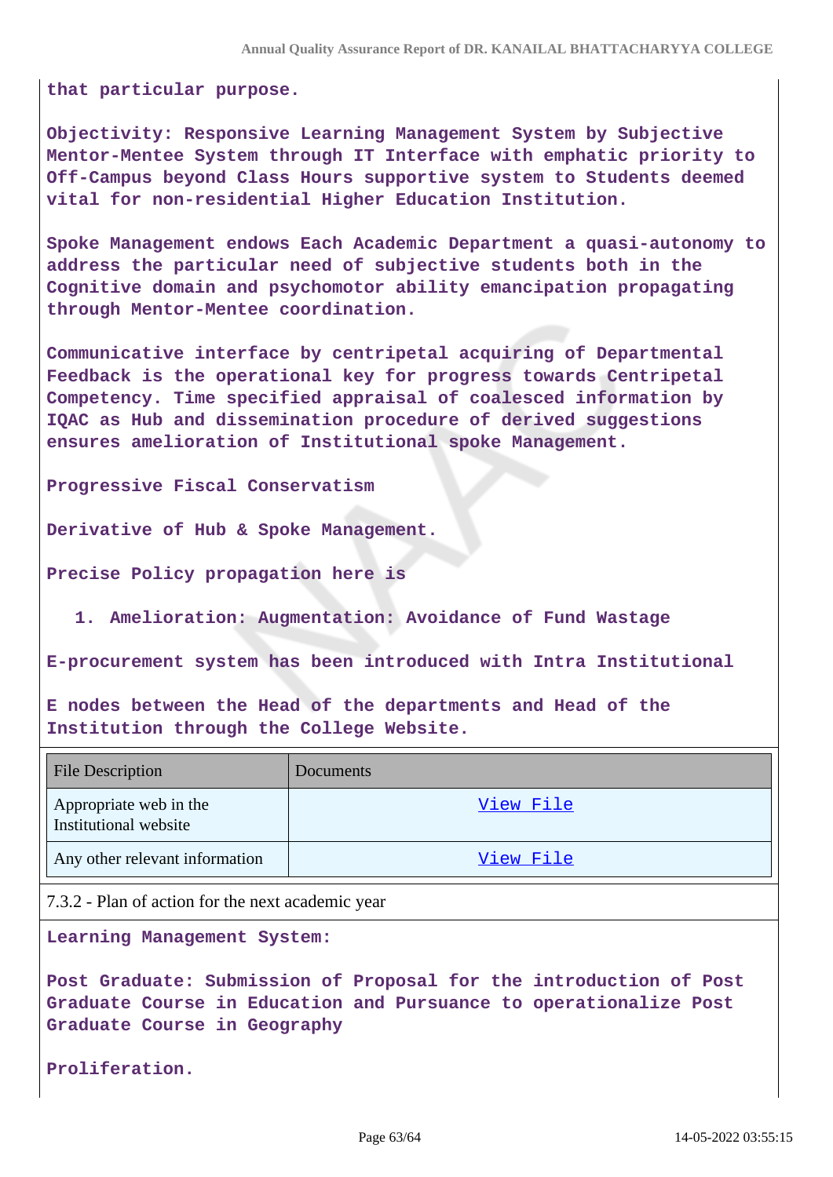that particular purpose.

Objectivity: Responsive Learning Management System by Subjective Mentor-Mentee System through IT Interface with emphatic priority to Off-Campus beyond Class Hours supportive system to Students deemed vital for non-residential Higher Education Institution.

Spoke Management endows Each Academic Department a quasi-autonomy to address the particular need of subjective students both in the Cognitive domain and psychomotor ability emancipation propagating through Mentor-Mentee coordination.

Communicative interface by centripetal acquiring of Departmental Feedback is the operational key for progress towards Centripetal Competency. Time specified appraisal of coalesced information by IQAC as Hub and dissemination procedure of derived suggestions ensures amelioration of Institutional spoke Management.

Progressive Fiscal Conservatism

Derivative of Hub & Spoke Management.

Precise Policy propagation here is

1. Amelioration: Augmentation: Avoidance of Fund Wastage

E-procurement system has been introduced with Intra Institutional

E nodes between the Head of the departments and Head of the Institution through the College Website.

| File Description | Documents |
|---|---|
| Appropriate web in the Institutional website | View File |
| Any other relevant information | View File |

7.3.2 - Plan of action for the next academic year

Learning Management System:

Post Graduate: Submission of Proposal for the introduction of Post Graduate Course in Education and Pursuance to operationalize Post Graduate Course in Geography

Proliferation.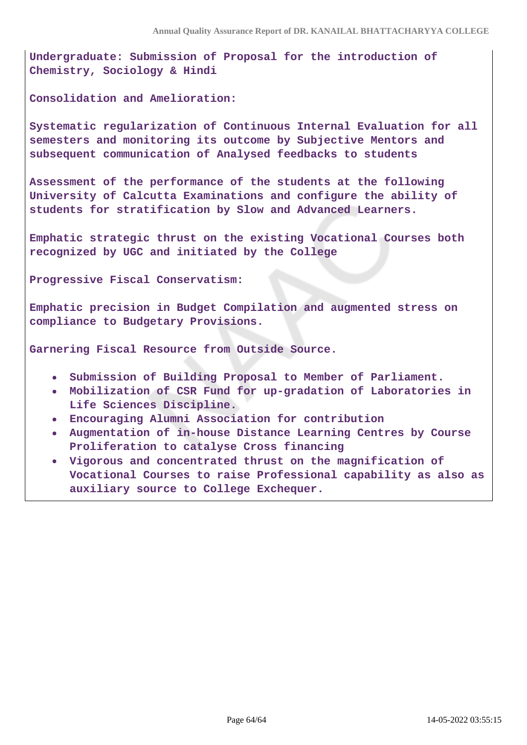**Undergraduate: Submission of Proposal for the introduction of Chemistry, Sociology & Hindi**

**Consolidation and Amelioration:**

**Systematic regularization of Continuous Internal Evaluation for all semesters and monitoring its outcome by Subjective Mentors and subsequent communication of Analysed feedbacks to students**

**Assessment of the performance of the students at the following University of Calcutta Examinations and configure the ability of students for stratification by Slow and Advanced Learners.**

**Emphatic strategic thrust on the existing Vocational Courses both recognized by UGC and initiated by the College**

**Progressive Fiscal Conservatism:**

**Emphatic precision in Budget Compilation and augmented stress on compliance to Budgetary Provisions.**

**Garnering Fiscal Resource from Outside Source.**

- **Submission of Building Proposal to Member of Parliament.**
- **Mobilization of CSR Fund for up-gradation of Laboratories in Life Sciences Discipline.**
- **Encouraging Alumni Association for contribution**
- **Augmentation of in-house Distance Learning Centres by Course Proliferation to catalyse Cross financing**
- **Vigorous and concentrated thrust on the magnification of Vocational Courses to raise Professional capability as also as auxiliary source to College Exchequer.**